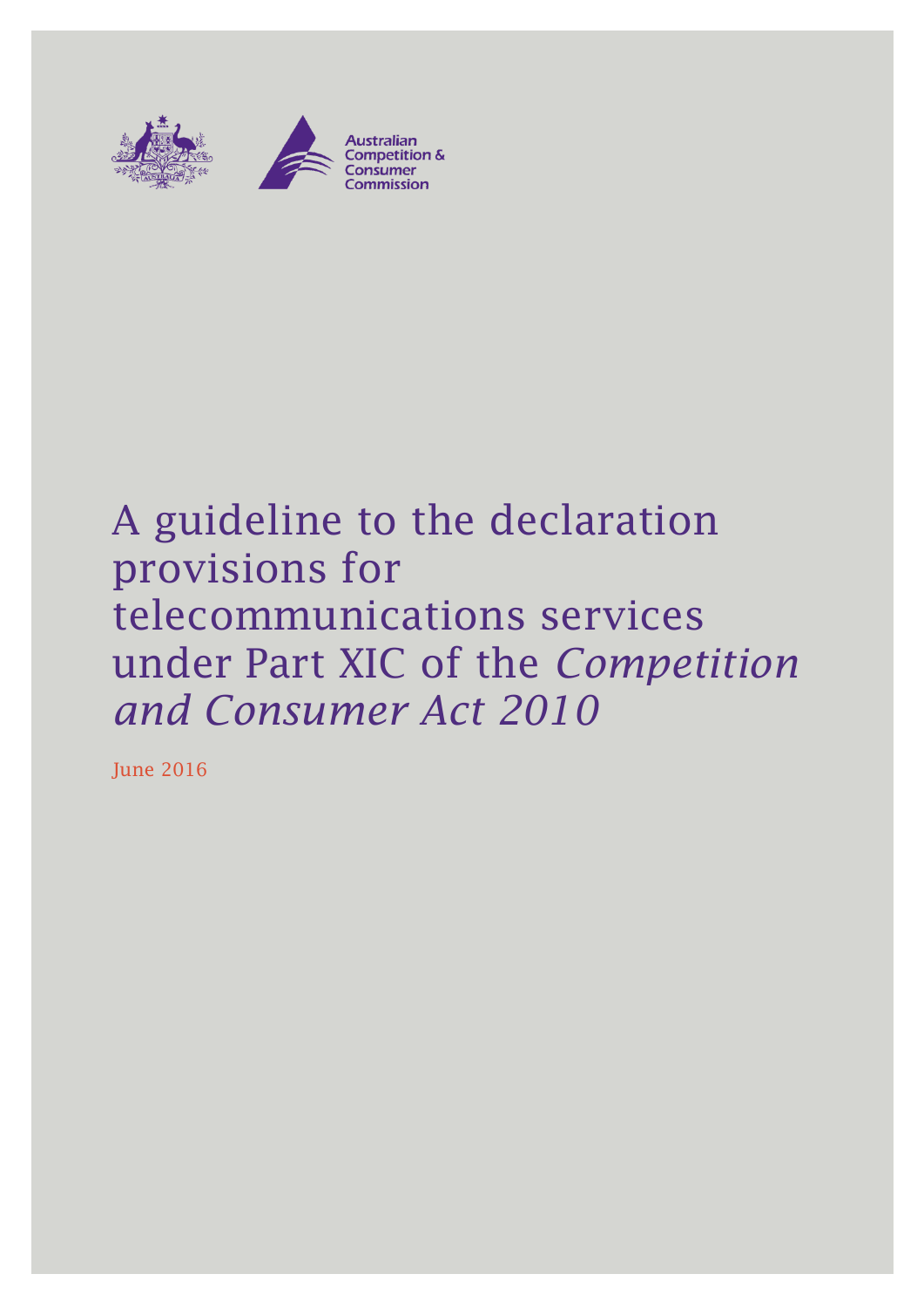Australian Competition & Consumer Commission

# A guideline to the declaration provisions for telecommunications services under Part XIC of the *Competition and Consumer Act 2010*

June 2016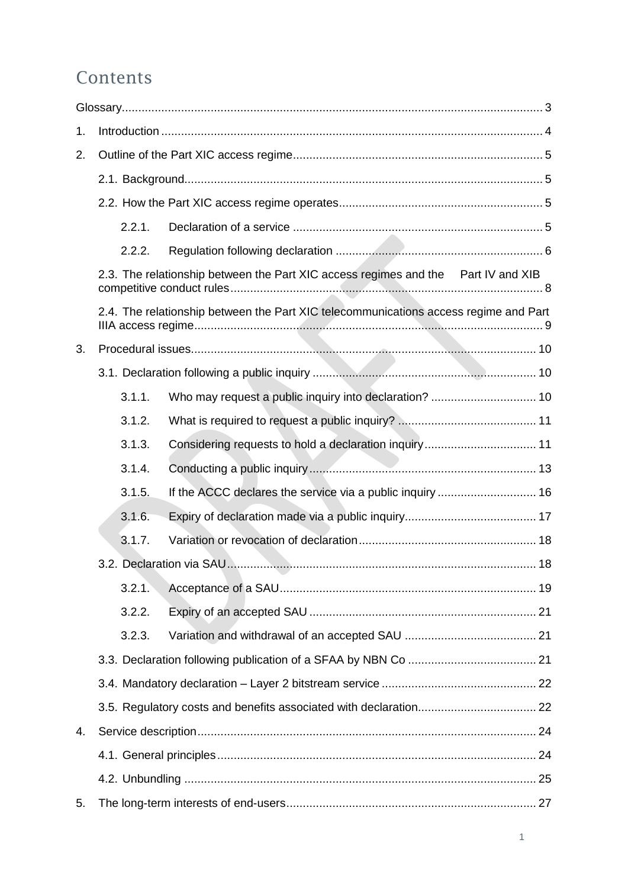# Contents

Glossary ... 3

1. Introduction ... 4
2. Outline of the Part XIC access regime ... 5
   - 2.1. Background ... 5
   - 2.2. How the Part XIC access regime operates ... 5
     - 2.2.1. Declaration of a service ... 5
     - 2.2.2. Regulation following declaration ... 6
   - 2.3. The relationship between the Part XIC access regimes and the Part IV and XIB competitive conduct rules ... 8
   - 2.4. The relationship between the Part XIC telecommunications access regime and Part IIIA access regime ... 9
3. Procedural issues ... 10
   - 3.1. Declaration following a public inquiry ... 10
     - 3.1.1. Who may request a public inquiry into declaration? ... 10
     - 3.1.2. What is required to request a public inquiry? ... 11
     - 3.1.3. Considering requests to hold a declaration inquiry ... 11
     - 3.1.4. Conducting a public inquiry ... 13
     - 3.1.5. If the ACCC declares the service via a public inquiry ... 16
     - 3.1.6. Expiry of declaration made via a public inquiry ... 17
     - 3.1.7. Variation or revocation of declaration ... 18
   - 3.2. Declaration via SAU ... 18
     - 3.2.1. Acceptance of a SAU ... 19
     - 3.2.2. Expiry of an accepted SAU ... 21
     - 3.2.3. Variation and withdrawal of an accepted SAU ... 21
   - 3.3. Declaration following publication of a SFAA by NBN Co ... 21
   - 3.4. Mandatory declaration – Layer 2 bitstream service ... 22
   - 3.5. Regulatory costs and benefits associated with declaration ... 22
4. Service description ... 24
   - 4.1. General principles ... 24
   - 4.2. Unbundling ... 25
5. The long-term interests of end-users ... 27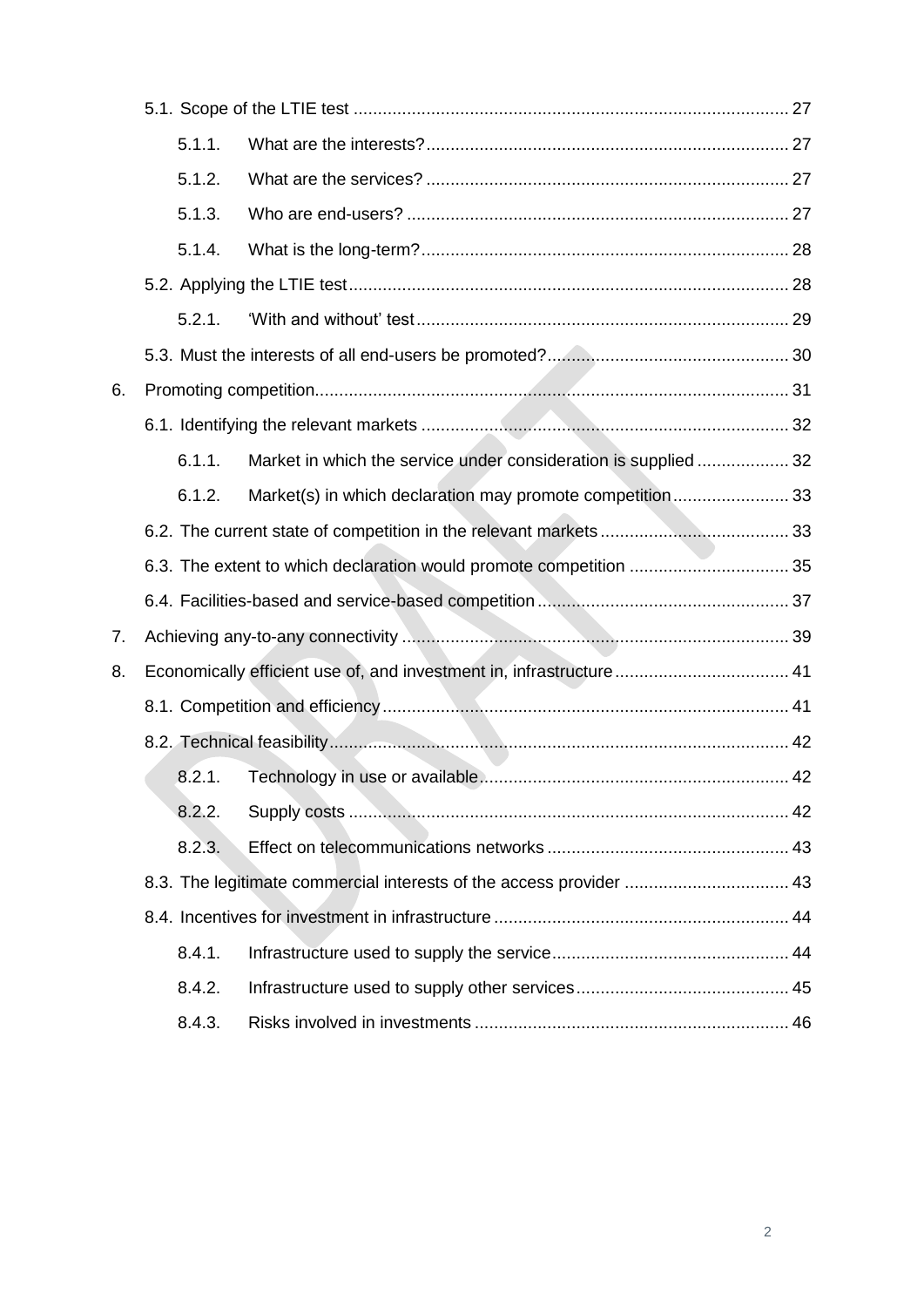- 5.1. Scope of the LTIE test ........................................................................................ 27
  - 5.1.1. What are the interests? .......................................................................... 27
  - 5.1.2. What are the services? .......................................................................... 27
  - 5.1.3. Who are end-users? .............................................................................. 27
  - 5.1.4. What is the long-term? ........................................................................... 28
- 5.2. Applying the LTIE test .......................................................................................... 28
  - 5.2.1. 'With and without' test ............................................................................ 29
- 5.3. Must the interests of all end-users be promoted? ................................................. 30

6. Promoting competition ................................................................................................ 31
   - 6.1. Identifying the relevant markets .......................................................................... 32
     - 6.1.1. Market in which the service under consideration is supplied .................. 32
     - 6.1.2. Market(s) in which declaration may promote competition ........................ 33
   - 6.2. The current state of competition in the relevant markets ...................................... 33
   - 6.3. The extent to which declaration would promote competition ................................ 35
   - 6.4. Facilities-based and service-based competition ................................................... 37
7. Achieving any-to-any connectivity .............................................................................. 39
8. Economically efficient use of, and investment in, infrastructure ................................... 41
   - 8.1. Competition and efficiency .................................................................................. 41
   - 8.2. Technical feasibility ............................................................................................. 42
     - 8.2.1. Technology in use or available ............................................................... 42
     - 8.2.2. Supply costs .......................................................................................... 42
     - 8.2.3. Effect on telecommunications networks ................................................. 43
   - 8.3. The legitimate commercial interests of the access provider ................................. 43
   - 8.4. Incentives for investment in infrastructure ............................................................ 44
     - 8.4.1. Infrastructure used to supply the service ................................................ 44
     - 8.4.2. Infrastructure used to supply other services ........................................... 45
     - 8.4.3. Risks involved in investments ................................................................ 46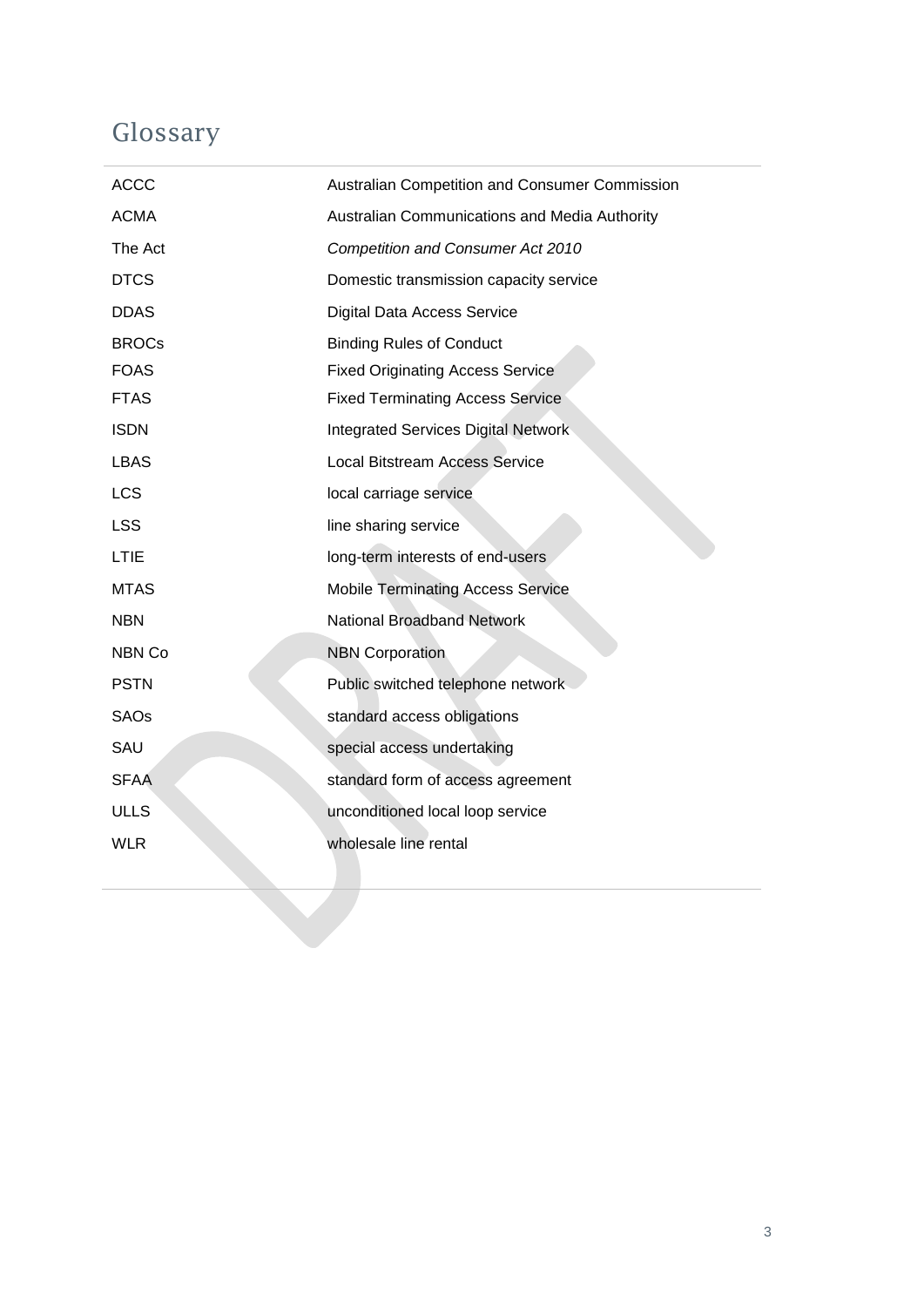# Glossary

| | |
|---|---|
| ACCC | Australian Competition and Consumer Commission |
| ACMA | Australian Communications and Media Authority |
| The Act | *Competition and Consumer Act 2010* |
| DTCS | Domestic transmission capacity service |
| DDAS | Digital Data Access Service |
| BROCs | Binding Rules of Conduct |
| FOAS | Fixed Originating Access Service |
| FTAS | Fixed Terminating Access Service |
| ISDN | Integrated Services Digital Network |
| LBAS | Local Bitstream Access Service |
| LCS | local carriage service |
| LSS | line sharing service |
| LTIE | long-term interests of end-users |
| MTAS | Mobile Terminating Access Service |
| NBN | National Broadband Network |
| NBN Co | NBN Corporation |
| PSTN | Public switched telephone network |
| SAOs | standard access obligations |
| SAU | special access undertaking |
| SFAA | standard form of access agreement |
| ULLS | unconditioned local loop service |
| WLR | wholesale line rental |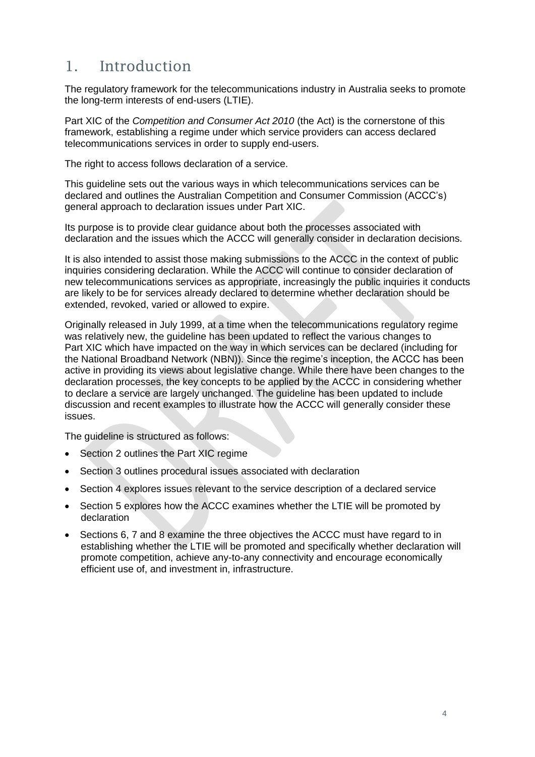# 1. Introduction

The regulatory framework for the telecommunications industry in Australia seeks to promote the long-term interests of end-users (LTIE).

Part XIC of the *Competition and Consumer Act 2010* (the Act) is the cornerstone of this framework, establishing a regime under which service providers can access declared telecommunications services in order to supply end-users.

The right to access follows declaration of a service.

This guideline sets out the various ways in which telecommunications services can be declared and outlines the Australian Competition and Consumer Commission (ACCC's) general approach to declaration issues under Part XIC.

Its purpose is to provide clear guidance about both the processes associated with declaration and the issues which the ACCC will generally consider in declaration decisions.

It is also intended to assist those making submissions to the ACCC in the context of public inquiries considering declaration. While the ACCC will continue to consider declaration of new telecommunications services as appropriate, increasingly the public inquiries it conducts are likely to be for services already declared to determine whether declaration should be extended, revoked, varied or allowed to expire.

Originally released in July 1999, at a time when the telecommunications regulatory regime was relatively new, the guideline has been updated to reflect the various changes to Part XIC which have impacted on the way in which services can be declared (including for the National Broadband Network (NBN)). Since the regime's inception, the ACCC has been active in providing its views about legislative change. While there have been changes to the declaration processes, the key concepts to be applied by the ACCC in considering whether to declare a service are largely unchanged. The guideline has been updated to include discussion and recent examples to illustrate how the ACCC will generally consider these issues.

The guideline is structured as follows:

- Section 2 outlines the Part XIC regime
- Section 3 outlines procedural issues associated with declaration
- Section 4 explores issues relevant to the service description of a declared service
- Section 5 explores how the ACCC examines whether the LTIE will be promoted by declaration
- Sections 6, 7 and 8 examine the three objectives the ACCC must have regard to in establishing whether the LTIE will be promoted and specifically whether declaration will promote competition, achieve any-to-any connectivity and encourage economically efficient use of, and investment in, infrastructure.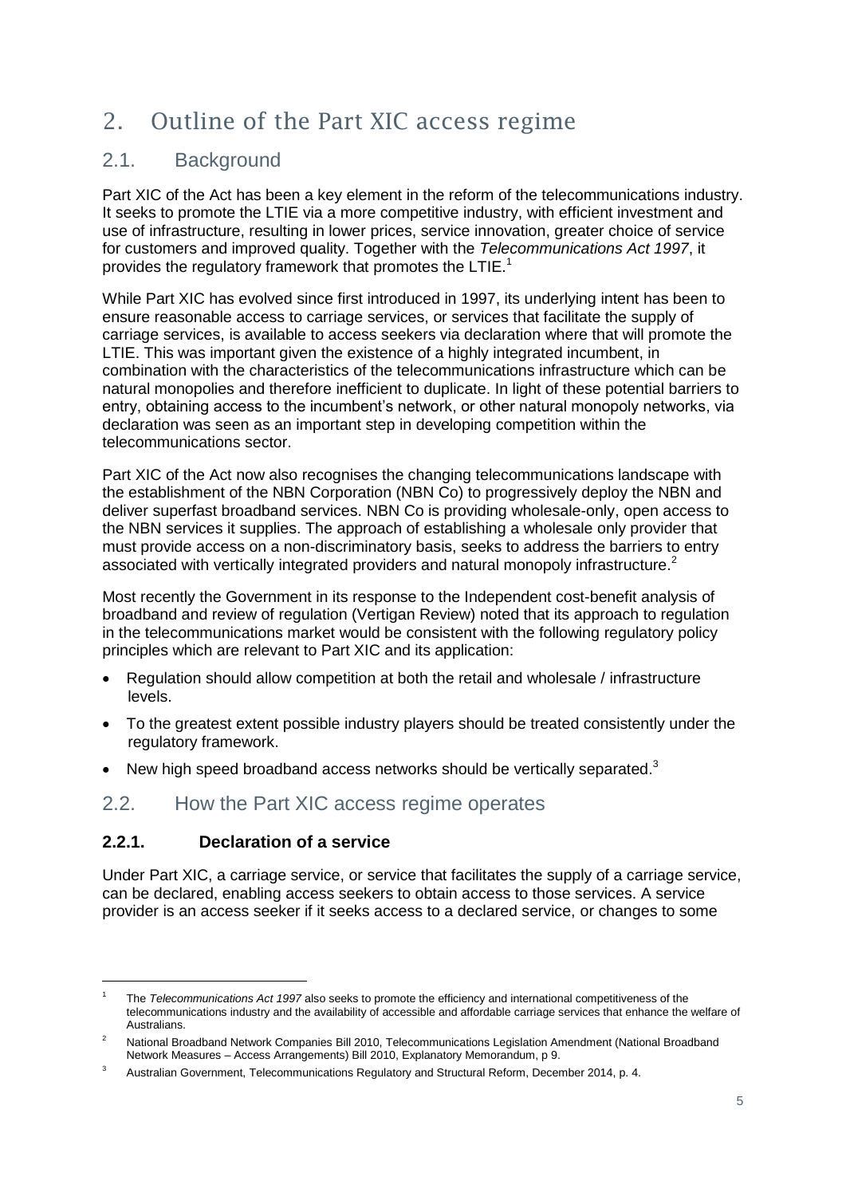# 2. Outline of the Part XIC access regime

## 2.1. Background

Part XIC of the Act has been a key element in the reform of the telecommunications industry. It seeks to promote the LTIE via a more competitive industry, with efficient investment and use of infrastructure, resulting in lower prices, service innovation, greater choice of service for customers and improved quality. Together with the *Telecommunications Act 1997*, it provides the regulatory framework that promotes the LTIE.[1]

While Part XIC has evolved since first introduced in 1997, its underlying intent has been to ensure reasonable access to carriage services, or services that facilitate the supply of carriage services, is available to access seekers via declaration where that will promote the LTIE. This was important given the existence of a highly integrated incumbent, in combination with the characteristics of the telecommunications infrastructure which can be natural monopolies and therefore inefficient to duplicate. In light of these potential barriers to entry, obtaining access to the incumbent's network, or other natural monopoly networks, via declaration was seen as an important step in developing competition within the telecommunications sector.

Part XIC of the Act now also recognises the changing telecommunications landscape with the establishment of the NBN Corporation (NBN Co) to progressively deploy the NBN and deliver superfast broadband services. NBN Co is providing wholesale-only, open access to the NBN services it supplies. The approach of establishing a wholesale only provider that must provide access on a non-discriminatory basis, seeks to address the barriers to entry associated with vertically integrated providers and natural monopoly infrastructure.[2]

Most recently the Government in its response to the Independent cost-benefit analysis of broadband and review of regulation (Vertigan Review) noted that its approach to regulation in the telecommunications market would be consistent with the following regulatory policy principles which are relevant to Part XIC and its application:

- Regulation should allow competition at both the retail and wholesale / infrastructure levels.
- To the greatest extent possible industry players should be treated consistently under the regulatory framework.
- New high speed broadband access networks should be vertically separated.[3]

## 2.2. How the Part XIC access regime operates

### 2.2.1. Declaration of a service

Under Part XIC, a carriage service, or service that facilitates the supply of a carriage service, can be declared, enabling access seekers to obtain access to those services. A service provider is an access seeker if it seeks access to a declared service, or changes to some

---

[1] The *Telecommunications Act 1997* also seeks to promote the efficiency and international competitiveness of the telecommunications industry and the availability of accessible and affordable carriage services that enhance the welfare of Australians.

[2] National Broadband Network Companies Bill 2010, Telecommunications Legislation Amendment (National Broadband Network Measures – Access Arrangements) Bill 2010, Explanatory Memorandum, p 9.

[3] Australian Government, Telecommunications Regulatory and Structural Reform, December 2014, p. 4.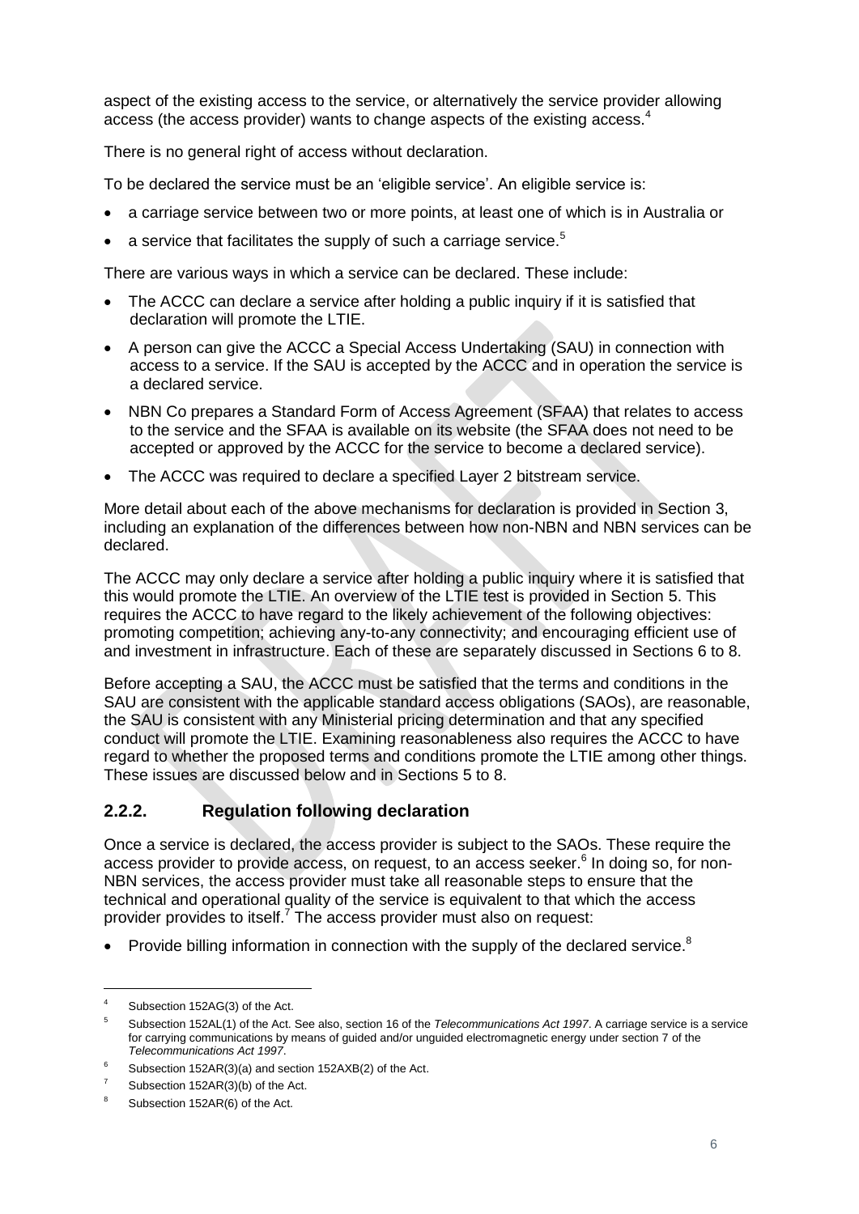aspect of the existing access to the service, or alternatively the service provider allowing access (the access provider) wants to change aspects of the existing access.[4]

There is no general right of access without declaration.

To be declared the service must be an 'eligible service'. An eligible service is:

- a carriage service between two or more points, at least one of which is in Australia or
- a service that facilitates the supply of such a carriage service.[5]

There are various ways in which a service can be declared. These include:

- The ACCC can declare a service after holding a public inquiry if it is satisfied that declaration will promote the LTIE.
- A person can give the ACCC a Special Access Undertaking (SAU) in connection with access to a service. If the SAU is accepted by the ACCC and in operation the service is a declared service.
- NBN Co prepares a Standard Form of Access Agreement (SFAA) that relates to access to the service and the SFAA is available on its website (the SFAA does not need to be accepted or approved by the ACCC for the service to become a declared service).
- The ACCC was required to declare a specified Layer 2 bitstream service.

More detail about each of the above mechanisms for declaration is provided in Section 3, including an explanation of the differences between how non-NBN and NBN services can be declared.

The ACCC may only declare a service after holding a public inquiry where it is satisfied that this would promote the LTIE. An overview of the LTIE test is provided in Section 5. This requires the ACCC to have regard to the likely achievement of the following objectives: promoting competition; achieving any-to-any connectivity; and encouraging efficient use of and investment in infrastructure. Each of these are separately discussed in Sections 6 to 8.

Before accepting a SAU, the ACCC must be satisfied that the terms and conditions in the SAU are consistent with the applicable standard access obligations (SAOs), are reasonable, the SAU is consistent with any Ministerial pricing determination and that any specified conduct will promote the LTIE. Examining reasonableness also requires the ACCC to have regard to whether the proposed terms and conditions promote the LTIE among other things. These issues are discussed below and in Sections 5 to 8.

### 2.2.2. Regulation following declaration

Once a service is declared, the access provider is subject to the SAOs. These require the access provider to provide access, on request, to an access seeker.[6] In doing so, for non-NBN services, the access provider must take all reasonable steps to ensure that the technical and operational quality of the service is equivalent to that which the access provider provides to itself.[7] The access provider must also on request:

- Provide billing information in connection with the supply of the declared service.[8]

---

[4] Subsection 152AG(3) of the Act.

[5] Subsection 152AL(1) of the Act. See also, section 16 of the *Telecommunications Act 1997*. A carriage service is a service for carrying communications by means of guided and/or unguided electromagnetic energy under section 7 of the *Telecommunications Act 1997*.

[6] Subsection 152AR(3)(a) and section 152AXB(2) of the Act.

[7] Subsection 152AR(3)(b) of the Act.

[8] Subsection 152AR(6) of the Act.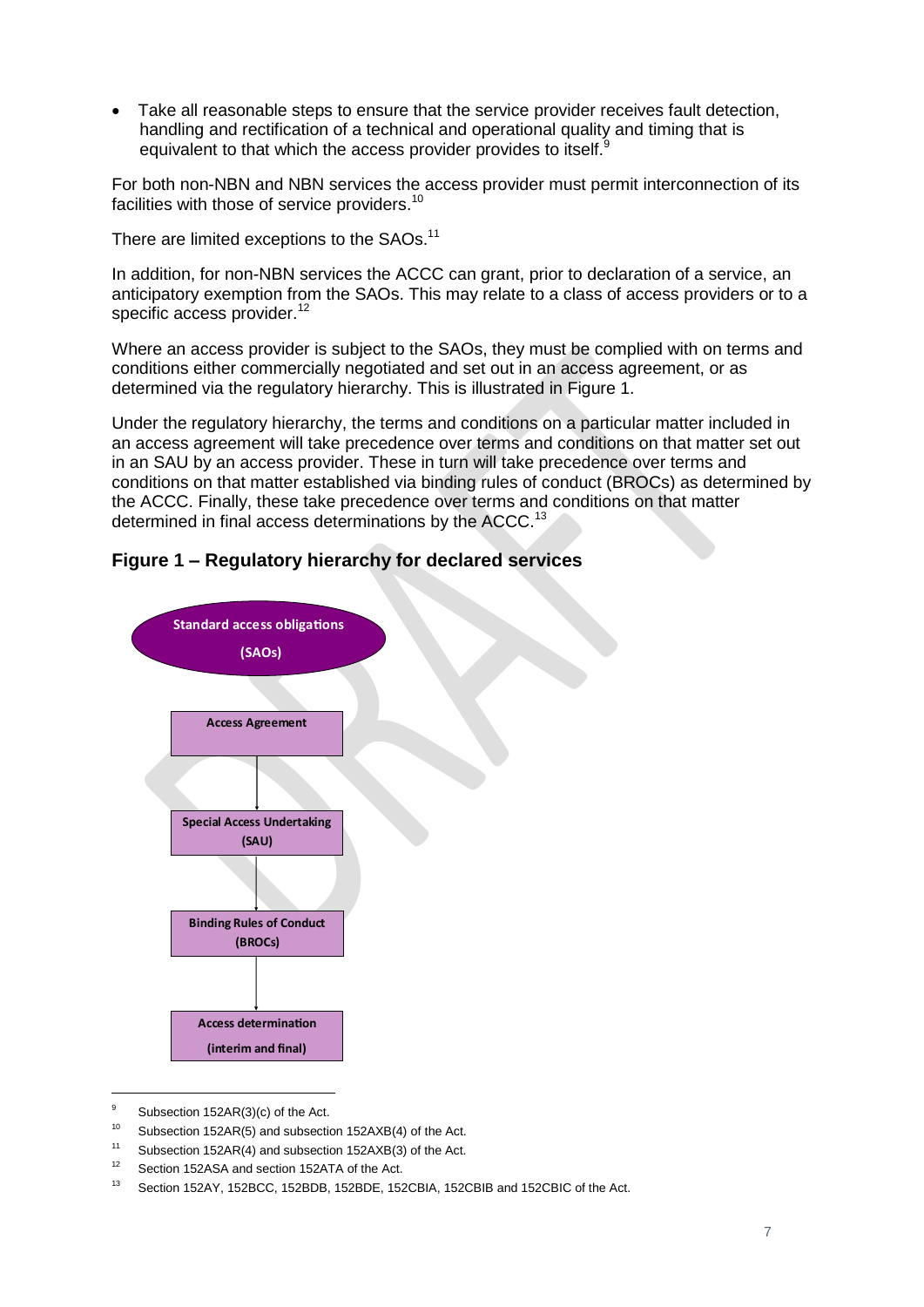- Take all reasonable steps to ensure that the service provider receives fault detection, handling and rectification of a technical and operational quality and timing that is equivalent to that which the access provider provides to itself.[9]

For both non-NBN and NBN services the access provider must permit interconnection of its facilities with those of service providers.[10]

There are limited exceptions to the SAOs.[11]

In addition, for non-NBN services the ACCC can grant, prior to declaration of a service, an anticipatory exemption from the SAOs. This may relate to a class of access providers or to a specific access provider.[12]

Where an access provider is subject to the SAOs, they must be complied with on terms and conditions either commercially negotiated and set out in an access agreement, or as determined via the regulatory hierarchy. This is illustrated in Figure 1.

Under the regulatory hierarchy, the terms and conditions on a particular matter included in an access agreement will take precedence over terms and conditions on that matter set out in an SAU by an access provider. These in turn will take precedence over terms and conditions on that matter established via binding rules of conduct (BROCs) as determined by the ACCC. Finally, these take precedence over terms and conditions on that matter determined in final access determinations by the ACCC.[13]

### Figure 1 – Regulatory hierarchy for declared services

Standard access obligations (SAOs)

Access Agreement
↓
Special Access Undertaking (SAU)
↓
Binding Rules of Conduct (BROCs)
↓
Access determination (interim and final)

---

[9] Subsection 152AR(3)(c) of the Act.

[10] Subsection 152AR(5) and subsection 152AXB(4) of the Act.

[11] Subsection 152AR(4) and subsection 152AXB(3) of the Act.

[12] Section 152ASA and section 152ATA of the Act.

[13] Section 152AY, 152BCC, 152BDB, 152BDE, 152CBIA, 152CBIB and 152CBIC of the Act.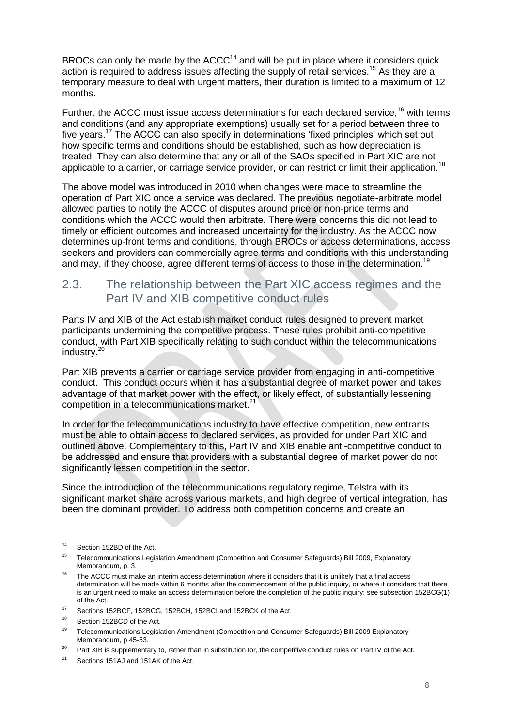BROCs can only be made by the ACCC[14] and will be put in place where it considers quick action is required to address issues affecting the supply of retail services.[15] As they are a temporary measure to deal with urgent matters, their duration is limited to a maximum of 12 months.

Further, the ACCC must issue access determinations for each declared service,[16] with terms and conditions (and any appropriate exemptions) usually set for a period between three to five years.[17] The ACCC can also specify in determinations 'fixed principles' which set out how specific terms and conditions should be established, such as how depreciation is treated. They can also determine that any or all of the SAOs specified in Part XIC are not applicable to a carrier, or carriage service provider, or can restrict or limit their application.[18]

The above model was introduced in 2010 when changes were made to streamline the operation of Part XIC once a service was declared. The previous negotiate-arbitrate model allowed parties to notify the ACCC of disputes around price or non-price terms and conditions which the ACCC would then arbitrate. There were concerns this did not lead to timely or efficient outcomes and increased uncertainty for the industry. As the ACCC now determines up-front terms and conditions, through BROCs or access determinations, access seekers and providers can commercially agree terms and conditions with this understanding and may, if they choose, agree different terms of access to those in the determination.[19]

## 2.3. The relationship between the Part XIC access regimes and the Part IV and XIB competitive conduct rules

Parts IV and XIB of the Act establish market conduct rules designed to prevent market participants undermining the competitive process. These rules prohibit anti-competitive conduct, with Part XIB specifically relating to such conduct within the telecommunications industry.[20]

Part XIB prevents a carrier or carriage service provider from engaging in anti-competitive conduct. This conduct occurs when it has a substantial degree of market power and takes advantage of that market power with the effect, or likely effect, of substantially lessening competition in a telecommunications market.[21]

In order for the telecommunications industry to have effective competition, new entrants must be able to obtain access to declared services, as provided for under Part XIC and outlined above. Complementary to this, Part IV and XIB enable anti-competitive conduct to be addressed and ensure that providers with a substantial degree of market power do not significantly lessen competition in the sector.

Since the introduction of the telecommunications regulatory regime, Telstra with its significant market share across various markets, and high degree of vertical integration, has been the dominant provider. To address both competition concerns and create an

---

[14] Section 152BD of the Act.

[15] Telecommunications Legislation Amendment (Competition and Consumer Safeguards) Bill 2009, Explanatory Memorandum, p. 3.

[16] The ACCC must make an interim access determination where it considers that it is unlikely that a final access determination will be made within 6 months after the commencement of the public inquiry, or where it considers that there is an urgent need to make an access determination before the completion of the public inquiry: see subsection 152BCG(1) of the Act.

[17] Sections 152BCF, 152BCG, 152BCH, 152BCI and 152BCK of the Act.

[18] Section 152BCD of the Act.

[19] Telecommunications Legislation Amendment (Competition and Consumer Safeguards) Bill 2009 Explanatory Memorandum, p 45-53.

[20] Part XIB is supplementary to, rather than in substitution for, the competitive conduct rules on Part IV of the Act.

[21] Sections 151AJ and 151AK of the Act.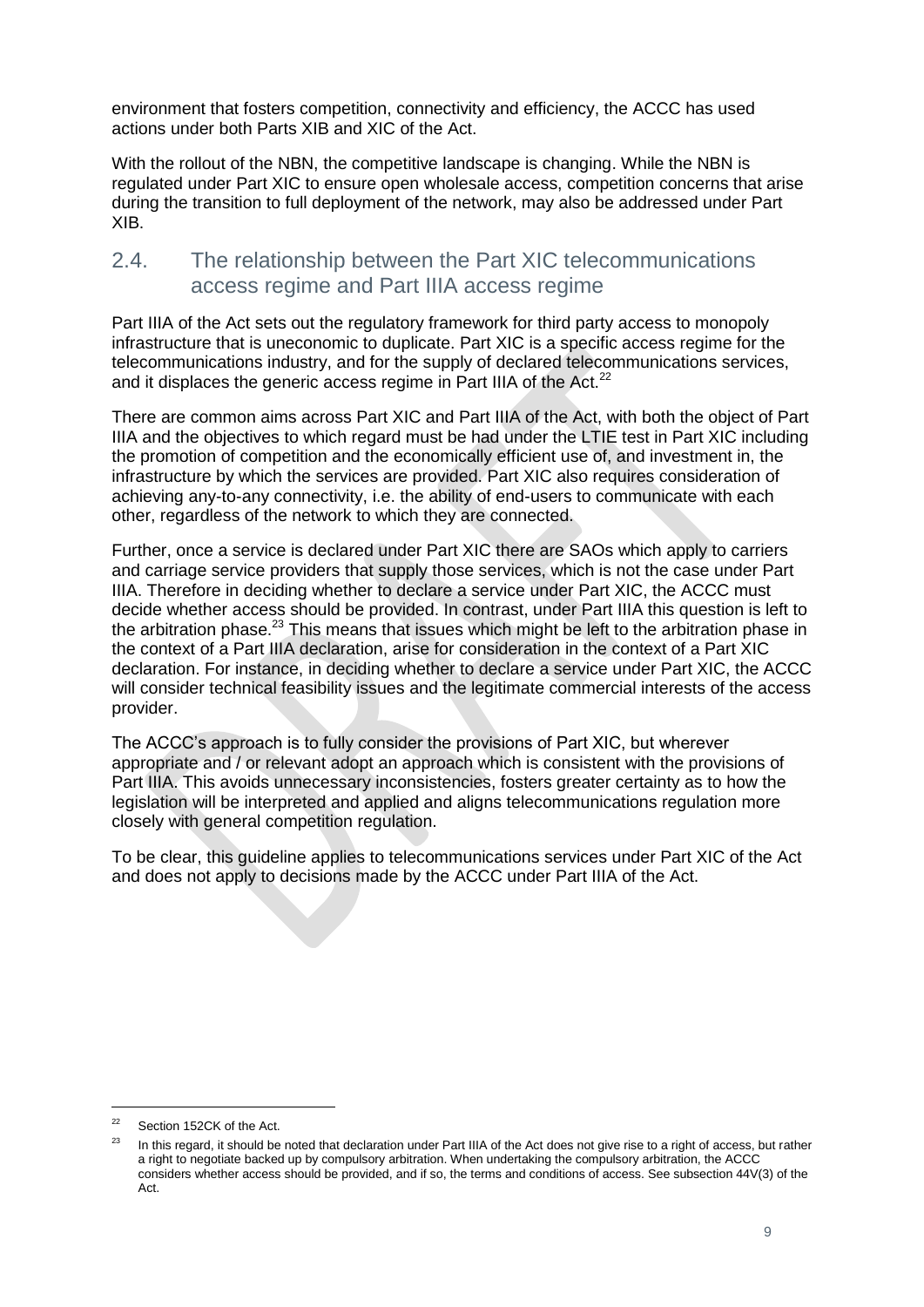environment that fosters competition, connectivity and efficiency, the ACCC has used actions under both Parts XIB and XIC of the Act.

With the rollout of the NBN, the competitive landscape is changing. While the NBN is regulated under Part XIC to ensure open wholesale access, competition concerns that arise during the transition to full deployment of the network, may also be addressed under Part XIB.

## 2.4. The relationship between the Part XIC telecommunications access regime and Part IIIA access regime

Part IIIA of the Act sets out the regulatory framework for third party access to monopoly infrastructure that is uneconomic to duplicate. Part XIC is a specific access regime for the telecommunications industry, and for the supply of declared telecommunications services, and it displaces the generic access regime in Part IIIA of the Act.[22]

There are common aims across Part XIC and Part IIIA of the Act, with both the object of Part IIIA and the objectives to which regard must be had under the LTIE test in Part XIC including the promotion of competition and the economically efficient use of, and investment in, the infrastructure by which the services are provided. Part XIC also requires consideration of achieving any-to-any connectivity, i.e. the ability of end-users to communicate with each other, regardless of the network to which they are connected.

Further, once a service is declared under Part XIC there are SAOs which apply to carriers and carriage service providers that supply those services, which is not the case under Part IIIA. Therefore in deciding whether to declare a service under Part XIC, the ACCC must decide whether access should be provided. In contrast, under Part IIIA this question is left to the arbitration phase.[23] This means that issues which might be left to the arbitration phase in the context of a Part IIIA declaration, arise for consideration in the context of a Part XIC declaration. For instance, in deciding whether to declare a service under Part XIC, the ACCC will consider technical feasibility issues and the legitimate commercial interests of the access provider.

The ACCC's approach is to fully consider the provisions of Part XIC, but wherever appropriate and / or relevant adopt an approach which is consistent with the provisions of Part IIIA. This avoids unnecessary inconsistencies, fosters greater certainty as to how the legislation will be interpreted and applied and aligns telecommunications regulation more closely with general competition regulation.

To be clear, this guideline applies to telecommunications services under Part XIC of the Act and does not apply to decisions made by the ACCC under Part IIIA of the Act.

---

[22] Section 152CK of the Act.

[23] In this regard, it should be noted that declaration under Part IIIA of the Act does not give rise to a right of access, but rather a right to negotiate backed up by compulsory arbitration. When undertaking the compulsory arbitration, the ACCC considers whether access should be provided, and if so, the terms and conditions of access. See subsection 44V(3) of the Act.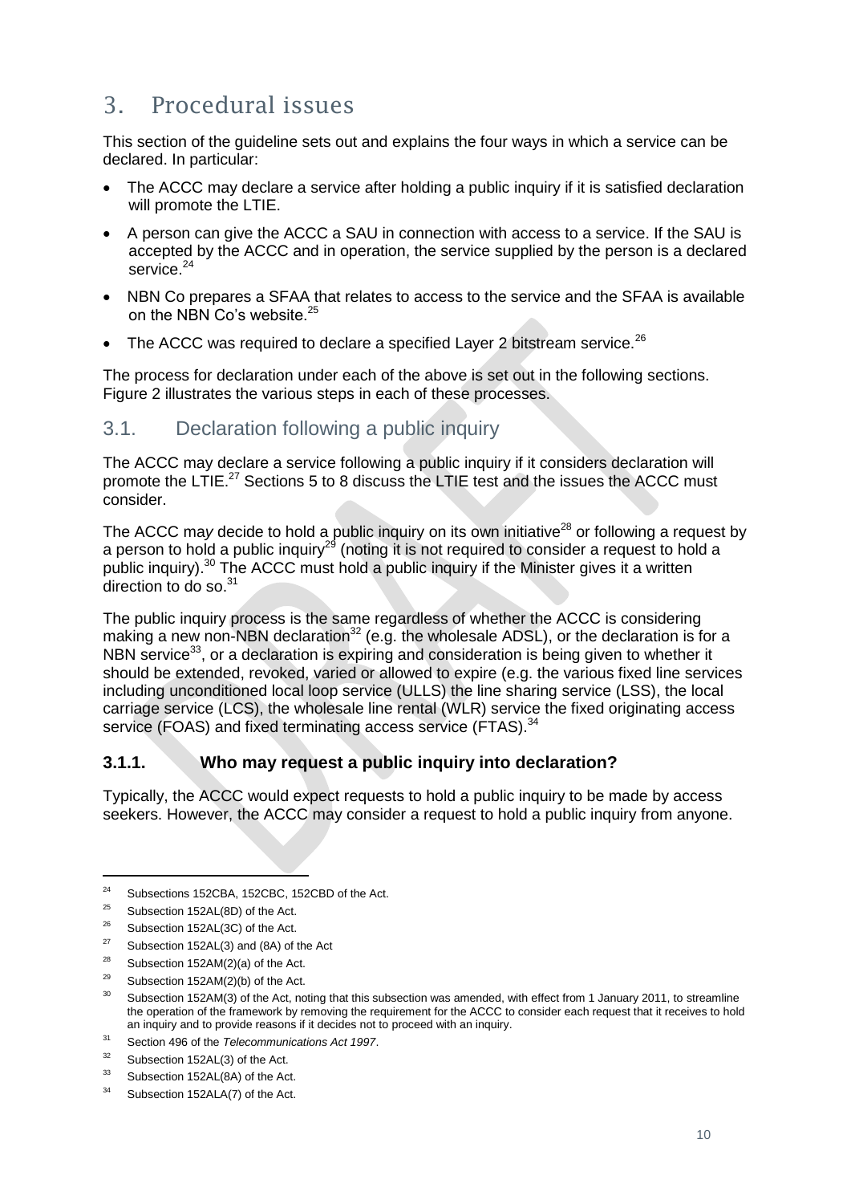# 3. Procedural issues

This section of the guideline sets out and explains the four ways in which a service can be declared. In particular:

- The ACCC may declare a service after holding a public inquiry if it is satisfied declaration will promote the LTIE.
- A person can give the ACCC a SAU in connection with access to a service. If the SAU is accepted by the ACCC and in operation, the service supplied by the person is a declared service.[24]
- NBN Co prepares a SFAA that relates to access to the service and the SFAA is available on the NBN Co's website.[25]
- The ACCC was required to declare a specified Layer 2 bitstream service.[26]

The process for declaration under each of the above is set out in the following sections. Figure 2 illustrates the various steps in each of these processes.

## 3.1. Declaration following a public inquiry

The ACCC may declare a service following a public inquiry if it considers declaration will promote the LTIE.[27] Sections 5 to 8 discuss the LTIE test and the issues the ACCC must consider.

The ACCC ma*y* decide to hold a public inquiry on its own initiative[28] or following a request by a person to hold a public inquiry[29] (noting it is not required to consider a request to hold a public inquiry).[30] The ACCC must hold a public inquiry if the Minister gives it a written direction to do so.[31]

The public inquiry process is the same regardless of whether the ACCC is considering making a new non-NBN declaration[32] (e.g. the wholesale ADSL), or the declaration is for a NBN service[33], or a declaration is expiring and consideration is being given to whether it should be extended, revoked, varied or allowed to expire (e.g. the various fixed line services including unconditioned local loop service (ULLS) the line sharing service (LSS), the local carriage service (LCS), the wholesale line rental (WLR) service the fixed originating access service (FOAS) and fixed terminating access service (FTAS).[34]

### 3.1.1. Who may request a public inquiry into declaration?

Typically, the ACCC would expect requests to hold a public inquiry to be made by access seekers. However, the ACCC may consider a request to hold a public inquiry from anyone.

---

[24] Subsections 152CBA, 152CBC, 152CBD of the Act.

[25] Subsection 152AL(8D) of the Act.

[26] Subsection 152AL(3C) of the Act.

[27] Subsection 152AL(3) and (8A) of the Act

[28] Subsection 152AM(2)(a) of the Act.

[29] Subsection 152AM(2)(b) of the Act.

[30] Subsection 152AM(3) of the Act, noting that this subsection was amended, with effect from 1 January 2011, to streamline the operation of the framework by removing the requirement for the ACCC to consider each request that it receives to hold an inquiry and to provide reasons if it decides not to proceed with an inquiry.

[31] Section 496 of the *Telecommunications Act 1997*.

[32] Subsection 152AL(3) of the Act.

[33] Subsection 152AL(8A) of the Act.

[34] Subsection 152ALA(7) of the Act.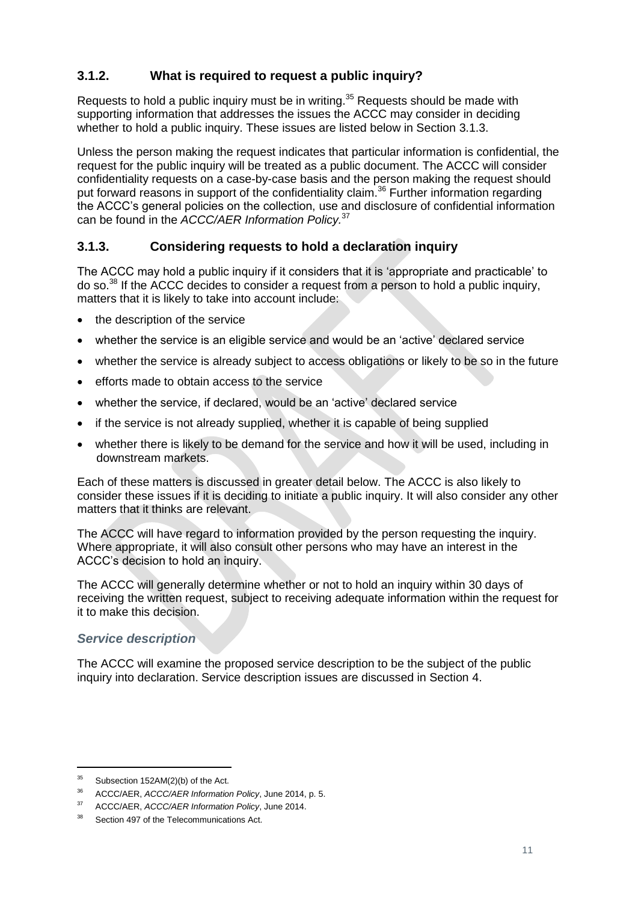### 3.1.2. What is required to request a public inquiry?

Requests to hold a public inquiry must be in writing.[35] Requests should be made with supporting information that addresses the issues the ACCC may consider in deciding whether to hold a public inquiry. These issues are listed below in Section 3.1.3.

Unless the person making the request indicates that particular information is confidential, the request for the public inquiry will be treated as a public document. The ACCC will consider confidentiality requests on a case-by-case basis and the person making the request should put forward reasons in support of the confidentiality claim.[36] Further information regarding the ACCC's general policies on the collection, use and disclosure of confidential information can be found in the *ACCC/AER Information Policy.*[37]

### 3.1.3. Considering requests to hold a declaration inquiry

The ACCC may hold a public inquiry if it considers that it is 'appropriate and practicable' to do so.[38] If the ACCC decides to consider a request from a person to hold a public inquiry, matters that it is likely to take into account include:

- the description of the service
- whether the service is an eligible service and would be an 'active' declared service
- whether the service is already subject to access obligations or likely to be so in the future
- efforts made to obtain access to the service
- whether the service, if declared, would be an 'active' declared service
- if the service is not already supplied, whether it is capable of being supplied
- whether there is likely to be demand for the service and how it will be used, including in downstream markets.

Each of these matters is discussed in greater detail below. The ACCC is also likely to consider these issues if it is deciding to initiate a public inquiry. It will also consider any other matters that it thinks are relevant.

The ACCC will have regard to information provided by the person requesting the inquiry. Where appropriate, it will also consult other persons who may have an interest in the ACCC's decision to hold an inquiry.

The ACCC will generally determine whether or not to hold an inquiry within 30 days of receiving the written request, subject to receiving adequate information within the request for it to make this decision.

#### *Service description*

The ACCC will examine the proposed service description to be the subject of the public inquiry into declaration. Service description issues are discussed in Section 4.

---

[35] Subsection 152AM(2)(b) of the Act.

[36] ACCC/AER, *ACCC/AER Information Policy*, June 2014, p. 5.

[37] ACCC/AER, *ACCC/AER Information Policy*, June 2014.

[38] Section 497 of the Telecommunications Act.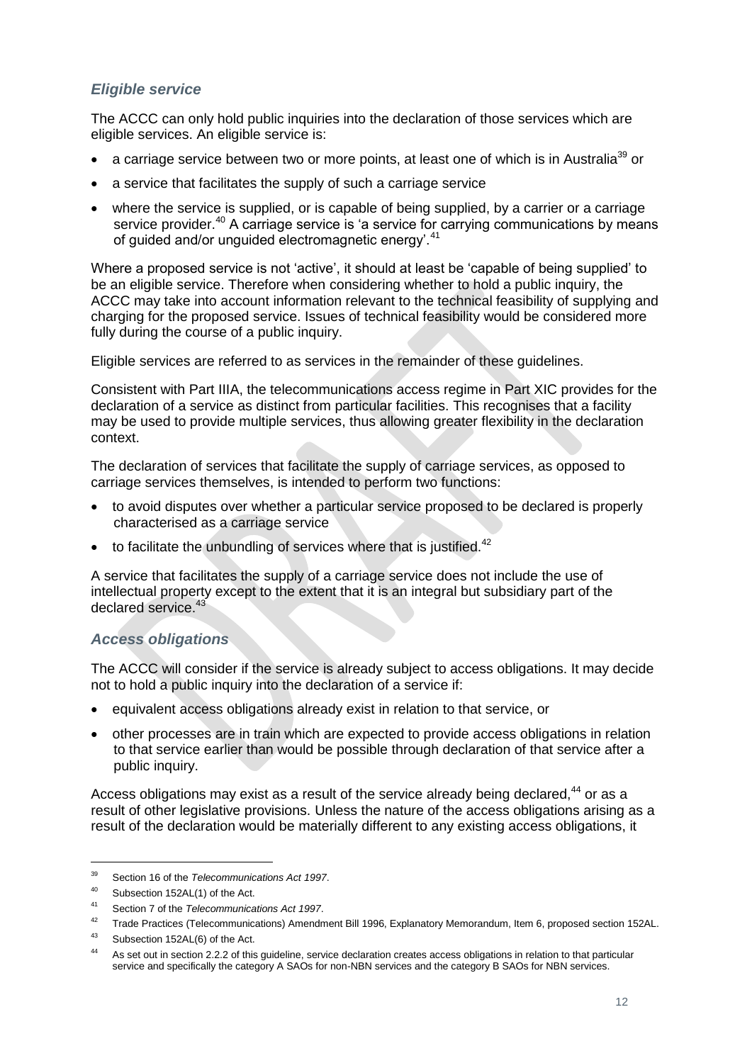### *Eligible service*

The ACCC can only hold public inquiries into the declaration of those services which are eligible services. An eligible service is:

- a carriage service between two or more points, at least one of which is in Australia[39] or
- a service that facilitates the supply of such a carriage service
- where the service is supplied, or is capable of being supplied, by a carrier or a carriage service provider.[40] A carriage service is 'a service for carrying communications by means of guided and/or unguided electromagnetic energy'.[41]

Where a proposed service is not 'active', it should at least be 'capable of being supplied' to be an eligible service. Therefore when considering whether to hold a public inquiry, the ACCC may take into account information relevant to the technical feasibility of supplying and charging for the proposed service. Issues of technical feasibility would be considered more fully during the course of a public inquiry.

Eligible services are referred to as services in the remainder of these guidelines.

Consistent with Part IIIA, the telecommunications access regime in Part XIC provides for the declaration of a service as distinct from particular facilities. This recognises that a facility may be used to provide multiple services, thus allowing greater flexibility in the declaration context.

The declaration of services that facilitate the supply of carriage services, as opposed to carriage services themselves, is intended to perform two functions:

- to avoid disputes over whether a particular service proposed to be declared is properly characterised as a carriage service
- to facilitate the unbundling of services where that is justified.[42]

A service that facilitates the supply of a carriage service does not include the use of intellectual property except to the extent that it is an integral but subsidiary part of the declared service.[43]

### *Access obligations*

The ACCC will consider if the service is already subject to access obligations. It may decide not to hold a public inquiry into the declaration of a service if:

- equivalent access obligations already exist in relation to that service, or
- other processes are in train which are expected to provide access obligations in relation to that service earlier than would be possible through declaration of that service after a public inquiry.

Access obligations may exist as a result of the service already being declared,[44] or as a result of other legislative provisions. Unless the nature of the access obligations arising as a result of the declaration would be materially different to any existing access obligations, it

---

[39] Section 16 of the *Telecommunications Act 1997*.

[40] Subsection 152AL(1) of the Act.

[41] Section 7 of the *Telecommunications Act 1997*.

[42] Trade Practices (Telecommunications) Amendment Bill 1996, Explanatory Memorandum, Item 6, proposed section 152AL.

[43] Subsection 152AL(6) of the Act.

[44] As set out in section 2.2.2 of this guideline, service declaration creates access obligations in relation to that particular service and specifically the category A SAOs for non-NBN services and the category B SAOs for NBN services.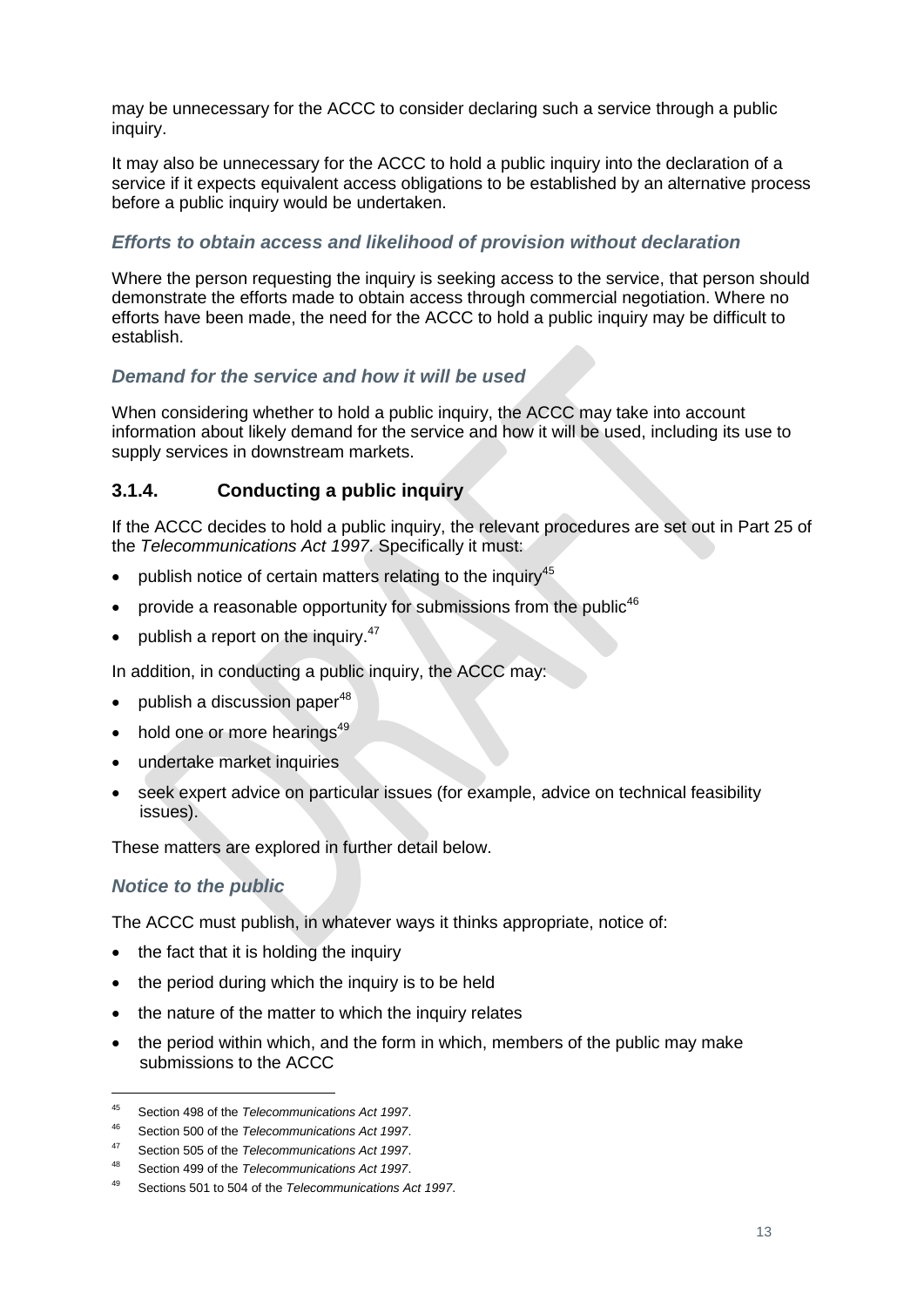may be unnecessary for the ACCC to consider declaring such a service through a public inquiry.

It may also be unnecessary for the ACCC to hold a public inquiry into the declaration of a service if it expects equivalent access obligations to be established by an alternative process before a public inquiry would be undertaken.

#### *Efforts to obtain access and likelihood of provision without declaration*

Where the person requesting the inquiry is seeking access to the service, that person should demonstrate the efforts made to obtain access through commercial negotiation. Where no efforts have been made, the need for the ACCC to hold a public inquiry may be difficult to establish.

#### *Demand for the service and how it will be used*

When considering whether to hold a public inquiry, the ACCC may take into account information about likely demand for the service and how it will be used, including its use to supply services in downstream markets.

### 3.1.4. Conducting a public inquiry

If the ACCC decides to hold a public inquiry, the relevant procedures are set out in Part 25 of the *Telecommunications Act 1997*. Specifically it must:

- publish notice of certain matters relating to the inquiry[45]
- provide a reasonable opportunity for submissions from the public[46]
- publish a report on the inquiry.[47]

In addition, in conducting a public inquiry, the ACCC may:

- publish a discussion paper[48]
- hold one or more hearings[49]
- undertake market inquiries
- seek expert advice on particular issues (for example, advice on technical feasibility issues).

These matters are explored in further detail below.

#### *Notice to the public*

The ACCC must publish, in whatever ways it thinks appropriate, notice of:

- the fact that it is holding the inquiry
- the period during which the inquiry is to be held
- the nature of the matter to which the inquiry relates
- the period within which, and the form in which, members of the public may make submissions to the ACCC

---

[45] Section 498 of the *Telecommunications Act 1997*.

[46] Section 500 of the *Telecommunications Act 1997*.

[47] Section 505 of the *Telecommunications Act 1997*.

[48] Section 499 of the *Telecommunications Act 1997*.

[49] Sections 501 to 504 of the *Telecommunications Act 1997*.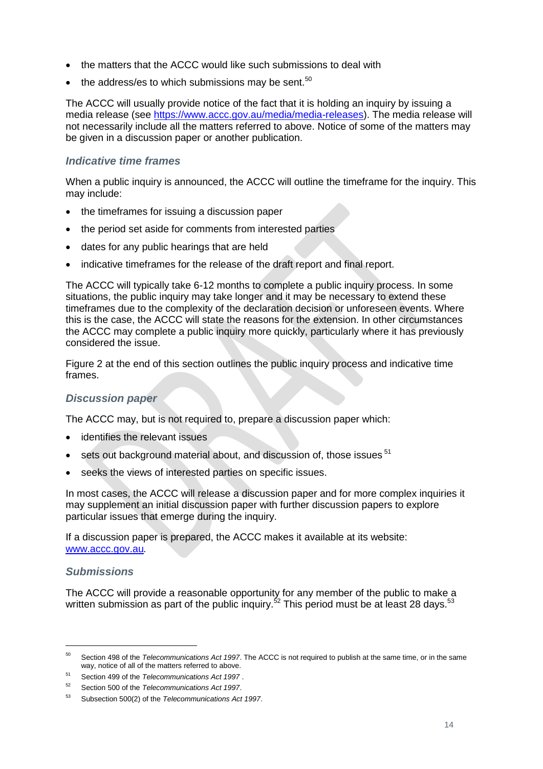- the matters that the ACCC would like such submissions to deal with
- the address/es to which submissions may be sent.[50]

The ACCC will usually provide notice of the fact that it is holding an inquiry by issuing a media release (see https://www.accc.gov.au/media/media-releases). The media release will not necessarily include all the matters referred to above. Notice of some of the matters may be given in a discussion paper or another publication.

### *Indicative time frames*

When a public inquiry is announced, the ACCC will outline the timeframe for the inquiry. This may include:

- the timeframes for issuing a discussion paper
- the period set aside for comments from interested parties
- dates for any public hearings that are held
- indicative timeframes for the release of the draft report and final report.

The ACCC will typically take 6-12 months to complete a public inquiry process. In some situations, the public inquiry may take longer and it may be necessary to extend these timeframes due to the complexity of the declaration decision or unforeseen events. Where this is the case, the ACCC will state the reasons for the extension. In other circumstances the ACCC may complete a public inquiry more quickly, particularly where it has previously considered the issue.

Figure 2 at the end of this section outlines the public inquiry process and indicative time frames.

### *Discussion paper*

The ACCC may, but is not required to, prepare a discussion paper which:

- identifies the relevant issues
- sets out background material about, and discussion of, those issues [51]
- seeks the views of interested parties on specific issues.

In most cases, the ACCC will release a discussion paper and for more complex inquiries it may supplement an initial discussion paper with further discussion papers to explore particular issues that emerge during the inquiry.

If a discussion paper is prepared, the ACCC makes it available at its website: www.accc.gov.au.

### *Submissions*

The ACCC will provide a reasonable opportunity for any member of the public to make a written submission as part of the public inquiry.[52] This period must be at least 28 days.[53]

---

[50] Section 498 of the *Telecommunications Act 1997*. The ACCC is not required to publish at the same time, or in the same way, notice of all of the matters referred to above.

[51] Section 499 of the *Telecommunications Act 1997* .

[52] Section 500 of the *Telecommunications Act 1997*.

[53] Subsection 500(2) of the *Telecommunications Act 1997*.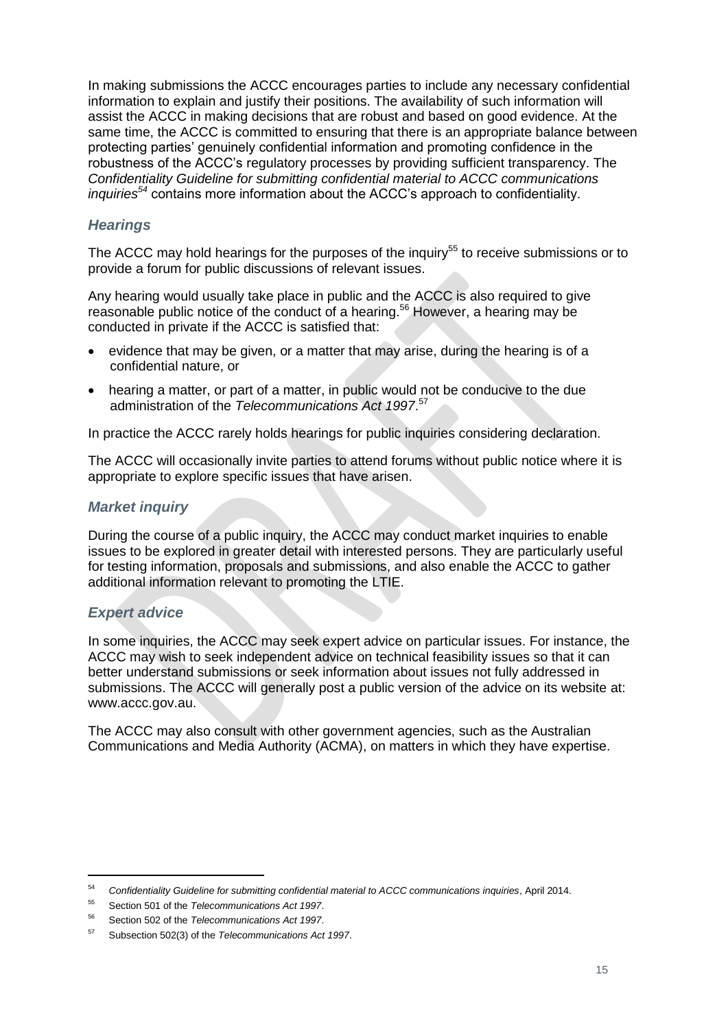In making submissions the ACCC encourages parties to include any necessary confidential information to explain and justify their positions. The availability of such information will assist the ACCC in making decisions that are robust and based on good evidence. At the same time, the ACCC is committed to ensuring that there is an appropriate balance between protecting parties' genuinely confidential information and promoting confidence in the robustness of the ACCC's regulatory processes by providing sufficient transparency. The *Confidentiality Guideline for submitting confidential material to ACCC communications inquiries*[54] contains more information about the ACCC's approach to confidentiality.

### *Hearings*

The ACCC may hold hearings for the purposes of the inquiry[55] to receive submissions or to provide a forum for public discussions of relevant issues.

Any hearing would usually take place in public and the ACCC is also required to give reasonable public notice of the conduct of a hearing.[56] However, a hearing may be conducted in private if the ACCC is satisfied that:

- evidence that may be given, or a matter that may arise, during the hearing is of a confidential nature, or
- hearing a matter, or part of a matter, in public would not be conducive to the due administration of the *Telecommunications Act 1997*.[57]

In practice the ACCC rarely holds hearings for public inquiries considering declaration.

The ACCC will occasionally invite parties to attend forums without public notice where it is appropriate to explore specific issues that have arisen.

### *Market inquiry*

During the course of a public inquiry, the ACCC may conduct market inquiries to enable issues to be explored in greater detail with interested persons. They are particularly useful for testing information, proposals and submissions, and also enable the ACCC to gather additional information relevant to promoting the LTIE.

### *Expert advice*

In some inquiries, the ACCC may seek expert advice on particular issues. For instance, the ACCC may wish to seek independent advice on technical feasibility issues so that it can better understand submissions or seek information about issues not fully addressed in submissions. The ACCC will generally post a public version of the advice on its website at: www.accc.gov.au.

The ACCC may also consult with other government agencies, such as the Australian Communications and Media Authority (ACMA), on matters in which they have expertise.

---

[54] *Confidentiality Guideline for submitting confidential material to ACCC communications inquiries*, April 2014.

[55] Section 501 of the *Telecommunications Act 1997*.

[56] Section 502 of the *Telecommunications Act 1997*.

[57] Subsection 502(3) of the *Telecommunications Act 1997*.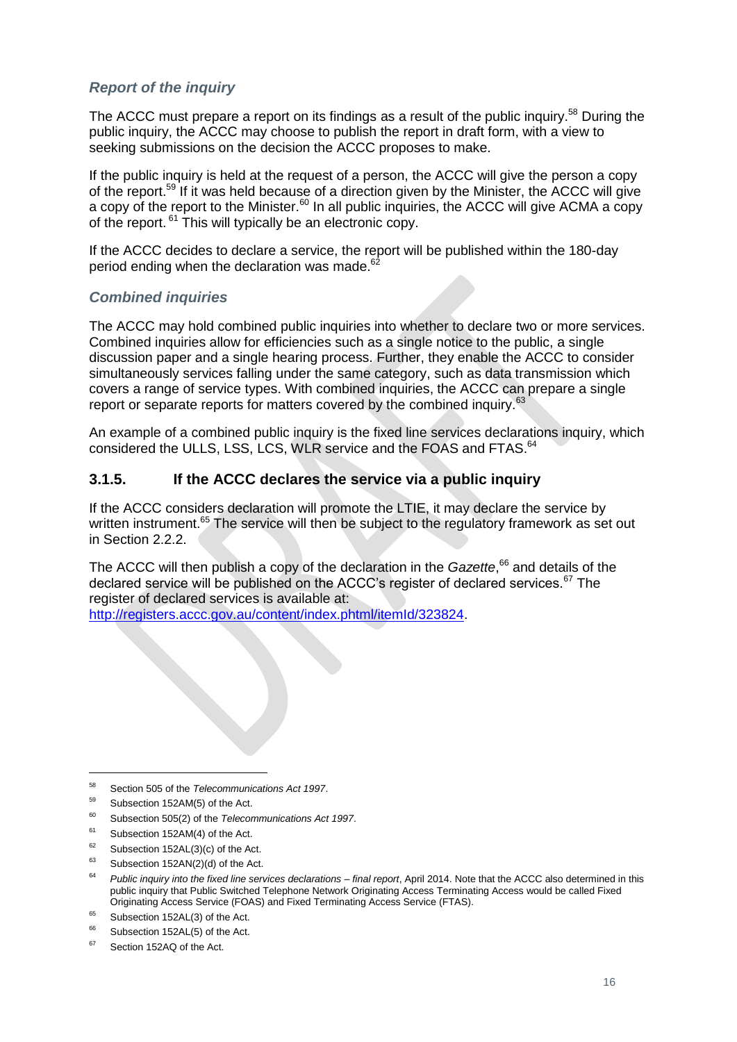### *Report of the inquiry*

The ACCC must prepare a report on its findings as a result of the public inquiry.[58] During the public inquiry, the ACCC may choose to publish the report in draft form, with a view to seeking submissions on the decision the ACCC proposes to make.

If the public inquiry is held at the request of a person, the ACCC will give the person a copy of the report.[59] If it was held because of a direction given by the Minister, the ACCC will give a copy of the report to the Minister.[60] In all public inquiries, the ACCC will give ACMA a copy of the report. [61] This will typically be an electronic copy.

If the ACCC decides to declare a service, the report will be published within the 180-day period ending when the declaration was made.[62]

### *Combined inquiries*

The ACCC may hold combined public inquiries into whether to declare two or more services. Combined inquiries allow for efficiencies such as a single notice to the public, a single discussion paper and a single hearing process. Further, they enable the ACCC to consider simultaneously services falling under the same category, such as data transmission which covers a range of service types. With combined inquiries, the ACCC can prepare a single report or separate reports for matters covered by the combined inquiry.[63]

An example of a combined public inquiry is the fixed line services declarations inquiry, which considered the ULLS, LSS, LCS, WLR service and the FOAS and FTAS.[64]

## 3.1.5. If the ACCC declares the service via a public inquiry

If the ACCC considers declaration will promote the LTIE, it may declare the service by written instrument.[65] The service will then be subject to the regulatory framework as set out in Section 2.2.2.

The ACCC will then publish a copy of the declaration in the *Gazette*,[66] and details of the declared service will be published on the ACCC's register of declared services.[67] The register of declared services is available at: http://registers.accc.gov.au/content/index.phtml/itemId/323824.

---

[58] Section 505 of the *Telecommunications Act 1997*.

[59] Subsection 152AM(5) of the Act.

[60] Subsection 505(2) of the *Telecommunications Act 1997*.

[61] Subsection 152AM(4) of the Act.

[62] Subsection 152AL(3)(c) of the Act.

[63] Subsection 152AN(2)(d) of the Act.

[64] *Public inquiry into the fixed line services declarations – final report*, April 2014. Note that the ACCC also determined in this public inquiry that Public Switched Telephone Network Originating Access Terminating Access would be called Fixed Originating Access Service (FOAS) and Fixed Terminating Access Service (FTAS).

[65] Subsection 152AL(3) of the Act.

[66] Subsection 152AL(5) of the Act.

[67] Section 152AQ of the Act.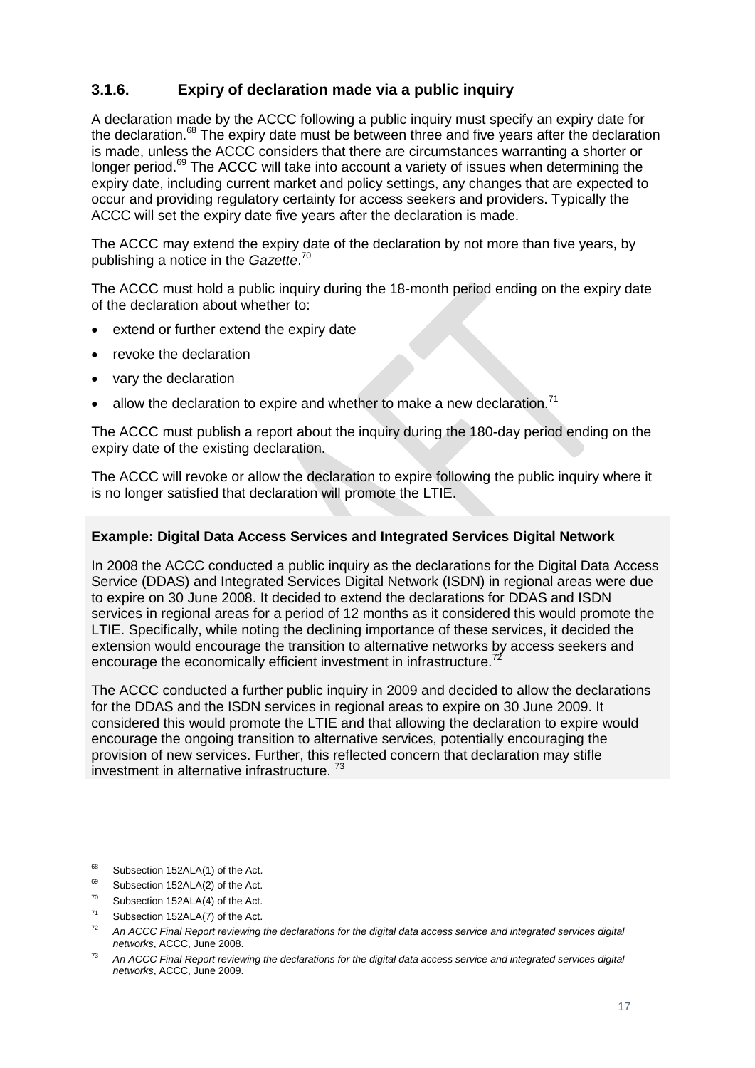### 3.1.6. Expiry of declaration made via a public inquiry

A declaration made by the ACCC following a public inquiry must specify an expiry date for the declaration.[68] The expiry date must be between three and five years after the declaration is made, unless the ACCC considers that there are circumstances warranting a shorter or longer period.[69] The ACCC will take into account a variety of issues when determining the expiry date, including current market and policy settings, any changes that are expected to occur and providing regulatory certainty for access seekers and providers. Typically the ACCC will set the expiry date five years after the declaration is made.

The ACCC may extend the expiry date of the declaration by not more than five years, by publishing a notice in the *Gazette*.[70]

The ACCC must hold a public inquiry during the 18-month period ending on the expiry date of the declaration about whether to:

- extend or further extend the expiry date
- revoke the declaration
- vary the declaration
- allow the declaration to expire and whether to make a new declaration.[71]

The ACCC must publish a report about the inquiry during the 180-day period ending on the expiry date of the existing declaration.

The ACCC will revoke or allow the declaration to expire following the public inquiry where it is no longer satisfied that declaration will promote the LTIE.

**Example: Digital Data Access Services and Integrated Services Digital Network**

In 2008 the ACCC conducted a public inquiry as the declarations for the Digital Data Access Service (DDAS) and Integrated Services Digital Network (ISDN) in regional areas were due to expire on 30 June 2008. It decided to extend the declarations for DDAS and ISDN services in regional areas for a period of 12 months as it considered this would promote the LTIE. Specifically, while noting the declining importance of these services, it decided the extension would encourage the transition to alternative networks by access seekers and encourage the economically efficient investment in infrastructure.[72]

The ACCC conducted a further public inquiry in 2009 and decided to allow the declarations for the DDAS and the ISDN services in regional areas to expire on 30 June 2009. It considered this would promote the LTIE and that allowing the declaration to expire would encourage the ongoing transition to alternative services, potentially encouraging the provision of new services. Further, this reflected concern that declaration may stifle investment in alternative infrastructure. [73]

---

[68] Subsection 152ALA(1) of the Act.

[69] Subsection 152ALA(2) of the Act.

[70] Subsection 152ALA(4) of the Act.

[71] Subsection 152ALA(7) of the Act.

[72] *An ACCC Final Report reviewing the declarations for the digital data access service and integrated services digital networks*, ACCC, June 2008.

[73] *An ACCC Final Report reviewing the declarations for the digital data access service and integrated services digital networks*, ACCC, June 2009.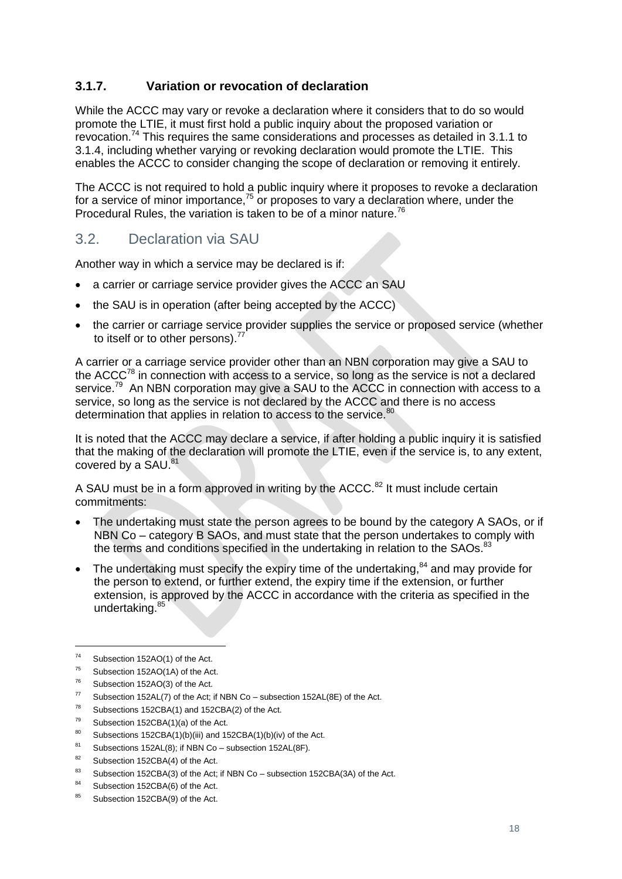### 3.1.7. Variation or revocation of declaration

While the ACCC may vary or revoke a declaration where it considers that to do so would promote the LTIE, it must first hold a public inquiry about the proposed variation or revocation.[74] This requires the same considerations and processes as detailed in 3.1.1 to 3.1.4, including whether varying or revoking declaration would promote the LTIE. This enables the ACCC to consider changing the scope of declaration or removing it entirely.

The ACCC is not required to hold a public inquiry where it proposes to revoke a declaration for a service of minor importance,[75] or proposes to vary a declaration where, under the Procedural Rules, the variation is taken to be of a minor nature.[76]

## 3.2. Declaration via SAU

Another way in which a service may be declared is if:

- a carrier or carriage service provider gives the ACCC an SAU
- the SAU is in operation (after being accepted by the ACCC)
- the carrier or carriage service provider supplies the service or proposed service (whether to itself or to other persons).[77]

A carrier or a carriage service provider other than an NBN corporation may give a SAU to the ACCC[78] in connection with access to a service, so long as the service is not a declared service.[79] An NBN corporation may give a SAU to the ACCC in connection with access to a service, so long as the service is not declared by the ACCC and there is no access determination that applies in relation to access to the service.[80]

It is noted that the ACCC may declare a service, if after holding a public inquiry it is satisfied that the making of the declaration will promote the LTIE, even if the service is, to any extent, covered by a SAU.[81]

A SAU must be in a form approved in writing by the ACCC.[82] It must include certain commitments:

- The undertaking must state the person agrees to be bound by the category A SAOs, or if NBN Co – category B SAOs, and must state that the person undertakes to comply with the terms and conditions specified in the undertaking in relation to the SAOs.[83]
- The undertaking must specify the expiry time of the undertaking,[84] and may provide for the person to extend, or further extend, the expiry time if the extension, or further extension, is approved by the ACCC in accordance with the criteria as specified in the undertaking.[85]

---

[74] Subsection 152AO(1) of the Act.

[75] Subsection 152AO(1A) of the Act.

[76] Subsection 152AO(3) of the Act.

[77] Subsection 152AL(7) of the Act; if NBN Co – subsection 152AL(8E) of the Act.

[78] Subsections 152CBA(1) and 152CBA(2) of the Act.

[79] Subsection 152CBA(1)(a) of the Act.

[80] Subsections 152CBA(1)(b)(iii) and 152CBA(1)(b)(iv) of the Act.

[81] Subsections 152AL(8); if NBN Co – subsection 152AL(8F).

[82] Subsection 152CBA(4) of the Act.

[83] Subsection 152CBA(3) of the Act; if NBN Co – subsection 152CBA(3A) of the Act.

[84] Subsection 152CBA(6) of the Act.

[85] Subsection 152CBA(9) of the Act.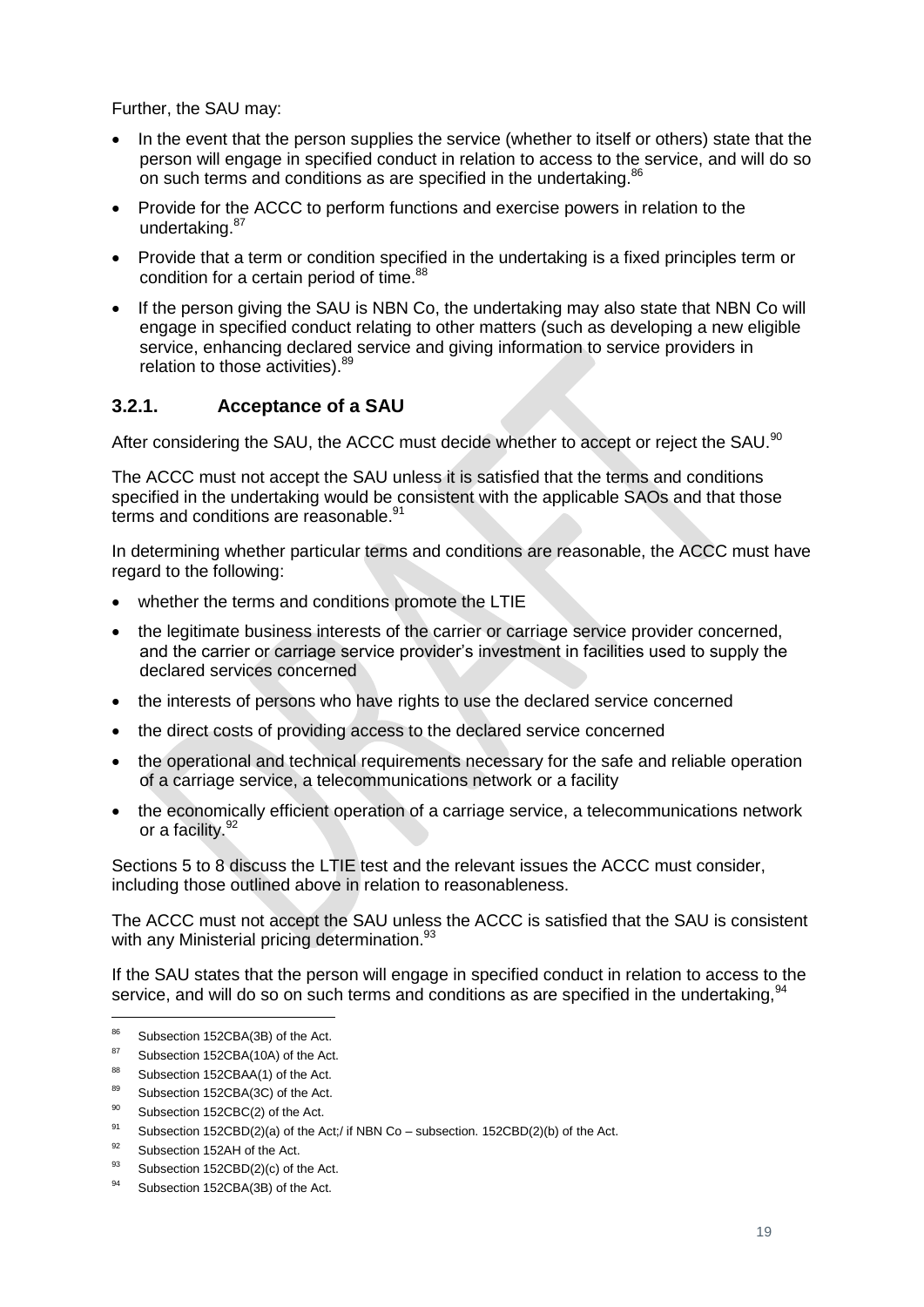Further, the SAU may:

- In the event that the person supplies the service (whether to itself or others) state that the person will engage in specified conduct in relation to access to the service, and will do so on such terms and conditions as are specified in the undertaking.[86]
- Provide for the ACCC to perform functions and exercise powers in relation to the undertaking.[87]
- Provide that a term or condition specified in the undertaking is a fixed principles term or condition for a certain period of time.[88]
- If the person giving the SAU is NBN Co, the undertaking may also state that NBN Co will engage in specified conduct relating to other matters (such as developing a new eligible service, enhancing declared service and giving information to service providers in relation to those activities).[89]

### 3.2.1. Acceptance of a SAU

After considering the SAU, the ACCC must decide whether to accept or reject the SAU.[90]

The ACCC must not accept the SAU unless it is satisfied that the terms and conditions specified in the undertaking would be consistent with the applicable SAOs and that those terms and conditions are reasonable.[91]

In determining whether particular terms and conditions are reasonable, the ACCC must have regard to the following:

- whether the terms and conditions promote the LTIE
- the legitimate business interests of the carrier or carriage service provider concerned, and the carrier or carriage service provider's investment in facilities used to supply the declared services concerned
- the interests of persons who have rights to use the declared service concerned
- the direct costs of providing access to the declared service concerned
- the operational and technical requirements necessary for the safe and reliable operation of a carriage service, a telecommunications network or a facility
- the economically efficient operation of a carriage service, a telecommunications network or a facility.[92]

Sections 5 to 8 discuss the LTIE test and the relevant issues the ACCC must consider, including those outlined above in relation to reasonableness.

The ACCC must not accept the SAU unless the ACCC is satisfied that the SAU is consistent with any Ministerial pricing determination.[93]

If the SAU states that the person will engage in specified conduct in relation to access to the service, and will do so on such terms and conditions as are specified in the undertaking,[94]

---

[86] Subsection 152CBA(3B) of the Act.

[87] Subsection 152CBA(10A) of the Act.

[88] Subsection 152CBAA(1) of the Act.

[89] Subsection 152CBA(3C) of the Act.

[90] Subsection 152CBC(2) of the Act.

[91] Subsection 152CBD(2)(a) of the Act;/ if NBN Co – subsection. 152CBD(2)(b) of the Act.

[92] Subsection 152AH of the Act.

[93] Subsection 152CBD(2)(c) of the Act.

[94] Subsection 152CBA(3B) of the Act.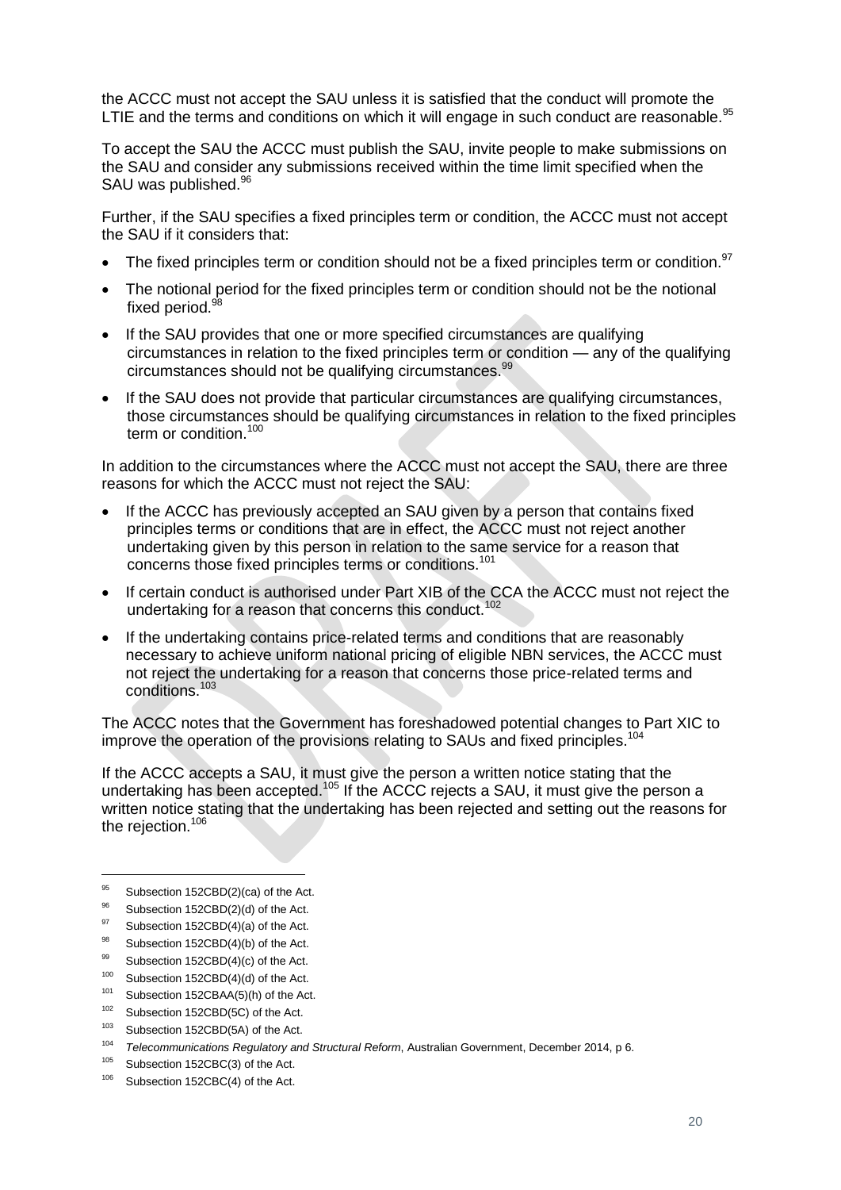the ACCC must not accept the SAU unless it is satisfied that the conduct will promote the LTIE and the terms and conditions on which it will engage in such conduct are reasonable.[95]

To accept the SAU the ACCC must publish the SAU, invite people to make submissions on the SAU and consider any submissions received within the time limit specified when the SAU was published.[96]

Further, if the SAU specifies a fixed principles term or condition, the ACCC must not accept the SAU if it considers that:

- The fixed principles term or condition should not be a fixed principles term or condition.[97]
- The notional period for the fixed principles term or condition should not be the notional fixed period.[98]
- If the SAU provides that one or more specified circumstances are qualifying circumstances in relation to the fixed principles term or condition — any of the qualifying circumstances should not be qualifying circumstances.[99]
- If the SAU does not provide that particular circumstances are qualifying circumstances, those circumstances should be qualifying circumstances in relation to the fixed principles term or condition.[100]

In addition to the circumstances where the ACCC must not accept the SAU, there are three reasons for which the ACCC must not reject the SAU:

- If the ACCC has previously accepted an SAU given by a person that contains fixed principles terms or conditions that are in effect, the ACCC must not reject another undertaking given by this person in relation to the same service for a reason that concerns those fixed principles terms or conditions.[101]
- If certain conduct is authorised under Part XIB of the CCA the ACCC must not reject the undertaking for a reason that concerns this conduct.[102]
- If the undertaking contains price-related terms and conditions that are reasonably necessary to achieve uniform national pricing of eligible NBN services, the ACCC must not reject the undertaking for a reason that concerns those price-related terms and conditions.[103]

The ACCC notes that the Government has foreshadowed potential changes to Part XIC to improve the operation of the provisions relating to SAUs and fixed principles.[104]

If the ACCC accepts a SAU, it must give the person a written notice stating that the undertaking has been accepted.[105] If the ACCC rejects a SAU, it must give the person a written notice stating that the undertaking has been rejected and setting out the reasons for the rejection.[106]

---

[95] Subsection 152CBD(2)(ca) of the Act.

[96] Subsection 152CBD(2)(d) of the Act.

[97] Subsection 152CBD(4)(a) of the Act.

[98] Subsection 152CBD(4)(b) of the Act.

[99] Subsection 152CBD(4)(c) of the Act.

[100] Subsection 152CBD(4)(d) of the Act.

[101] Subsection 152CBAA(5)(h) of the Act.

[102] Subsection 152CBD(5C) of the Act.

[103] Subsection 152CBD(5A) of the Act.

[104] *Telecommunications Regulatory and Structural Reform*, Australian Government, December 2014, p 6.

[105] Subsection 152CBC(3) of the Act.

[106] Subsection 152CBC(4) of the Act.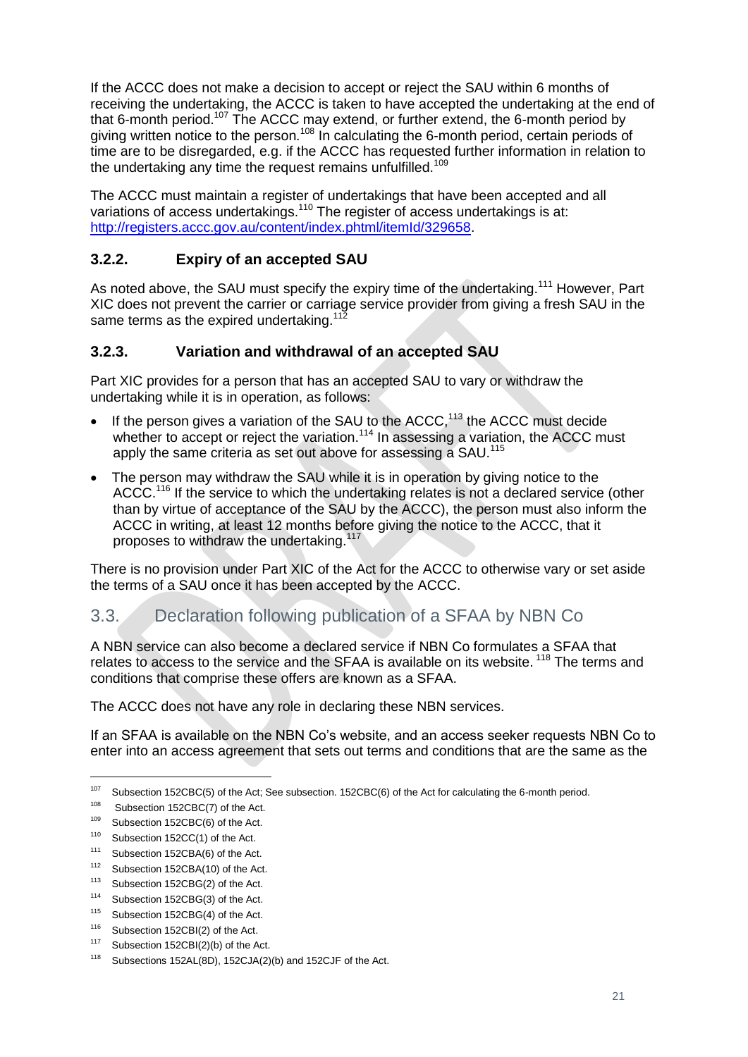If the ACCC does not make a decision to accept or reject the SAU within 6 months of receiving the undertaking, the ACCC is taken to have accepted the undertaking at the end of that 6-month period.[107] The ACCC may extend, or further extend, the 6-month period by giving written notice to the person.[108] In calculating the 6-month period, certain periods of time are to be disregarded, e.g. if the ACCC has requested further information in relation to the undertaking any time the request remains unfulfilled.[109]

The ACCC must maintain a register of undertakings that have been accepted and all variations of access undertakings.[110] The register of access undertakings is at: [http://registers.accc.gov.au/content/index.phtml/itemId/329658](http://registers.accc.gov.au/content/index.phtml/itemId/329658).

### 3.2.2. Expiry of an accepted SAU

As noted above, the SAU must specify the expiry time of the undertaking.[111] However, Part XIC does not prevent the carrier or carriage service provider from giving a fresh SAU in the same terms as the expired undertaking.[112]

### 3.2.3. Variation and withdrawal of an accepted SAU

Part XIC provides for a person that has an accepted SAU to vary or withdraw the undertaking while it is in operation, as follows:

- If the person gives a variation of the SAU to the ACCC,[113] the ACCC must decide whether to accept or reject the variation.[114] In assessing a variation, the ACCC must apply the same criteria as set out above for assessing a SAU.[115]
- The person may withdraw the SAU while it is in operation by giving notice to the ACCC.[116] If the service to which the undertaking relates is not a declared service (other than by virtue of acceptance of the SAU by the ACCC), the person must also inform the ACCC in writing, at least 12 months before giving the notice to the ACCC, that it proposes to withdraw the undertaking.[117]

There is no provision under Part XIC of the Act for the ACCC to otherwise vary or set aside the terms of a SAU once it has been accepted by the ACCC.

## 3.3. Declaration following publication of a SFAA by NBN Co

A NBN service can also become a declared service if NBN Co formulates a SFAA that relates to access to the service and the SFAA is available on its website.[118] The terms and conditions that comprise these offers are known as a SFAA.

The ACCC does not have any role in declaring these NBN services.

If an SFAA is available on the NBN Co's website, and an access seeker requests NBN Co to enter into an access agreement that sets out terms and conditions that are the same as the

---

[107] Subsection 152CBC(5) of the Act; See subsection. 152CBC(6) of the Act for calculating the 6-month period.

[108] Subsection 152CBC(7) of the Act.

[109] Subsection 152CBC(6) of the Act.

[110] Subsection 152CC(1) of the Act.

[111] Subsection 152CBA(6) of the Act.

[112] Subsection 152CBA(10) of the Act.

[113] Subsection 152CBG(2) of the Act.

[114] Subsection 152CBG(3) of the Act.

[115] Subsection 152CBG(4) of the Act.

[116] Subsection 152CBI(2) of the Act.

[117] Subsection 152CBI(2)(b) of the Act.

[118] Subsections 152AL(8D), 152CJA(2)(b) and 152CJF of the Act.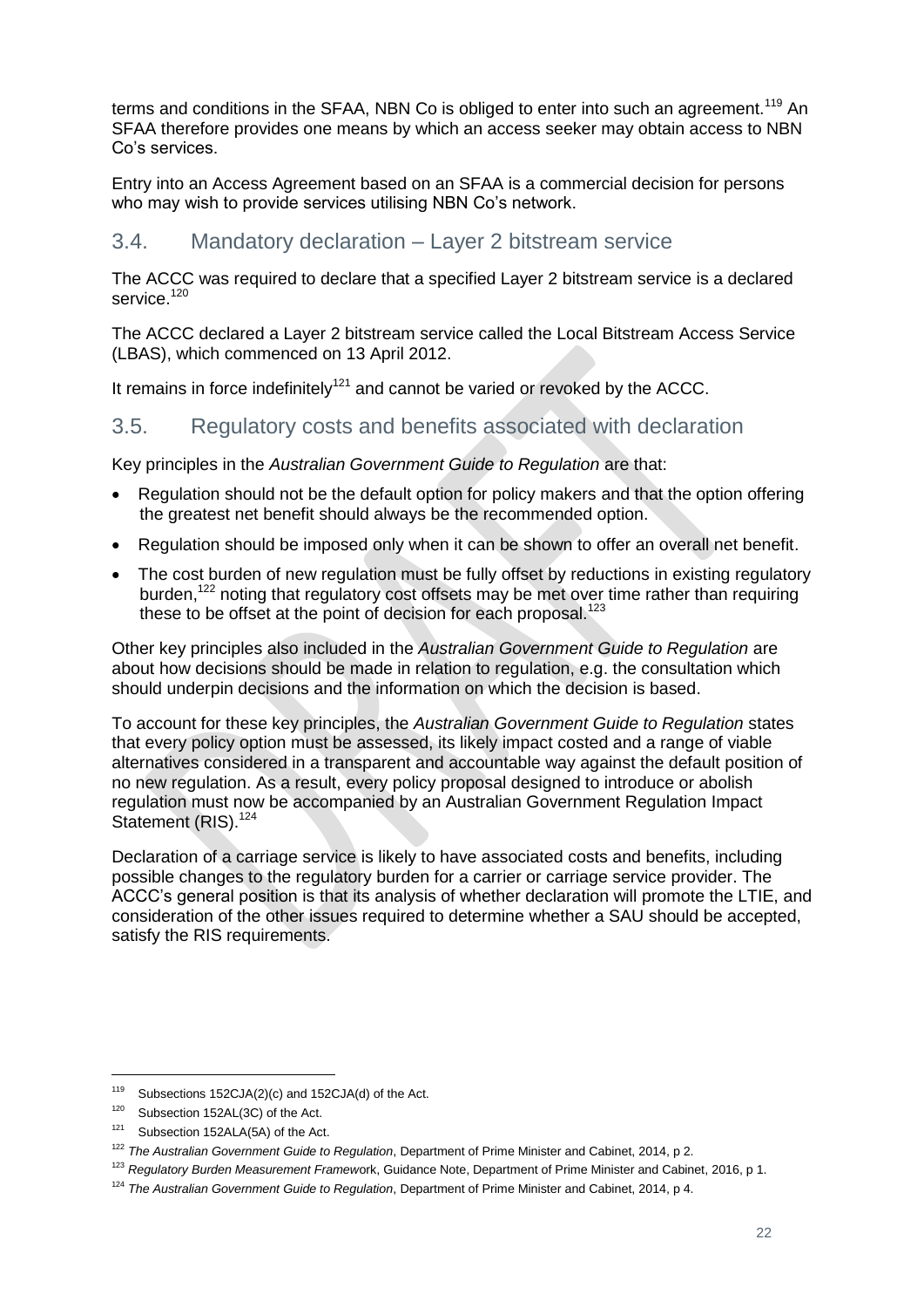terms and conditions in the SFAA, NBN Co is obliged to enter into such an agreement.[119] An SFAA therefore provides one means by which an access seeker may obtain access to NBN Co's services.

Entry into an Access Agreement based on an SFAA is a commercial decision for persons who may wish to provide services utilising NBN Co's network.

## 3.4. Mandatory declaration – Layer 2 bitstream service

The ACCC was required to declare that a specified Layer 2 bitstream service is a declared service.[120]

The ACCC declared a Layer 2 bitstream service called the Local Bitstream Access Service (LBAS), which commenced on 13 April 2012.

It remains in force indefinitely[121] and cannot be varied or revoked by the ACCC.

## 3.5. Regulatory costs and benefits associated with declaration

Key principles in the *Australian Government Guide to Regulation* are that:

- Regulation should not be the default option for policy makers and that the option offering the greatest net benefit should always be the recommended option.
- Regulation should be imposed only when it can be shown to offer an overall net benefit.
- The cost burden of new regulation must be fully offset by reductions in existing regulatory burden,[122] noting that regulatory cost offsets may be met over time rather than requiring these to be offset at the point of decision for each proposal.[123]

Other key principles also included in the *Australian Government Guide to Regulation* are about how decisions should be made in relation to regulation, e.g. the consultation which should underpin decisions and the information on which the decision is based.

To account for these key principles, the *Australian Government Guide to Regulation* states that every policy option must be assessed, its likely impact costed and a range of viable alternatives considered in a transparent and accountable way against the default position of no new regulation. As a result, every policy proposal designed to introduce or abolish regulation must now be accompanied by an Australian Government Regulation Impact Statement (RIS).[124]

Declaration of a carriage service is likely to have associated costs and benefits, including possible changes to the regulatory burden for a carrier or carriage service provider. The ACCC's general position is that its analysis of whether declaration will promote the LTIE, and consideration of the other issues required to determine whether a SAU should be accepted, satisfy the RIS requirements.

---

[119] Subsections 152CJA(2)(c) and 152CJA(d) of the Act.

[120] Subsection 152AL(3C) of the Act.

[121] Subsection 152ALA(5A) of the Act.

[122] *The Australian Government Guide to Regulation*, Department of Prime Minister and Cabinet, 2014, p 2.

[123] *Regulatory Burden Measurement Framew*ork, Guidance Note, Department of Prime Minister and Cabinet, 2016, p 1.

[124] *The Australian Government Guide to Regulation*, Department of Prime Minister and Cabinet, 2014, p 4.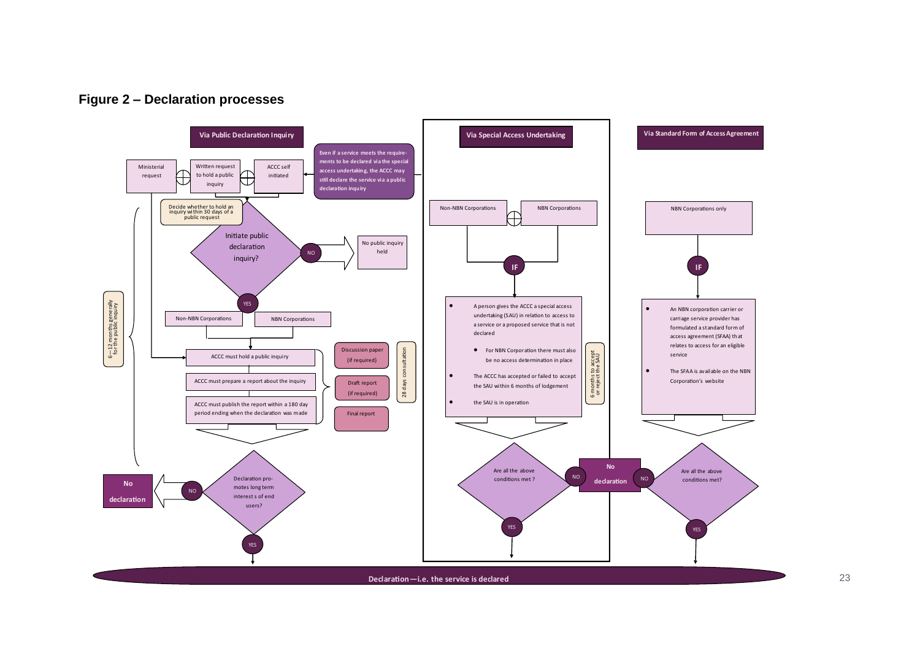**Figure 2 – Declaration processes**

**Via Public Declaration Inquiry**

Ministerial request ⊕ Written request to hold a public inquiry ⊕ ACCC self initiated

Even if a service meets the requirements to be declared via the special access undertaking, the ACCC may still declare the service via a public declaration inquiry

Decide whether to hold an inquiry within 30 days of a public request

Initiate public declaration inquiry? — NO → No public inquiry held

YES

Non-NBN Corporations | NBN Corporations

ACCC must hold a public inquiry

ACCC must prepare a report about the inquiry

ACCC must publish the report within a 180 day period ending when the declaration was made

Discussion paper (if required)

Draft report (if required)

Final report

28 days consultation

6—12 months generally for the public inquiry

Declaration promotes long term interest s of end users? — NO → No declaration

YES

**Via Special Access Undertaking**

Non-NBN Corporations ⊕ NBN Corporations

IF

- A person gives the ACCC a special access undertaking (SAU) in relation to access to a service or a proposed service that is not declared
  - For NBN Corporation there must also be no access determination in place
- The ACCC has accepted or failed to accept the SAU within 6 months of lodgement
- the SAU is in operation

6 months to accept or reject the SAU

Are all the above conditions met ? — NO → No declaration

YES

**Via Standard Form of Access Agreement**

NBN Corporations only

IF

- An NBN corporation carrier or carriage service provider has formulated a standard form of access agreement (SFAA) that relates to access for an eligible service
- The SFAA is available on the NBN Corporation's website

Are all the above conditions met? — NO → No declaration

YES

**Declaration—i.e. the service is declared**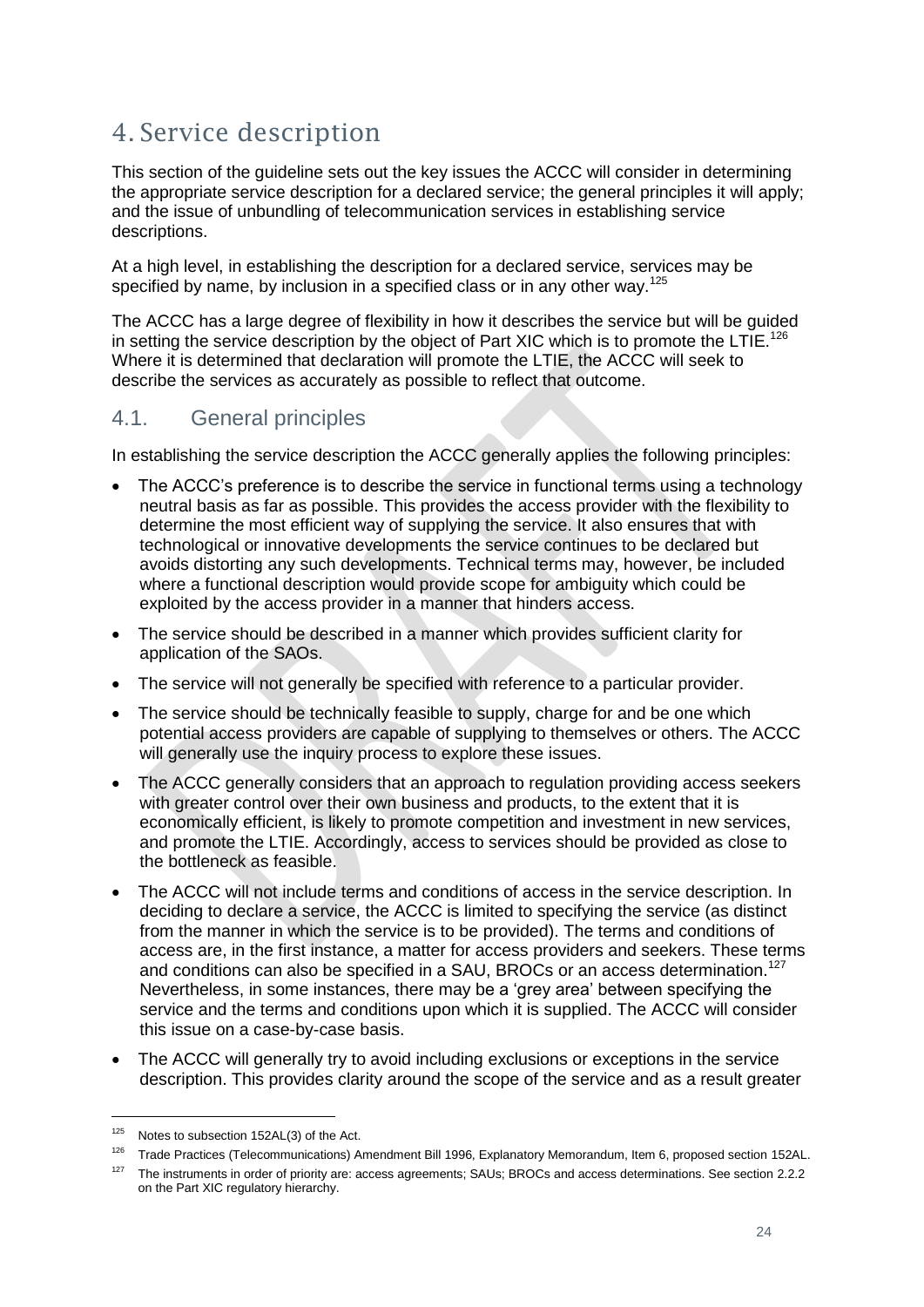# 4. Service description

This section of the guideline sets out the key issues the ACCC will consider in determining the appropriate service description for a declared service; the general principles it will apply; and the issue of unbundling of telecommunication services in establishing service descriptions.

At a high level, in establishing the description for a declared service, services may be specified by name, by inclusion in a specified class or in any other way.[125]

The ACCC has a large degree of flexibility in how it describes the service but will be guided in setting the service description by the object of Part XIC which is to promote the LTIE.[126] Where it is determined that declaration will promote the LTIE, the ACCC will seek to describe the services as accurately as possible to reflect that outcome.

## 4.1. General principles

In establishing the service description the ACCC generally applies the following principles:

- The ACCC's preference is to describe the service in functional terms using a technology neutral basis as far as possible. This provides the access provider with the flexibility to determine the most efficient way of supplying the service. It also ensures that with technological or innovative developments the service continues to be declared but avoids distorting any such developments. Technical terms may, however, be included where a functional description would provide scope for ambiguity which could be exploited by the access provider in a manner that hinders access.
- The service should be described in a manner which provides sufficient clarity for application of the SAOs.
- The service will not generally be specified with reference to a particular provider.
- The service should be technically feasible to supply, charge for and be one which potential access providers are capable of supplying to themselves or others. The ACCC will generally use the inquiry process to explore these issues.
- The ACCC generally considers that an approach to regulation providing access seekers with greater control over their own business and products, to the extent that it is economically efficient, is likely to promote competition and investment in new services, and promote the LTIE. Accordingly, access to services should be provided as close to the bottleneck as feasible.
- The ACCC will not include terms and conditions of access in the service description. In deciding to declare a service, the ACCC is limited to specifying the service (as distinct from the manner in which the service is to be provided). The terms and conditions of access are, in the first instance, a matter for access providers and seekers. These terms and conditions can also be specified in a SAU, BROCs or an access determination.[127] Nevertheless, in some instances, there may be a 'grey area' between specifying the service and the terms and conditions upon which it is supplied. The ACCC will consider this issue on a case-by-case basis.
- The ACCC will generally try to avoid including exclusions or exceptions in the service description. This provides clarity around the scope of the service and as a result greater

---

[125] Notes to subsection 152AL(3) of the Act.

[126] Trade Practices (Telecommunications) Amendment Bill 1996, Explanatory Memorandum, Item 6, proposed section 152AL.

[127] The instruments in order of priority are: access agreements; SAUs; BROCs and access determinations. See section 2.2.2 on the Part XIC regulatory hierarchy.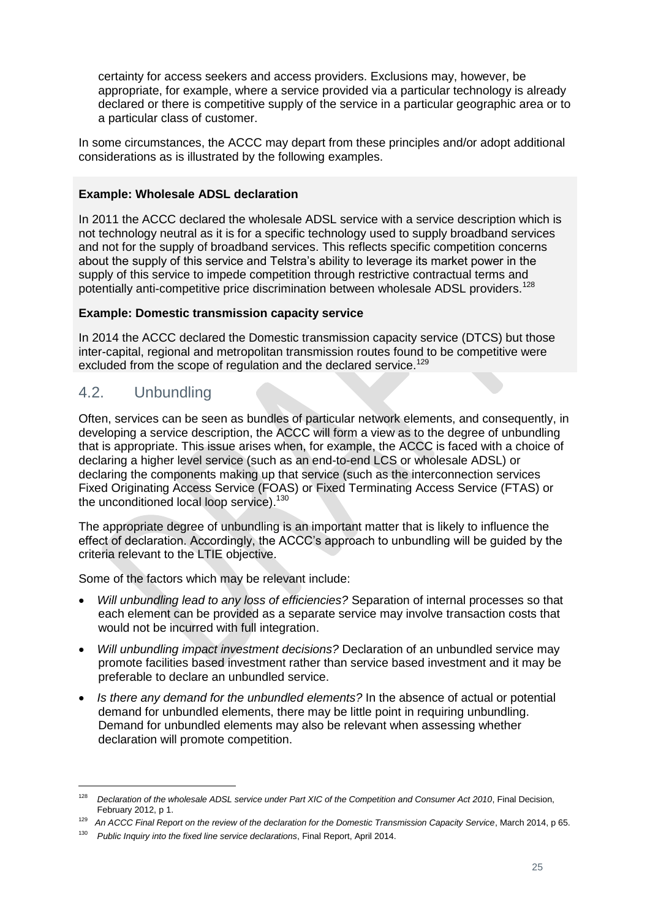certainty for access seekers and access providers. Exclusions may, however, be appropriate, for example, where a service provided via a particular technology is already declared or there is competitive supply of the service in a particular geographic area or to a particular class of customer.

In some circumstances, the ACCC may depart from these principles and/or adopt additional considerations as is illustrated by the following examples.

**Example: Wholesale ADSL declaration**

In 2011 the ACCC declared the wholesale ADSL service with a service description which is not technology neutral as it is for a specific technology used to supply broadband services and not for the supply of broadband services. This reflects specific competition concerns about the supply of this service and Telstra's ability to leverage its market power in the supply of this service to impede competition through restrictive contractual terms and potentially anti-competitive price discrimination between wholesale ADSL providers.[128]

**Example: Domestic transmission capacity service**

In 2014 the ACCC declared the Domestic transmission capacity service (DTCS) but those inter-capital, regional and metropolitan transmission routes found to be competitive were excluded from the scope of regulation and the declared service.[129]

## 4.2. Unbundling

Often, services can be seen as bundles of particular network elements, and consequently, in developing a service description, the ACCC will form a view as to the degree of unbundling that is appropriate. This issue arises when, for example, the ACCC is faced with a choice of declaring a higher level service (such as an end-to-end LCS or wholesale ADSL) or declaring the components making up that service (such as the interconnection services Fixed Originating Access Service (FOAS) or Fixed Terminating Access Service (FTAS) or the unconditioned local loop service).[130]

The appropriate degree of unbundling is an important matter that is likely to influence the effect of declaration. Accordingly, the ACCC's approach to unbundling will be guided by the criteria relevant to the LTIE objective.

Some of the factors which may be relevant include:

- *Will unbundling lead to any loss of efficiencies?* Separation of internal processes so that each element can be provided as a separate service may involve transaction costs that would not be incurred with full integration.
- *Will unbundling impact investment decisions?* Declaration of an unbundled service may promote facilities based investment rather than service based investment and it may be preferable to declare an unbundled service.
- *Is there any demand for the unbundled elements?* In the absence of actual or potential demand for unbundled elements, there may be little point in requiring unbundling. Demand for unbundled elements may also be relevant when assessing whether declaration will promote competition.

---

[128] *Declaration of the wholesale ADSL service under Part XIC of the Competition and Consumer Act 2010*, Final Decision, February 2012, p 1.

[129] *An ACCC Final Report on the review of the declaration for the Domestic Transmission Capacity Service*, March 2014, p 65.

[130] *Public Inquiry into the fixed line service declarations*, Final Report, April 2014.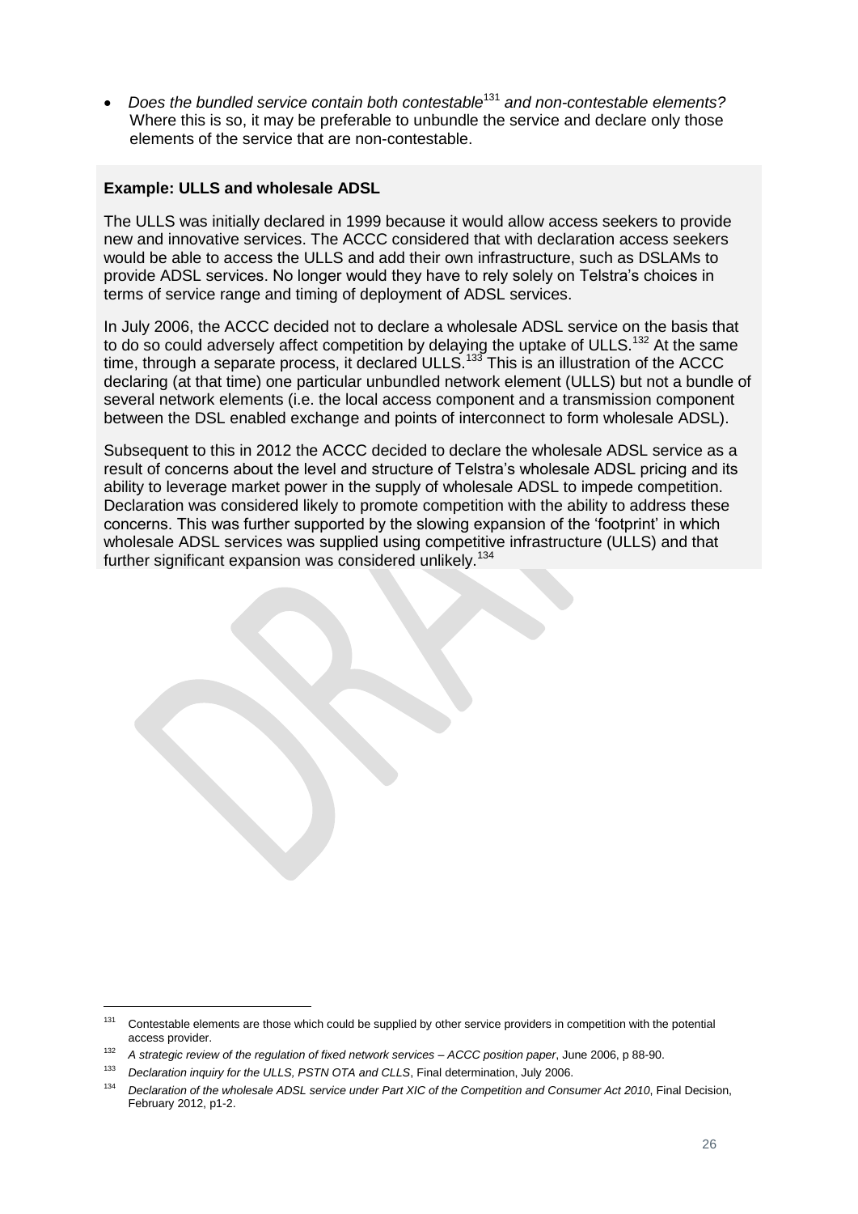- *Does the bundled service contain both contestable*[131] *and non-contestable elements?* Where this is so, it may be preferable to unbundle the service and declare only those elements of the service that are non-contestable.

**Example: ULLS and wholesale ADSL**

The ULLS was initially declared in 1999 because it would allow access seekers to provide new and innovative services. The ACCC considered that with declaration access seekers would be able to access the ULLS and add their own infrastructure, such as DSLAMs to provide ADSL services. No longer would they have to rely solely on Telstra's choices in terms of service range and timing of deployment of ADSL services.

In July 2006, the ACCC decided not to declare a wholesale ADSL service on the basis that to do so could adversely affect competition by delaying the uptake of ULLS.[132] At the same time, through a separate process, it declared ULLS.[133] This is an illustration of the ACCC declaring (at that time) one particular unbundled network element (ULLS) but not a bundle of several network elements (i.e. the local access component and a transmission component between the DSL enabled exchange and points of interconnect to form wholesale ADSL).

Subsequent to this in 2012 the ACCC decided to declare the wholesale ADSL service as a result of concerns about the level and structure of Telstra's wholesale ADSL pricing and its ability to leverage market power in the supply of wholesale ADSL to impede competition. Declaration was considered likely to promote competition with the ability to address these concerns. This was further supported by the slowing expansion of the 'footprint' in which wholesale ADSL services was supplied using competitive infrastructure (ULLS) and that further significant expansion was considered unlikely.[134]

---

[131] Contestable elements are those which could be supplied by other service providers in competition with the potential access provider.

[132] *A strategic review of the regulation of fixed network services – ACCC position paper*, June 2006, p 88-90.

[133] *Declaration inquiry for the ULLS, PSTN OTA and CLLS*, Final determination, July 2006.

[134] *Declaration of the wholesale ADSL service under Part XIC of the Competition and Consumer Act 2010*, Final Decision, February 2012, p1-2.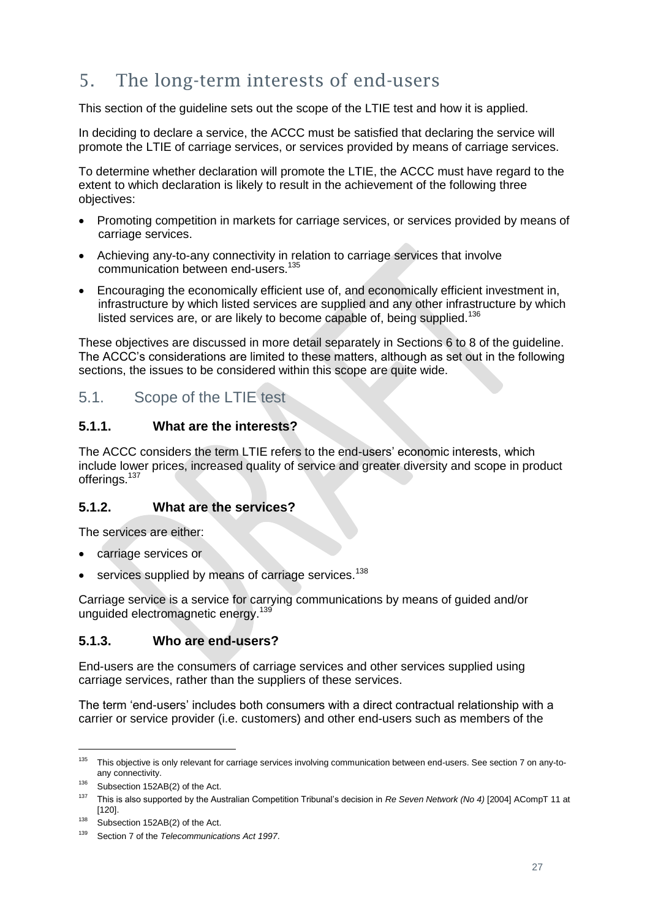# 5. The long-term interests of end-users

This section of the guideline sets out the scope of the LTIE test and how it is applied.

In deciding to declare a service, the ACCC must be satisfied that declaring the service will promote the LTIE of carriage services, or services provided by means of carriage services.

To determine whether declaration will promote the LTIE, the ACCC must have regard to the extent to which declaration is likely to result in the achievement of the following three objectives:

- Promoting competition in markets for carriage services, or services provided by means of carriage services.
- Achieving any-to-any connectivity in relation to carriage services that involve communication between end-users.[135]
- Encouraging the economically efficient use of, and economically efficient investment in, infrastructure by which listed services are supplied and any other infrastructure by which listed services are, or are likely to become capable of, being supplied.[136]

These objectives are discussed in more detail separately in Sections 6 to 8 of the guideline. The ACCC's considerations are limited to these matters, although as set out in the following sections, the issues to be considered within this scope are quite wide.

## 5.1. Scope of the LTIE test

### 5.1.1. What are the interests?

The ACCC considers the term LTIE refers to the end-users' economic interests, which include lower prices, increased quality of service and greater diversity and scope in product offerings.[137]

### 5.1.2. What are the services?

The services are either:

- carriage services or
- services supplied by means of carriage services.[138]

Carriage service is a service for carrying communications by means of guided and/or unguided electromagnetic energy.[139]

### 5.1.3. Who are end-users?

End-users are the consumers of carriage services and other services supplied using carriage services, rather than the suppliers of these services.

The term 'end-users' includes both consumers with a direct contractual relationship with a carrier or service provider (i.e. customers) and other end-users such as members of the

---

[135] This objective is only relevant for carriage services involving communication between end-users. See section 7 on any-to-any connectivity.

[136] Subsection 152AB(2) of the Act.

[137] This is also supported by the Australian Competition Tribunal's decision in *Re Seven Network (No 4)* [2004] ACompT 11 at [120].

[138] Subsection 152AB(2) of the Act.

[139] Section 7 of the *Telecommunications Act 1997*.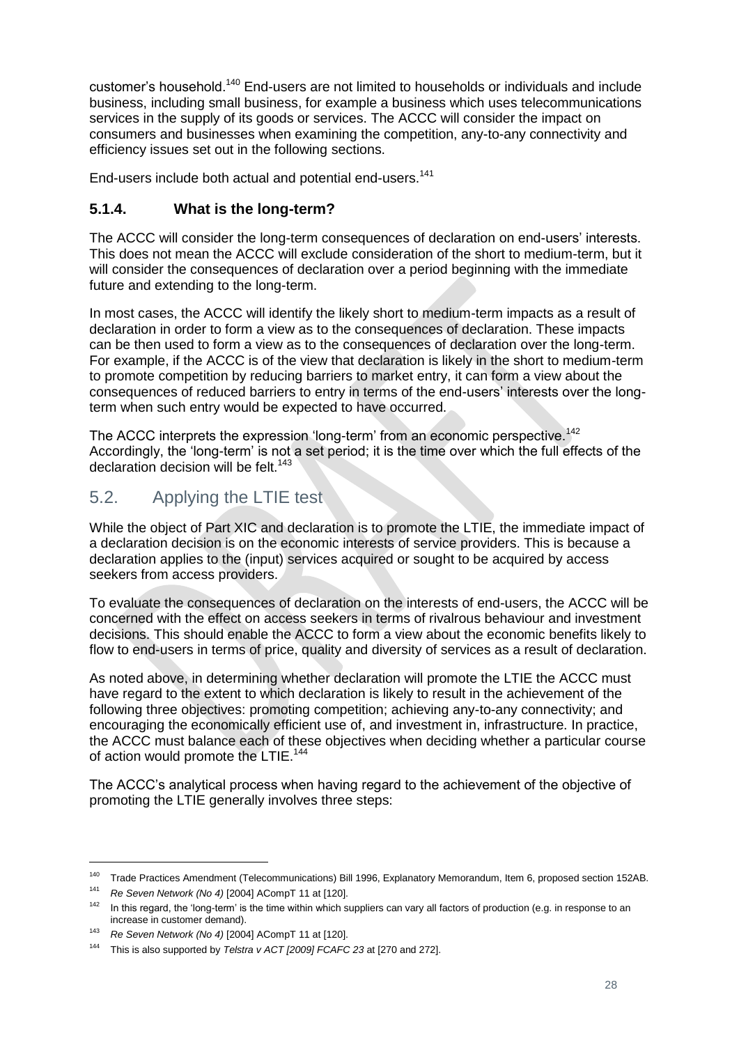customer's household.[140] End-users are not limited to households or individuals and include business, including small business, for example a business which uses telecommunications services in the supply of its goods or services. The ACCC will consider the impact on consumers and businesses when examining the competition, any-to-any connectivity and efficiency issues set out in the following sections.

End-users include both actual and potential end-users.[141]

### 5.1.4. What is the long-term?

The ACCC will consider the long-term consequences of declaration on end-users' interests. This does not mean the ACCC will exclude consideration of the short to medium-term, but it will consider the consequences of declaration over a period beginning with the immediate future and extending to the long-term.

In most cases, the ACCC will identify the likely short to medium-term impacts as a result of declaration in order to form a view as to the consequences of declaration. These impacts can be then used to form a view as to the consequences of declaration over the long-term. For example, if the ACCC is of the view that declaration is likely in the short to medium-term to promote competition by reducing barriers to market entry, it can form a view about the consequences of reduced barriers to entry in terms of the end-users' interests over the long-term when such entry would be expected to have occurred.

The ACCC interprets the expression 'long-term' from an economic perspective.[142] Accordingly, the 'long-term' is not a set period; it is the time over which the full effects of the declaration decision will be felt.[143]

## 5.2. Applying the LTIE test

While the object of Part XIC and declaration is to promote the LTIE, the immediate impact of a declaration decision is on the economic interests of service providers. This is because a declaration applies to the (input) services acquired or sought to be acquired by access seekers from access providers.

To evaluate the consequences of declaration on the interests of end-users, the ACCC will be concerned with the effect on access seekers in terms of rivalrous behaviour and investment decisions. This should enable the ACCC to form a view about the economic benefits likely to flow to end-users in terms of price, quality and diversity of services as a result of declaration.

As noted above, in determining whether declaration will promote the LTIE the ACCC must have regard to the extent to which declaration is likely to result in the achievement of the following three objectives: promoting competition; achieving any-to-any connectivity; and encouraging the economically efficient use of, and investment in, infrastructure. In practice, the ACCC must balance each of these objectives when deciding whether a particular course of action would promote the LTIE.[144]

The ACCC's analytical process when having regard to the achievement of the objective of promoting the LTIE generally involves three steps:

---

[140] Trade Practices Amendment (Telecommunications) Bill 1996, Explanatory Memorandum, Item 6, proposed section 152AB.

[141] *Re Seven Network (No 4)* [2004] ACompT 11 at [120].

[142] In this regard, the 'long-term' is the time within which suppliers can vary all factors of production (e.g. in response to an increase in customer demand).

[143] *Re Seven Network (No 4)* [2004] ACompT 11 at [120].

[144] This is also supported by *Telstra v ACT [2009] FCAFC 23* at [270 and 272].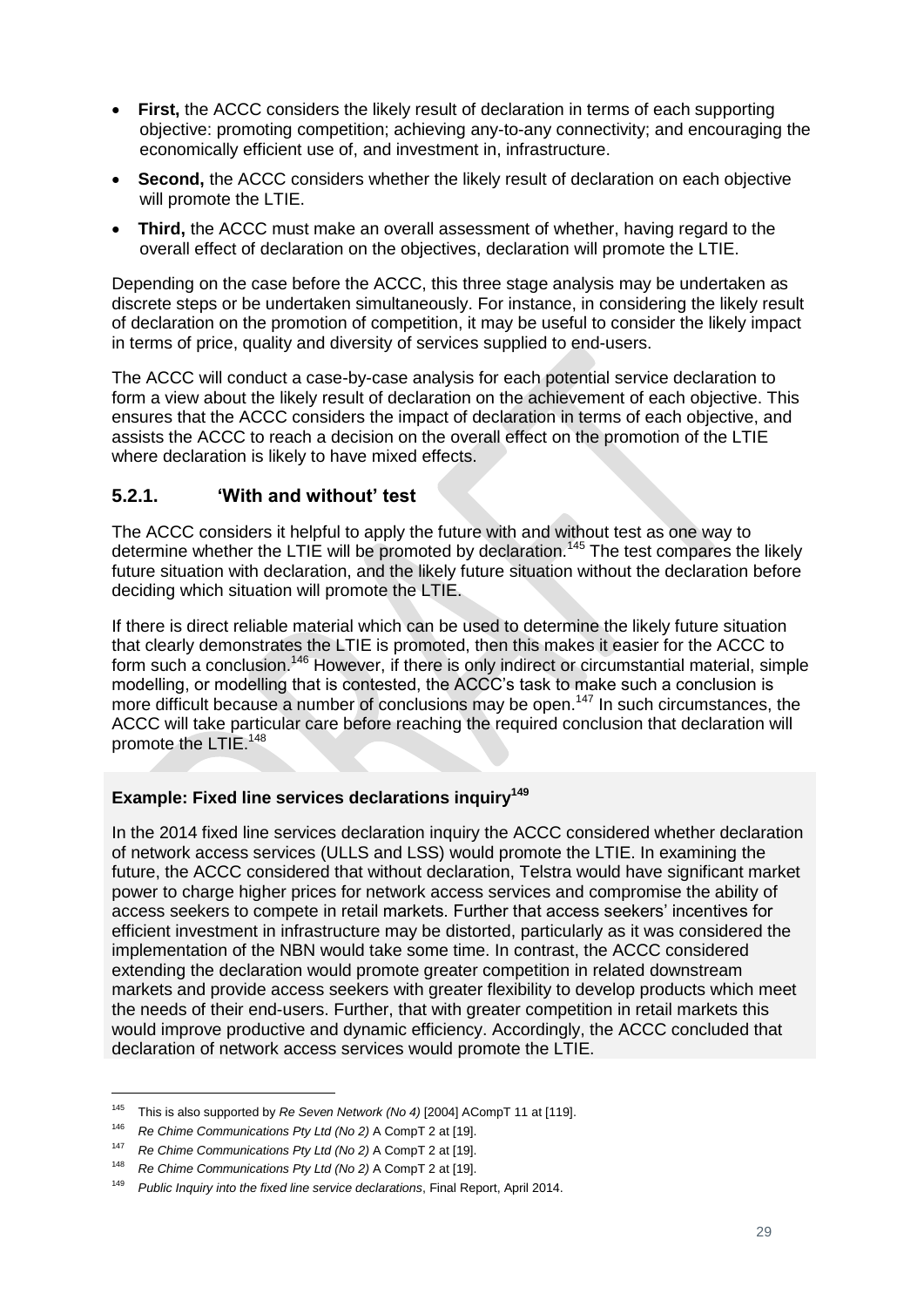- **First,** the ACCC considers the likely result of declaration in terms of each supporting objective: promoting competition; achieving any-to-any connectivity; and encouraging the economically efficient use of, and investment in, infrastructure.
- **Second,** the ACCC considers whether the likely result of declaration on each objective will promote the LTIE.
- **Third,** the ACCC must make an overall assessment of whether, having regard to the overall effect of declaration on the objectives, declaration will promote the LTIE.

Depending on the case before the ACCC, this three stage analysis may be undertaken as discrete steps or be undertaken simultaneously. For instance, in considering the likely result of declaration on the promotion of competition, it may be useful to consider the likely impact in terms of price, quality and diversity of services supplied to end-users.

The ACCC will conduct a case-by-case analysis for each potential service declaration to form a view about the likely result of declaration on the achievement of each objective. This ensures that the ACCC considers the impact of declaration in terms of each objective, and assists the ACCC to reach a decision on the overall effect on the promotion of the LTIE where declaration is likely to have mixed effects.

### 5.2.1. 'With and without' test

The ACCC considers it helpful to apply the future with and without test as one way to determine whether the LTIE will be promoted by declaration.[145] The test compares the likely future situation with declaration, and the likely future situation without the declaration before deciding which situation will promote the LTIE.

If there is direct reliable material which can be used to determine the likely future situation that clearly demonstrates the LTIE is promoted, then this makes it easier for the ACCC to form such a conclusion.[146] However, if there is only indirect or circumstantial material, simple modelling, or modelling that is contested, the ACCC's task to make such a conclusion is more difficult because a number of conclusions may be open.[147] In such circumstances, the ACCC will take particular care before reaching the required conclusion that declaration will promote the LTIE.[148]

**Example: Fixed line services declarations inquiry[149]**

In the 2014 fixed line services declaration inquiry the ACCC considered whether declaration of network access services (ULLS and LSS) would promote the LTIE. In examining the future, the ACCC considered that without declaration, Telstra would have significant market power to charge higher prices for network access services and compromise the ability of access seekers to compete in retail markets. Further that access seekers' incentives for efficient investment in infrastructure may be distorted, particularly as it was considered the implementation of the NBN would take some time. In contrast, the ACCC considered extending the declaration would promote greater competition in related downstream markets and provide access seekers with greater flexibility to develop products which meet the needs of their end-users. Further, that with greater competition in retail markets this would improve productive and dynamic efficiency. Accordingly, the ACCC concluded that declaration of network access services would promote the LTIE.

---

[145] This is also supported by *Re Seven Network (No 4)* [2004] ACompT 11 at [119].

[146] *Re Chime Communications Pty Ltd (No 2)* A CompT 2 at [19].

[147] *Re Chime Communications Pty Ltd (No 2)* A CompT 2 at [19].

[148] *Re Chime Communications Pty Ltd (No 2)* A CompT 2 at [19].

[149] *Public Inquiry into the fixed line service declarations*, Final Report, April 2014.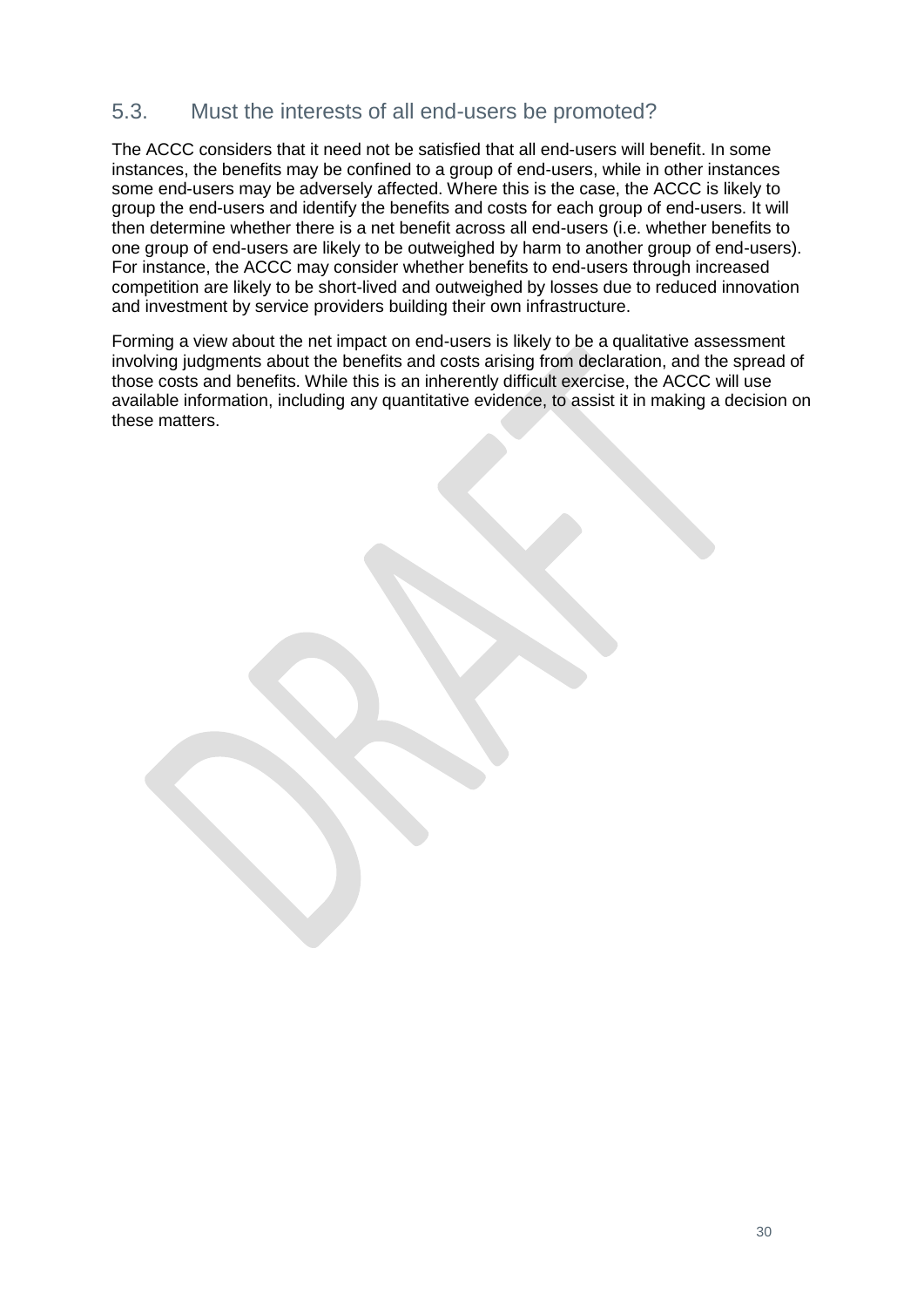## 5.3. Must the interests of all end-users be promoted?

The ACCC considers that it need not be satisfied that all end-users will benefit. In some instances, the benefits may be confined to a group of end-users, while in other instances some end-users may be adversely affected. Where this is the case, the ACCC is likely to group the end-users and identify the benefits and costs for each group of end-users. It will then determine whether there is a net benefit across all end-users (i.e. whether benefits to one group of end-users are likely to be outweighed by harm to another group of end-users). For instance, the ACCC may consider whether benefits to end-users through increased competition are likely to be short-lived and outweighed by losses due to reduced innovation and investment by service providers building their own infrastructure.

Forming a view about the net impact on end-users is likely to be a qualitative assessment involving judgments about the benefits and costs arising from declaration, and the spread of those costs and benefits. While this is an inherently difficult exercise, the ACCC will use available information, including any quantitative evidence, to assist it in making a decision on these matters.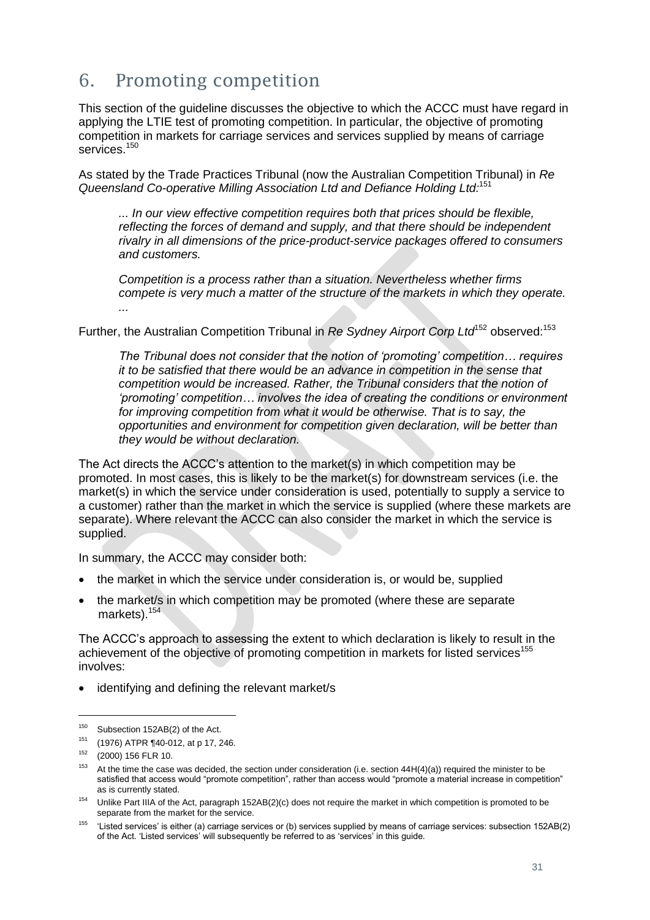# 6. Promoting competition

This section of the guideline discusses the objective to which the ACCC must have regard in applying the LTIE test of promoting competition. In particular, the objective of promoting competition in markets for carriage services and services supplied by means of carriage services.[150]

As stated by the Trade Practices Tribunal (now the Australian Competition Tribunal) in *Re Queensland Co-operative Milling Association Ltd and Defiance Holding Ltd*:[151]

> *... In our view effective competition requires both that prices should be flexible, reflecting the forces of demand and supply, and that there should be independent rivalry in all dimensions of the price-product-service packages offered to consumers and customers.*
>
> *Competition is a process rather than a situation. Nevertheless whether firms compete is very much a matter of the structure of the markets in which they operate. ...*

Further, the Australian Competition Tribunal in *Re Sydney Airport Corp Ltd*[152] observed:[153]

> *The Tribunal does not consider that the notion of 'promoting' competition… requires it to be satisfied that there would be an advance in competition in the sense that competition would be increased. Rather, the Tribunal considers that the notion of 'promoting' competition… involves the idea of creating the conditions or environment for improving competition from what it would be otherwise. That is to say, the opportunities and environment for competition given declaration, will be better than they would be without declaration.*

The Act directs the ACCC's attention to the market(s) in which competition may be promoted. In most cases, this is likely to be the market(s) for downstream services (i.e. the market(s) in which the service under consideration is used, potentially to supply a service to a customer) rather than the market in which the service is supplied (where these markets are separate). Where relevant the ACCC can also consider the market in which the service is supplied.

In summary, the ACCC may consider both:

- the market in which the service under consideration is, or would be, supplied
- the market/s in which competition may be promoted (where these are separate markets).[154]

The ACCC's approach to assessing the extent to which declaration is likely to result in the achievement of the objective of promoting competition in markets for listed services[155] involves:

- identifying and defining the relevant market/s

---

[150] Subsection 152AB(2) of the Act.

[151] (1976) ATPR ¶40-012, at p 17, 246.

[152] (2000) 156 FLR 10.

[153] At the time the case was decided, the section under consideration (i.e. section 44H(4)(a)) required the minister to be satisfied that access would "promote competition", rather than access would "promote a material increase in competition" as is currently stated.

[154] Unlike Part IIIA of the Act, paragraph 152AB(2)(c) does not require the market in which competition is promoted to be separate from the market for the service.

[155] 'Listed services' is either (a) carriage services or (b) services supplied by means of carriage services: subsection 152AB(2) of the Act. 'Listed services' will subsequently be referred to as 'services' in this guide.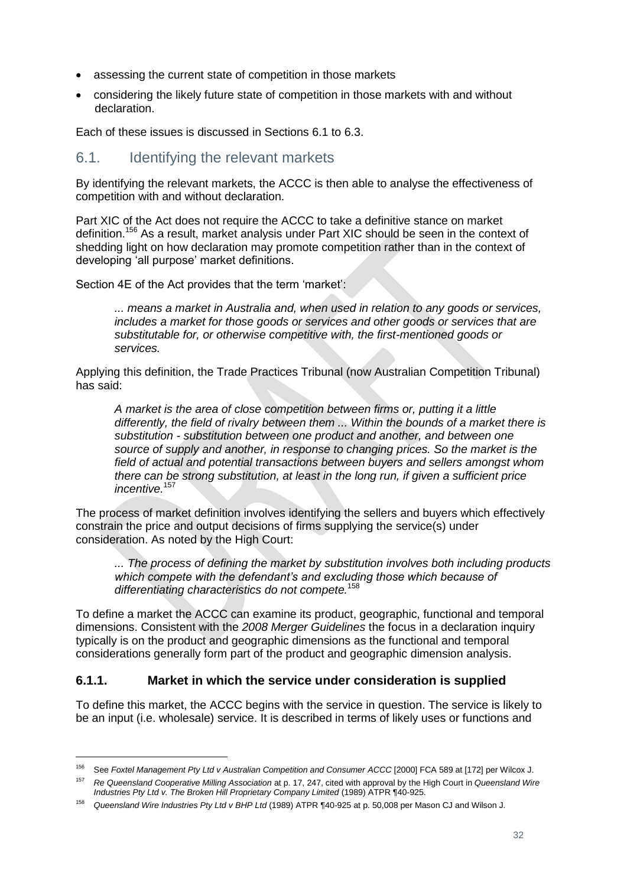- assessing the current state of competition in those markets
- considering the likely future state of competition in those markets with and without declaration.

Each of these issues is discussed in Sections 6.1 to 6.3.

## 6.1. Identifying the relevant markets

By identifying the relevant markets, the ACCC is then able to analyse the effectiveness of competition with and without declaration.

Part XIC of the Act does not require the ACCC to take a definitive stance on market definition.[156] As a result, market analysis under Part XIC should be seen in the context of shedding light on how declaration may promote competition rather than in the context of developing 'all purpose' market definitions.

Section 4E of the Act provides that the term 'market':

> *... means a market in Australia and, when used in relation to any goods or services, includes a market for those goods or services and other goods or services that are substitutable for, or otherwise competitive with, the first-mentioned goods or services.*

Applying this definition, the Trade Practices Tribunal (now Australian Competition Tribunal) has said:

> *A market is the area of close competition between firms or, putting it a little differently, the field of rivalry between them ... Within the bounds of a market there is substitution - substitution between one product and another, and between one source of supply and another, in response to changing prices. So the market is the field of actual and potential transactions between buyers and sellers amongst whom there can be strong substitution, at least in the long run, if given a sufficient price incentive.*[157]

The process of market definition involves identifying the sellers and buyers which effectively constrain the price and output decisions of firms supplying the service(s) under consideration. As noted by the High Court:

> *... The process of defining the market by substitution involves both including products which compete with the defendant's and excluding those which because of differentiating characteristics do not compete.*[158]

To define a market the ACCC can examine its product, geographic, functional and temporal dimensions. Consistent with the *2008 Merger Guidelines* the focus in a declaration inquiry typically is on the product and geographic dimensions as the functional and temporal considerations generally form part of the product and geographic dimension analysis.

### 6.1.1. Market in which the service under consideration is supplied

To define this market, the ACCC begins with the service in question. The service is likely to be an input (i.e. wholesale) service. It is described in terms of likely uses or functions and

---

[156] See *Foxtel Management Pty Ltd v Australian Competition and Consumer ACCC* [2000] FCA 589 at [172] per Wilcox J.

[157] *Re Queensland Cooperative Milling Association* at p. 17, 247, cited with approval by the High Court in *Queensland Wire Industries Pty Ltd v. The Broken Hill Proprietary Company Limited* (1989) ATPR ¶40-925.

[158] *Queensland Wire Industries Pty Ltd v BHP Ltd* (1989) ATPR ¶40-925 at p. 50,008 per Mason CJ and Wilson J.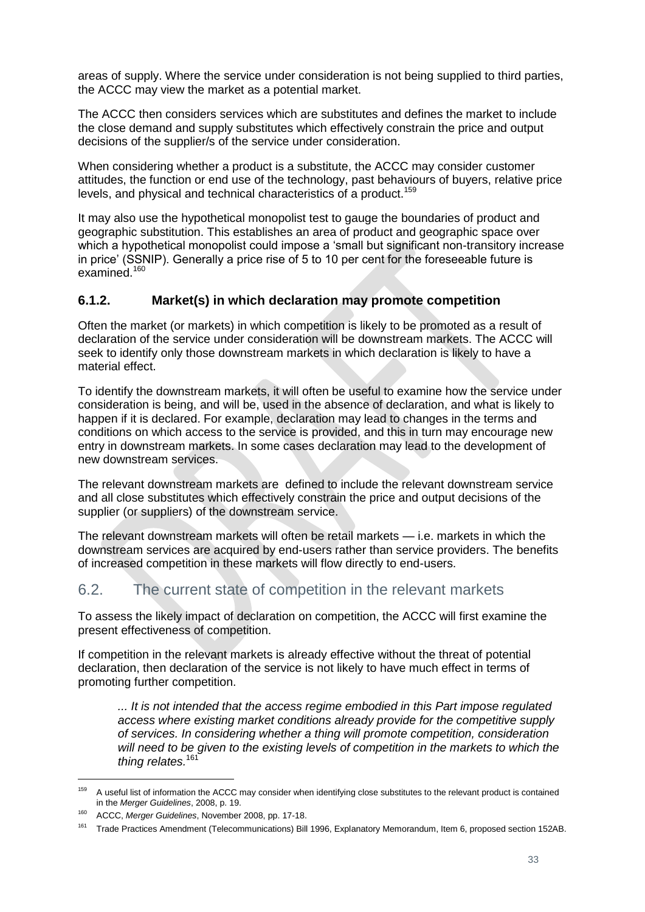areas of supply. Where the service under consideration is not being supplied to third parties, the ACCC may view the market as a potential market.

The ACCC then considers services which are substitutes and defines the market to include the close demand and supply substitutes which effectively constrain the price and output decisions of the supplier/s of the service under consideration.

When considering whether a product is a substitute, the ACCC may consider customer attitudes, the function or end use of the technology, past behaviours of buyers, relative price levels, and physical and technical characteristics of a product.[159]

It may also use the hypothetical monopolist test to gauge the boundaries of product and geographic substitution. This establishes an area of product and geographic space over which a hypothetical monopolist could impose a 'small but significant non-transitory increase in price' (SSNIP). Generally a price rise of 5 to 10 per cent for the foreseeable future is examined.[160]

### 6.1.2. Market(s) in which declaration may promote competition

Often the market (or markets) in which competition is likely to be promoted as a result of declaration of the service under consideration will be downstream markets. The ACCC will seek to identify only those downstream markets in which declaration is likely to have a material effect.

To identify the downstream markets, it will often be useful to examine how the service under consideration is being, and will be, used in the absence of declaration, and what is likely to happen if it is declared. For example, declaration may lead to changes in the terms and conditions on which access to the service is provided, and this in turn may encourage new entry in downstream markets. In some cases declaration may lead to the development of new downstream services.

The relevant downstream markets are defined to include the relevant downstream service and all close substitutes which effectively constrain the price and output decisions of the supplier (or suppliers) of the downstream service.

The relevant downstream markets will often be retail markets — i.e. markets in which the downstream services are acquired by end-users rather than service providers. The benefits of increased competition in these markets will flow directly to end-users.

## 6.2. The current state of competition in the relevant markets

To assess the likely impact of declaration on competition, the ACCC will first examine the present effectiveness of competition.

If competition in the relevant markets is already effective without the threat of potential declaration, then declaration of the service is not likely to have much effect in terms of promoting further competition.

> *... It is not intended that the access regime embodied in this Part impose regulated access where existing market conditions already provide for the competitive supply of services. In considering whether a thing will promote competition, consideration will need to be given to the existing levels of competition in the markets to which the thing relates.*[161]

---

[159] A useful list of information the ACCC may consider when identifying close substitutes to the relevant product is contained in the *Merger Guidelines*, 2008, p. 19.

[160] ACCC, *Merger Guidelines*, November 2008, pp. 17-18.

[161] Trade Practices Amendment (Telecommunications) Bill 1996, Explanatory Memorandum, Item 6, proposed section 152AB.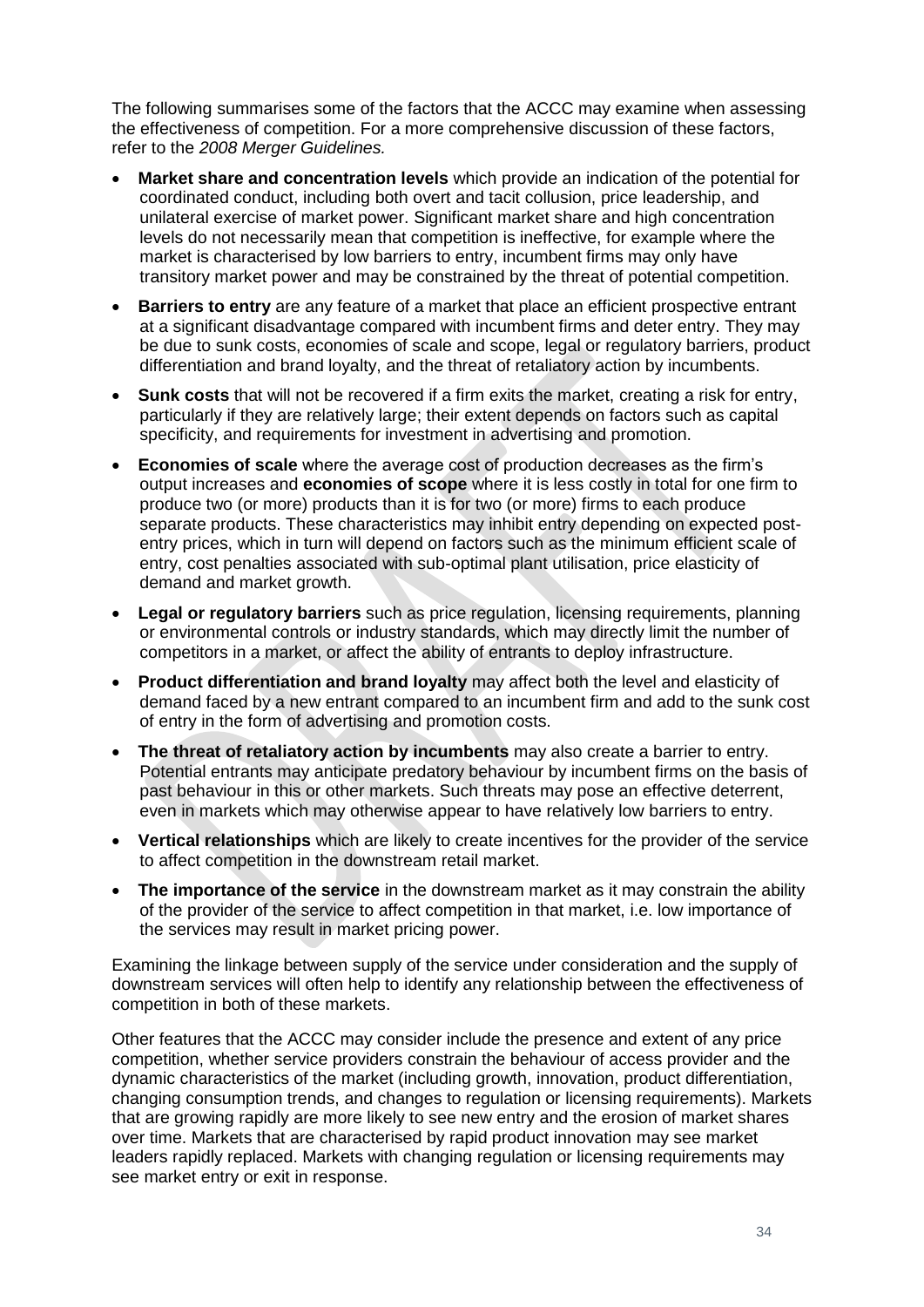The following summarises some of the factors that the ACCC may examine when assessing the effectiveness of competition. For a more comprehensive discussion of these factors, refer to the *2008 Merger Guidelines.*

- **Market share and concentration levels** which provide an indication of the potential for coordinated conduct, including both overt and tacit collusion, price leadership, and unilateral exercise of market power. Significant market share and high concentration levels do not necessarily mean that competition is ineffective, for example where the market is characterised by low barriers to entry, incumbent firms may only have transitory market power and may be constrained by the threat of potential competition.
- **Barriers to entry** are any feature of a market that place an efficient prospective entrant at a significant disadvantage compared with incumbent firms and deter entry. They may be due to sunk costs, economies of scale and scope, legal or regulatory barriers, product differentiation and brand loyalty, and the threat of retaliatory action by incumbents.
- **Sunk costs** that will not be recovered if a firm exits the market, creating a risk for entry, particularly if they are relatively large; their extent depends on factors such as capital specificity, and requirements for investment in advertising and promotion.
- **Economies of scale** where the average cost of production decreases as the firm's output increases and **economies of scope** where it is less costly in total for one firm to produce two (or more) products than it is for two (or more) firms to each produce separate products. These characteristics may inhibit entry depending on expected post-entry prices, which in turn will depend on factors such as the minimum efficient scale of entry, cost penalties associated with sub-optimal plant utilisation, price elasticity of demand and market growth.
- **Legal or regulatory barriers** such as price regulation, licensing requirements, planning or environmental controls or industry standards, which may directly limit the number of competitors in a market, or affect the ability of entrants to deploy infrastructure.
- **Product differentiation and brand loyalty** may affect both the level and elasticity of demand faced by a new entrant compared to an incumbent firm and add to the sunk cost of entry in the form of advertising and promotion costs.
- **The threat of retaliatory action by incumbents** may also create a barrier to entry. Potential entrants may anticipate predatory behaviour by incumbent firms on the basis of past behaviour in this or other markets. Such threats may pose an effective deterrent, even in markets which may otherwise appear to have relatively low barriers to entry.
- **Vertical relationships** which are likely to create incentives for the provider of the service to affect competition in the downstream retail market.
- **The importance of the service** in the downstream market as it may constrain the ability of the provider of the service to affect competition in that market, i.e. low importance of the services may result in market pricing power.

Examining the linkage between supply of the service under consideration and the supply of downstream services will often help to identify any relationship between the effectiveness of competition in both of these markets.

Other features that the ACCC may consider include the presence and extent of any price competition, whether service providers constrain the behaviour of access provider and the dynamic characteristics of the market (including growth, innovation, product differentiation, changing consumption trends, and changes to regulation or licensing requirements). Markets that are growing rapidly are more likely to see new entry and the erosion of market shares over time. Markets that are characterised by rapid product innovation may see market leaders rapidly replaced. Markets with changing regulation or licensing requirements may see market entry or exit in response.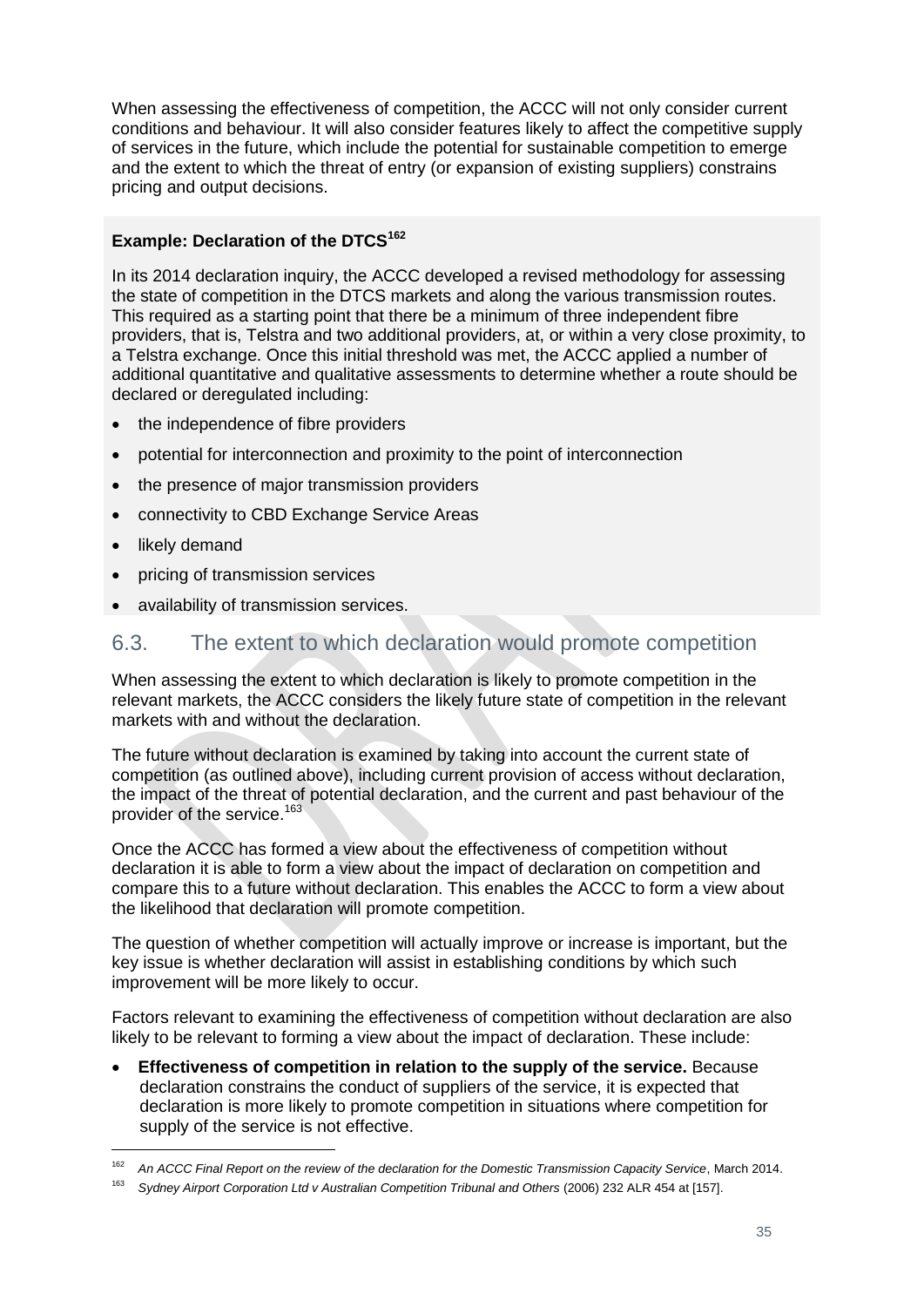When assessing the effectiveness of competition, the ACCC will not only consider current conditions and behaviour. It will also consider features likely to affect the competitive supply of services in the future, which include the potential for sustainable competition to emerge and the extent to which the threat of entry (or expansion of existing suppliers) constrains pricing and output decisions.

**Example: Declaration of the DTCS[162]**

In its 2014 declaration inquiry, the ACCC developed a revised methodology for assessing the state of competition in the DTCS markets and along the various transmission routes. This required as a starting point that there be a minimum of three independent fibre providers, that is, Telstra and two additional providers, at, or within a very close proximity, to a Telstra exchange. Once this initial threshold was met, the ACCC applied a number of additional quantitative and qualitative assessments to determine whether a route should be declared or deregulated including:

- the independence of fibre providers
- potential for interconnection and proximity to the point of interconnection
- the presence of major transmission providers
- connectivity to CBD Exchange Service Areas
- likely demand
- pricing of transmission services
- availability of transmission services.

## 6.3. The extent to which declaration would promote competition

When assessing the extent to which declaration is likely to promote competition in the relevant markets, the ACCC considers the likely future state of competition in the relevant markets with and without the declaration.

The future without declaration is examined by taking into account the current state of competition (as outlined above), including current provision of access without declaration, the impact of the threat of potential declaration, and the current and past behaviour of the provider of the service.[163]

Once the ACCC has formed a view about the effectiveness of competition without declaration it is able to form a view about the impact of declaration on competition and compare this to a future without declaration. This enables the ACCC to form a view about the likelihood that declaration will promote competition.

The question of whether competition will actually improve or increase is important, but the key issue is whether declaration will assist in establishing conditions by which such improvement will be more likely to occur.

Factors relevant to examining the effectiveness of competition without declaration are also likely to be relevant to forming a view about the impact of declaration. These include:

- **Effectiveness of competition in relation to the supply of the service.** Because declaration constrains the conduct of suppliers of the service, it is expected that declaration is more likely to promote competition in situations where competition for supply of the service is not effective.

---

[162] *An ACCC Final Report on the review of the declaration for the Domestic Transmission Capacity Service*, March 2014.

[163] *Sydney Airport Corporation Ltd v Australian Competition Tribunal and Others* (2006) 232 ALR 454 at [157].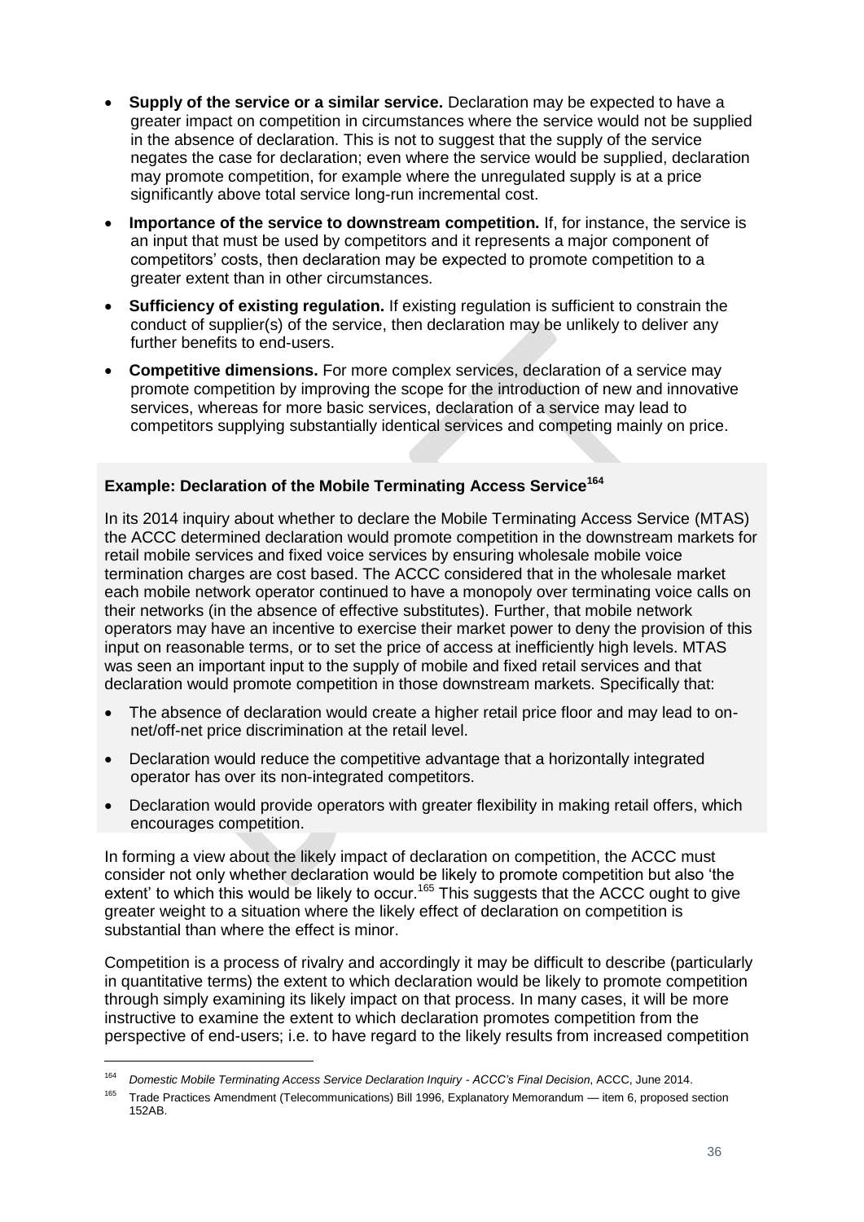- **Supply of the service or a similar service.** Declaration may be expected to have a greater impact on competition in circumstances where the service would not be supplied in the absence of declaration. This is not to suggest that the supply of the service negates the case for declaration; even where the service would be supplied, declaration may promote competition, for example where the unregulated supply is at a price significantly above total service long-run incremental cost.
- **Importance of the service to downstream competition.** If, for instance, the service is an input that must be used by competitors and it represents a major component of competitors' costs, then declaration may be expected to promote competition to a greater extent than in other circumstances.
- **Sufficiency of existing regulation.** If existing regulation is sufficient to constrain the conduct of supplier(s) of the service, then declaration may be unlikely to deliver any further benefits to end-users.
- **Competitive dimensions.** For more complex services, declaration of a service may promote competition by improving the scope for the introduction of new and innovative services, whereas for more basic services, declaration of a service may lead to competitors supplying substantially identical services and competing mainly on price.

**Example: Declaration of the Mobile Terminating Access Service[164]**

In its 2014 inquiry about whether to declare the Mobile Terminating Access Service (MTAS) the ACCC determined declaration would promote competition in the downstream markets for retail mobile services and fixed voice services by ensuring wholesale mobile voice termination charges are cost based. The ACCC considered that in the wholesale market each mobile network operator continued to have a monopoly over terminating voice calls on their networks (in the absence of effective substitutes). Further, that mobile network operators may have an incentive to exercise their market power to deny the provision of this input on reasonable terms, or to set the price of access at inefficiently high levels. MTAS was seen an important input to the supply of mobile and fixed retail services and that declaration would promote competition in those downstream markets. Specifically that:

- The absence of declaration would create a higher retail price floor and may lead to on-net/off-net price discrimination at the retail level.
- Declaration would reduce the competitive advantage that a horizontally integrated operator has over its non-integrated competitors.
- Declaration would provide operators with greater flexibility in making retail offers, which encourages competition.

In forming a view about the likely impact of declaration on competition, the ACCC must consider not only whether declaration would be likely to promote competition but also 'the extent' to which this would be likely to occur.[165] This suggests that the ACCC ought to give greater weight to a situation where the likely effect of declaration on competition is substantial than where the effect is minor.

Competition is a process of rivalry and accordingly it may be difficult to describe (particularly in quantitative terms) the extent to which declaration would be likely to promote competition through simply examining its likely impact on that process. In many cases, it will be more instructive to examine the extent to which declaration promotes competition from the perspective of end-users; i.e. to have regard to the likely results from increased competition

[164] *Domestic Mobile Terminating Access Service Declaration Inquiry - ACCC's Final Decision*, ACCC, June 2014.

[165] Trade Practices Amendment (Telecommunications) Bill 1996, Explanatory Memorandum — item 6, proposed section 152AB.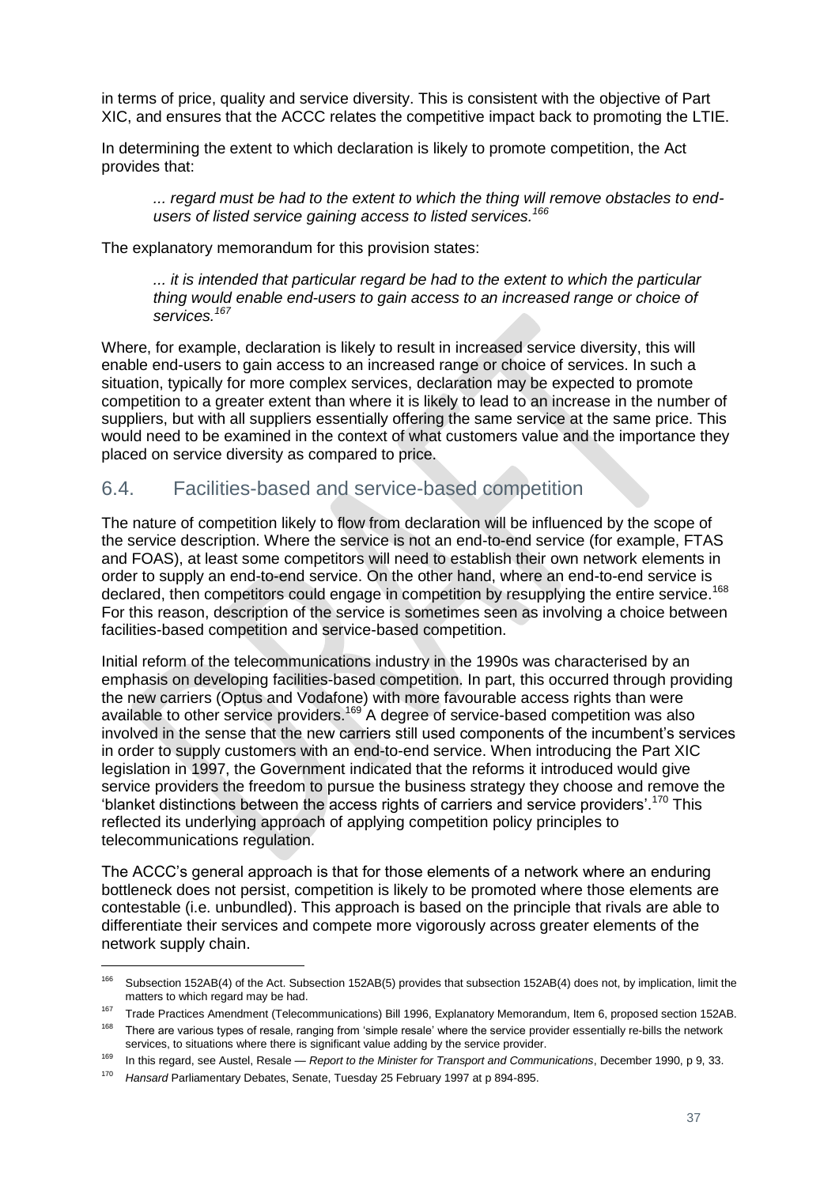in terms of price, quality and service diversity. This is consistent with the objective of Part XIC, and ensures that the ACCC relates the competitive impact back to promoting the LTIE.

In determining the extent to which declaration is likely to promote competition, the Act provides that:

> *... regard must be had to the extent to which the thing will remove obstacles to end-users of listed service gaining access to listed services.*[166]

The explanatory memorandum for this provision states:

> *... it is intended that particular regard be had to the extent to which the particular thing would enable end-users to gain access to an increased range or choice of services.*[167]

Where, for example, declaration is likely to result in increased service diversity, this will enable end-users to gain access to an increased range or choice of services. In such a situation, typically for more complex services, declaration may be expected to promote competition to a greater extent than where it is likely to lead to an increase in the number of suppliers, but with all suppliers essentially offering the same service at the same price. This would need to be examined in the context of what customers value and the importance they placed on service diversity as compared to price.

## 6.4. Facilities-based and service-based competition

The nature of competition likely to flow from declaration will be influenced by the scope of the service description. Where the service is not an end-to-end service (for example, FTAS and FOAS), at least some competitors will need to establish their own network elements in order to supply an end-to-end service. On the other hand, where an end-to-end service is declared, then competitors could engage in competition by resupplying the entire service.[168] For this reason, description of the service is sometimes seen as involving a choice between facilities-based competition and service-based competition.

Initial reform of the telecommunications industry in the 1990s was characterised by an emphasis on developing facilities-based competition. In part, this occurred through providing the new carriers (Optus and Vodafone) with more favourable access rights than were available to other service providers.[169] A degree of service-based competition was also involved in the sense that the new carriers still used components of the incumbent's services in order to supply customers with an end-to-end service. When introducing the Part XIC legislation in 1997, the Government indicated that the reforms it introduced would give service providers the freedom to pursue the business strategy they choose and remove the 'blanket distinctions between the access rights of carriers and service providers'.[170] This reflected its underlying approach of applying competition policy principles to telecommunications regulation.

The ACCC's general approach is that for those elements of a network where an enduring bottleneck does not persist, competition is likely to be promoted where those elements are contestable (i.e. unbundled). This approach is based on the principle that rivals are able to differentiate their services and compete more vigorously across greater elements of the network supply chain.

---

[166] Subsection 152AB(4) of the Act. Subsection 152AB(5) provides that subsection 152AB(4) does not, by implication, limit the matters to which regard may be had.

[167] Trade Practices Amendment (Telecommunications) Bill 1996, Explanatory Memorandum, Item 6, proposed section 152AB.

[168] There are various types of resale, ranging from 'simple resale' where the service provider essentially re-bills the network services, to situations where there is significant value adding by the service provider.

[169] In this regard, see Austel, Resale — *Report to the Minister for Transport and Communications*, December 1990, p 9, 33.

[170] *Hansard* Parliamentary Debates, Senate, Tuesday 25 February 1997 at p 894-895.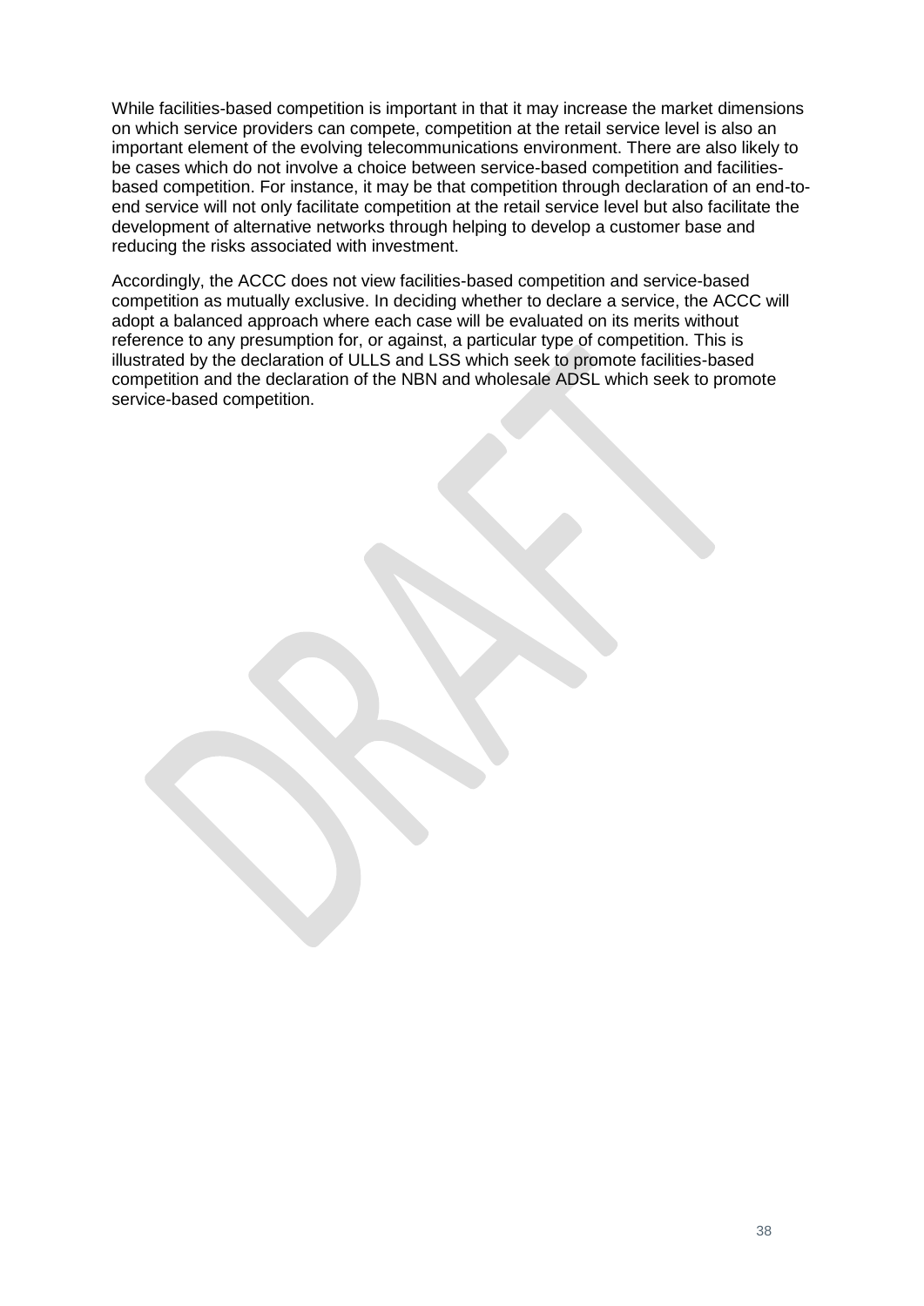While facilities-based competition is important in that it may increase the market dimensions on which service providers can compete, competition at the retail service level is also an important element of the evolving telecommunications environment. There are also likely to be cases which do not involve a choice between service-based competition and facilities-based competition. For instance, it may be that competition through declaration of an end-to-end service will not only facilitate competition at the retail service level but also facilitate the development of alternative networks through helping to develop a customer base and reducing the risks associated with investment.

Accordingly, the ACCC does not view facilities-based competition and service-based competition as mutually exclusive. In deciding whether to declare a service, the ACCC will adopt a balanced approach where each case will be evaluated on its merits without reference to any presumption for, or against, a particular type of competition. This is illustrated by the declaration of ULLS and LSS which seek to promote facilities-based competition and the declaration of the NBN and wholesale ADSL which seek to promote service-based competition.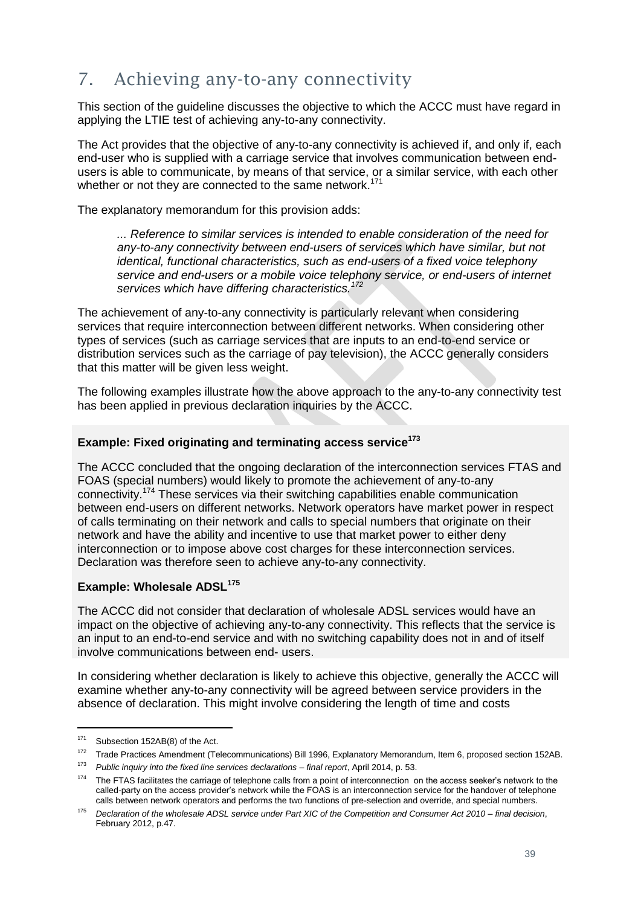# 7. Achieving any-to-any connectivity

This section of the guideline discusses the objective to which the ACCC must have regard in applying the LTIE test of achieving any-to-any connectivity.

The Act provides that the objective of any-to-any connectivity is achieved if, and only if, each end-user who is supplied with a carriage service that involves communication between end-users is able to communicate, by means of that service, or a similar service, with each other whether or not they are connected to the same network.[171]

The explanatory memorandum for this provision adds:

> *... Reference to similar services is intended to enable consideration of the need for any-to-any connectivity between end-users of services which have similar, but not identical, functional characteristics, such as end-users of a fixed voice telephony service and end-users or a mobile voice telephony service, or end-users of internet services which have differing characteristics.*[172]

The achievement of any-to-any connectivity is particularly relevant when considering services that require interconnection between different networks. When considering other types of services (such as carriage services that are inputs to an end-to-end service or distribution services such as the carriage of pay television), the ACCC generally considers that this matter will be given less weight.

The following examples illustrate how the above approach to the any-to-any connectivity test has been applied in previous declaration inquiries by the ACCC.

**Example: Fixed originating and terminating access service**[173]

The ACCC concluded that the ongoing declaration of the interconnection services FTAS and FOAS (special numbers) would likely to promote the achievement of any-to-any connectivity.[174] These services via their switching capabilities enable communication between end-users on different networks. Network operators have market power in respect of calls terminating on their network and calls to special numbers that originate on their network and have the ability and incentive to use that market power to either deny interconnection or to impose above cost charges for these interconnection services. Declaration was therefore seen to achieve any-to-any connectivity.

**Example: Wholesale ADSL**[175]

The ACCC did not consider that declaration of wholesale ADSL services would have an impact on the objective of achieving any-to-any connectivity. This reflects that the service is an input to an end-to-end service and with no switching capability does not in and of itself involve communications between end- users.

In considering whether declaration is likely to achieve this objective, generally the ACCC will examine whether any-to-any connectivity will be agreed between service providers in the absence of declaration. This might involve considering the length of time and costs

---

[171] Subsection 152AB(8) of the Act.

[172] Trade Practices Amendment (Telecommunications) Bill 1996, Explanatory Memorandum, Item 6, proposed section 152AB.

[173] *Public inquiry into the fixed line services declarations – final report*, April 2014, p. 53.

[174] The FTAS facilitates the carriage of telephone calls from a point of interconnection on the access seeker's network to the called-party on the access provider's network while the FOAS is an interconnection service for the handover of telephone calls between network operators and performs the two functions of pre-selection and override, and special numbers.

[175] *Declaration of the wholesale ADSL service under Part XIC of the Competition and Consumer Act 2010 – final decision*, February 2012, p.47.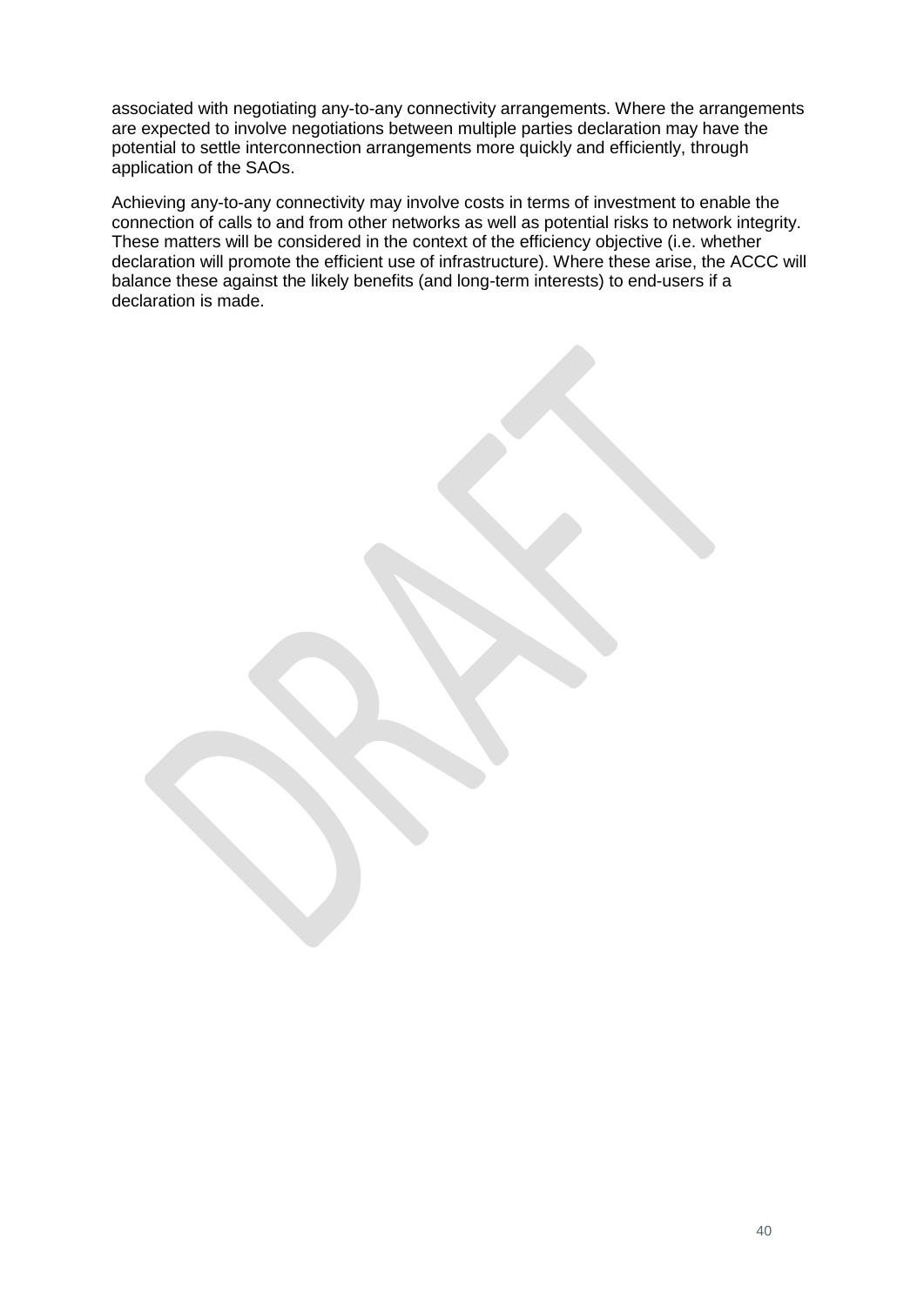associated with negotiating any-to-any connectivity arrangements. Where the arrangements are expected to involve negotiations between multiple parties declaration may have the potential to settle interconnection arrangements more quickly and efficiently, through application of the SAOs.

Achieving any-to-any connectivity may involve costs in terms of investment to enable the connection of calls to and from other networks as well as potential risks to network integrity. These matters will be considered in the context of the efficiency objective (i.e. whether declaration will promote the efficient use of infrastructure). Where these arise, the ACCC will balance these against the likely benefits (and long-term interests) to end-users if a declaration is made.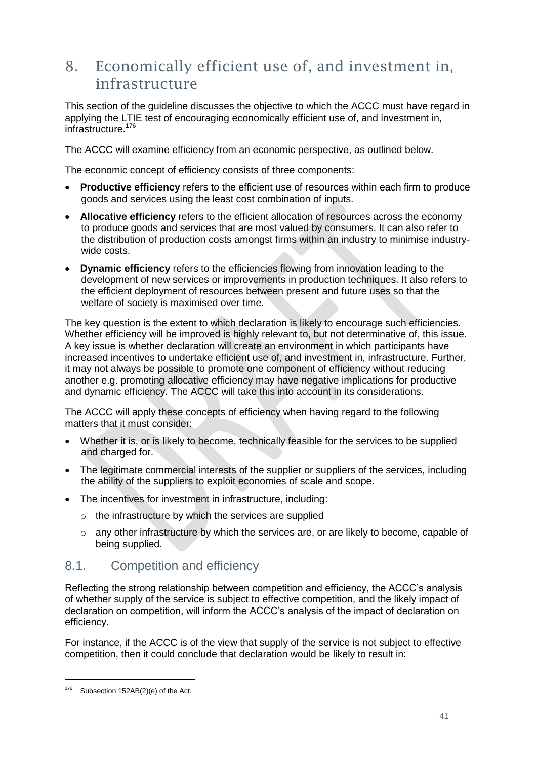# 8. Economically efficient use of, and investment in, infrastructure

This section of the guideline discusses the objective to which the ACCC must have regard in applying the LTIE test of encouraging economically efficient use of, and investment in, infrastructure.[176]

The ACCC will examine efficiency from an economic perspective, as outlined below.

The economic concept of efficiency consists of three components:

- **Productive efficiency** refers to the efficient use of resources within each firm to produce goods and services using the least cost combination of inputs.
- **Allocative efficiency** refers to the efficient allocation of resources across the economy to produce goods and services that are most valued by consumers. It can also refer to the distribution of production costs amongst firms within an industry to minimise industry-wide costs.
- **Dynamic efficiency** refers to the efficiencies flowing from innovation leading to the development of new services or improvements in production techniques. It also refers to the efficient deployment of resources between present and future uses so that the welfare of society is maximised over time.

The key question is the extent to which declaration is likely to encourage such efficiencies. Whether efficiency will be improved is highly relevant to, but not determinative of, this issue. A key issue is whether declaration will create an environment in which participants have increased incentives to undertake efficient use of, and investment in, infrastructure. Further, it may not always be possible to promote one component of efficiency without reducing another e.g. promoting allocative efficiency may have negative implications for productive and dynamic efficiency. The ACCC will take this into account in its considerations.

The ACCC will apply these concepts of efficiency when having regard to the following matters that it must consider:

- Whether it is, or is likely to become, technically feasible for the services to be supplied and charged for.
- The legitimate commercial interests of the supplier or suppliers of the services, including the ability of the suppliers to exploit economies of scale and scope.
- The incentives for investment in infrastructure, including:
  - the infrastructure by which the services are supplied
  - any other infrastructure by which the services are, or are likely to become, capable of being supplied.

## 8.1. Competition and efficiency

Reflecting the strong relationship between competition and efficiency, the ACCC's analysis of whether supply of the service is subject to effective competition, and the likely impact of declaration on competition, will inform the ACCC's analysis of the impact of declaration on efficiency.

For instance, if the ACCC is of the view that supply of the service is not subject to effective competition, then it could conclude that declaration would be likely to result in:

[176] Subsection 152AB(2)(e) of the Act.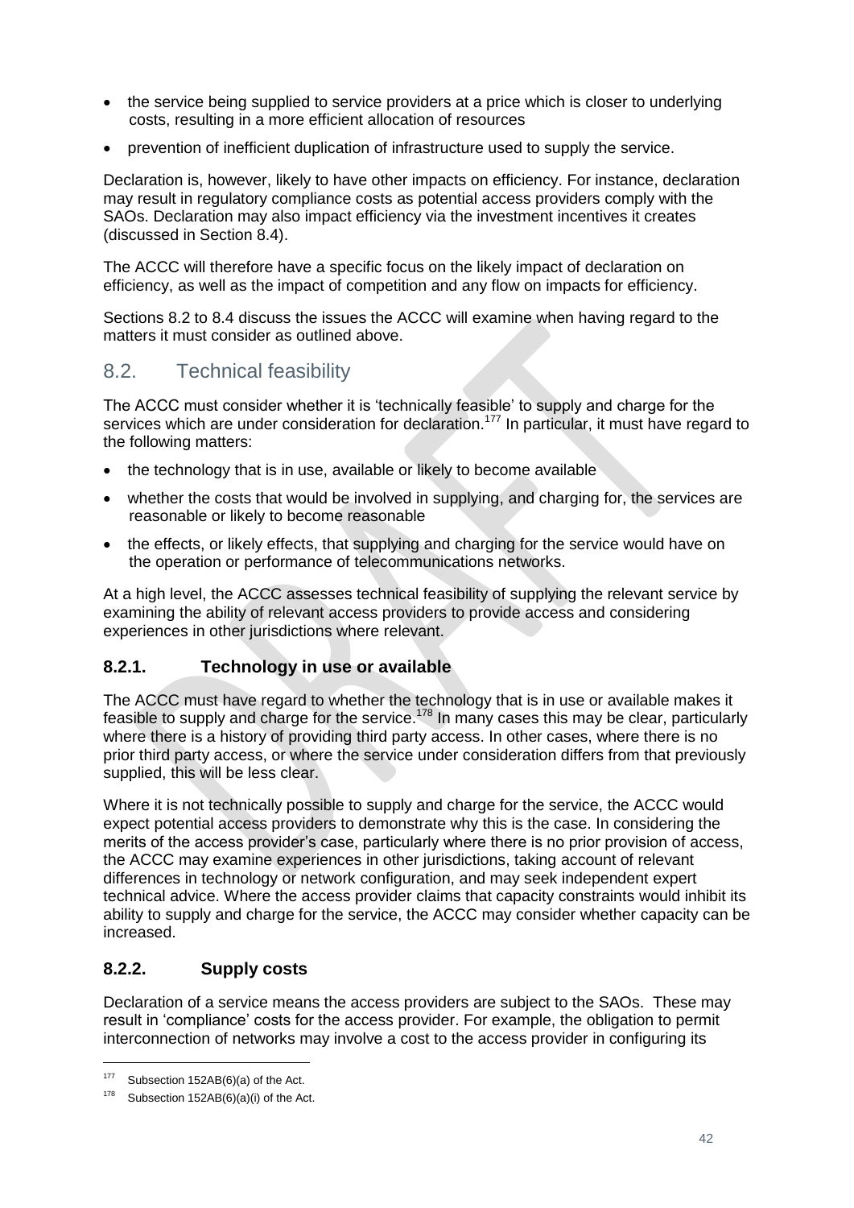- the service being supplied to service providers at a price which is closer to underlying costs, resulting in a more efficient allocation of resources
- prevention of inefficient duplication of infrastructure used to supply the service.

Declaration is, however, likely to have other impacts on efficiency. For instance, declaration may result in regulatory compliance costs as potential access providers comply with the SAOs. Declaration may also impact efficiency via the investment incentives it creates (discussed in Section 8.4).

The ACCC will therefore have a specific focus on the likely impact of declaration on efficiency, as well as the impact of competition and any flow on impacts for efficiency.

Sections 8.2 to 8.4 discuss the issues the ACCC will examine when having regard to the matters it must consider as outlined above.

## 8.2. Technical feasibility

The ACCC must consider whether it is 'technically feasible' to supply and charge for the services which are under consideration for declaration.[177] In particular, it must have regard to the following matters:

- the technology that is in use, available or likely to become available
- whether the costs that would be involved in supplying, and charging for, the services are reasonable or likely to become reasonable
- the effects, or likely effects, that supplying and charging for the service would have on the operation or performance of telecommunications networks.

At a high level, the ACCC assesses technical feasibility of supplying the relevant service by examining the ability of relevant access providers to provide access and considering experiences in other jurisdictions where relevant.

### 8.2.1. Technology in use or available

The ACCC must have regard to whether the technology that is in use or available makes it feasible to supply and charge for the service.[178] In many cases this may be clear, particularly where there is a history of providing third party access. In other cases, where there is no prior third party access, or where the service under consideration differs from that previously supplied, this will be less clear.

Where it is not technically possible to supply and charge for the service, the ACCC would expect potential access providers to demonstrate why this is the case. In considering the merits of the access provider's case, particularly where there is no prior provision of access, the ACCC may examine experiences in other jurisdictions, taking account of relevant differences in technology or network configuration, and may seek independent expert technical advice. Where the access provider claims that capacity constraints would inhibit its ability to supply and charge for the service, the ACCC may consider whether capacity can be increased.

### 8.2.2. Supply costs

Declaration of a service means the access providers are subject to the SAOs. These may result in 'compliance' costs for the access provider. For example, the obligation to permit interconnection of networks may involve a cost to the access provider in configuring its

---

[177] Subsection 152AB(6)(a) of the Act.

[178] Subsection 152AB(6)(a)(i) of the Act.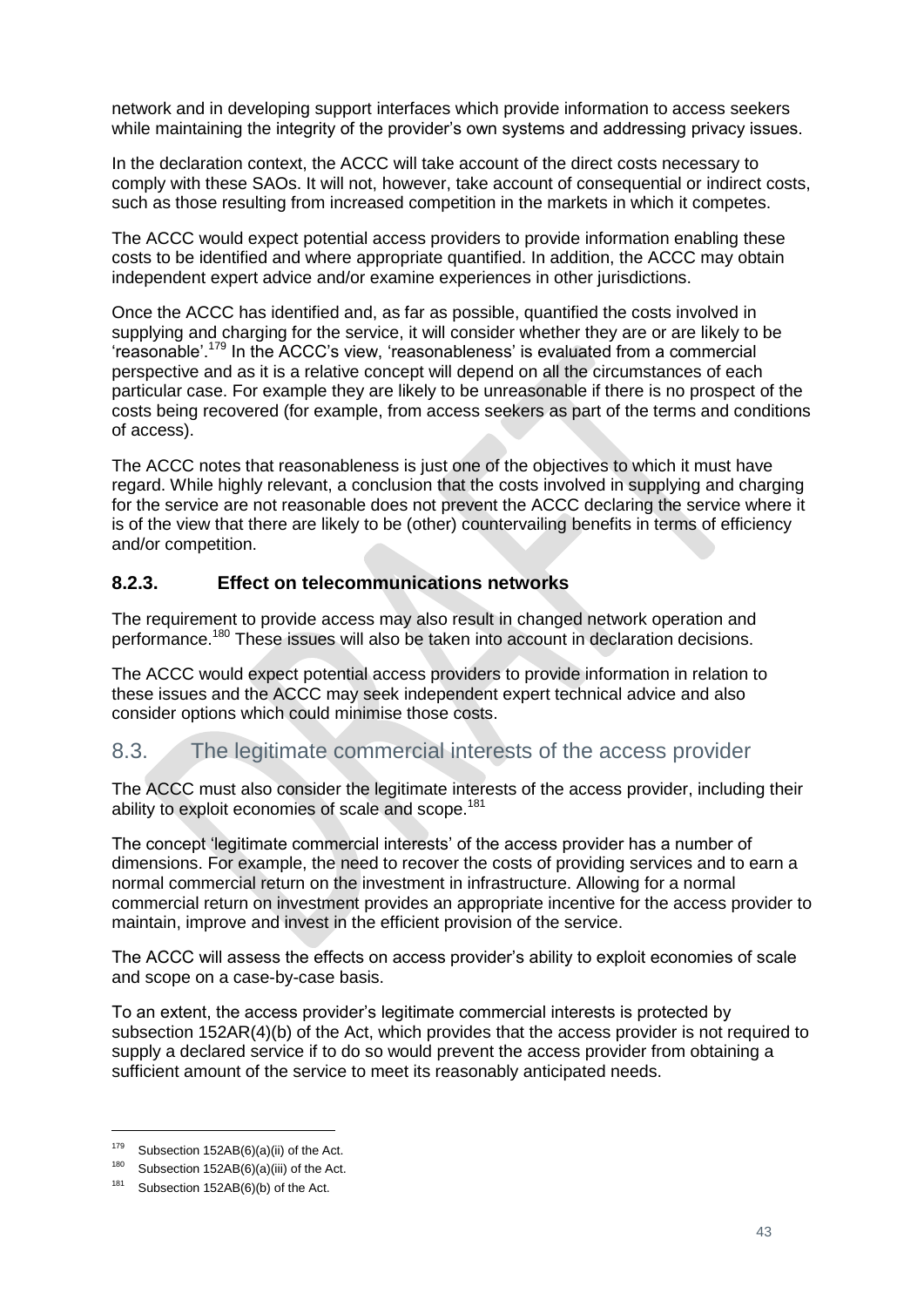network and in developing support interfaces which provide information to access seekers while maintaining the integrity of the provider's own systems and addressing privacy issues.

In the declaration context, the ACCC will take account of the direct costs necessary to comply with these SAOs. It will not, however, take account of consequential or indirect costs, such as those resulting from increased competition in the markets in which it competes.

The ACCC would expect potential access providers to provide information enabling these costs to be identified and where appropriate quantified. In addition, the ACCC may obtain independent expert advice and/or examine experiences in other jurisdictions.

Once the ACCC has identified and, as far as possible, quantified the costs involved in supplying and charging for the service, it will consider whether they are or are likely to be 'reasonable'.[179] In the ACCC's view, 'reasonableness' is evaluated from a commercial perspective and as it is a relative concept will depend on all the circumstances of each particular case. For example they are likely to be unreasonable if there is no prospect of the costs being recovered (for example, from access seekers as part of the terms and conditions of access).

The ACCC notes that reasonableness is just one of the objectives to which it must have regard. While highly relevant, a conclusion that the costs involved in supplying and charging for the service are not reasonable does not prevent the ACCC declaring the service where it is of the view that there are likely to be (other) countervailing benefits in terms of efficiency and/or competition.

### 8.2.3. Effect on telecommunications networks

The requirement to provide access may also result in changed network operation and performance.[180] These issues will also be taken into account in declaration decisions.

The ACCC would expect potential access providers to provide information in relation to these issues and the ACCC may seek independent expert technical advice and also consider options which could minimise those costs.

## 8.3. The legitimate commercial interests of the access provider

The ACCC must also consider the legitimate interests of the access provider, including their ability to exploit economies of scale and scope.[181]

The concept 'legitimate commercial interests' of the access provider has a number of dimensions. For example, the need to recover the costs of providing services and to earn a normal commercial return on the investment in infrastructure. Allowing for a normal commercial return on investment provides an appropriate incentive for the access provider to maintain, improve and invest in the efficient provision of the service.

The ACCC will assess the effects on access provider's ability to exploit economies of scale and scope on a case-by-case basis.

To an extent, the access provider's legitimate commercial interests is protected by subsection 152AR(4)(b) of the Act, which provides that the access provider is not required to supply a declared service if to do so would prevent the access provider from obtaining a sufficient amount of the service to meet its reasonably anticipated needs.

---

[179] Subsection 152AB(6)(a)(ii) of the Act.

[180] Subsection 152AB(6)(a)(iii) of the Act.

[181] Subsection 152AB(6)(b) of the Act.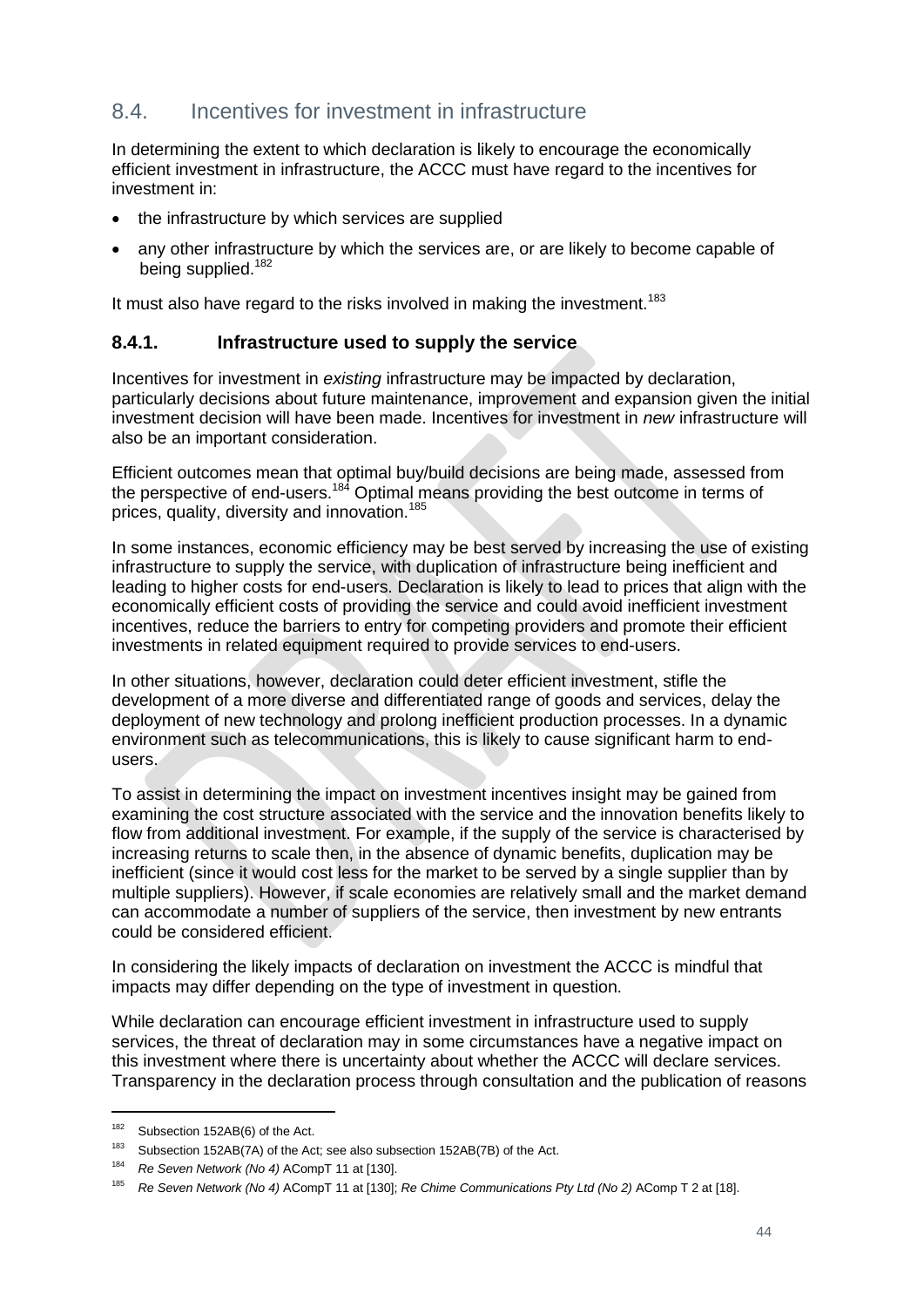## 8.4. Incentives for investment in infrastructure

In determining the extent to which declaration is likely to encourage the economically efficient investment in infrastructure, the ACCC must have regard to the incentives for investment in:

- the infrastructure by which services are supplied
- any other infrastructure by which the services are, or are likely to become capable of being supplied.[182]

It must also have regard to the risks involved in making the investment.[183]

### 8.4.1. Infrastructure used to supply the service

Incentives for investment in *existing* infrastructure may be impacted by declaration, particularly decisions about future maintenance, improvement and expansion given the initial investment decision will have been made. Incentives for investment in *new* infrastructure will also be an important consideration.

Efficient outcomes mean that optimal buy/build decisions are being made, assessed from the perspective of end-users.[184] Optimal means providing the best outcome in terms of prices, quality, diversity and innovation.[185]

In some instances, economic efficiency may be best served by increasing the use of existing infrastructure to supply the service, with duplication of infrastructure being inefficient and leading to higher costs for end-users. Declaration is likely to lead to prices that align with the economically efficient costs of providing the service and could avoid inefficient investment incentives, reduce the barriers to entry for competing providers and promote their efficient investments in related equipment required to provide services to end-users.

In other situations, however, declaration could deter efficient investment, stifle the development of a more diverse and differentiated range of goods and services, delay the deployment of new technology and prolong inefficient production processes. In a dynamic environment such as telecommunications, this is likely to cause significant harm to end-users.

To assist in determining the impact on investment incentives insight may be gained from examining the cost structure associated with the service and the innovation benefits likely to flow from additional investment. For example, if the supply of the service is characterised by increasing returns to scale then, in the absence of dynamic benefits, duplication may be inefficient (since it would cost less for the market to be served by a single supplier than by multiple suppliers). However, if scale economies are relatively small and the market demand can accommodate a number of suppliers of the service, then investment by new entrants could be considered efficient.

In considering the likely impacts of declaration on investment the ACCC is mindful that impacts may differ depending on the type of investment in question.

While declaration can encourage efficient investment in infrastructure used to supply services, the threat of declaration may in some circumstances have a negative impact on this investment where there is uncertainty about whether the ACCC will declare services. Transparency in the declaration process through consultation and the publication of reasons

---

182 Subsection 152AB(6) of the Act.

183 Subsection 152AB(7A) of the Act; see also subsection 152AB(7B) of the Act.

184 *Re Seven Network (No 4)* ACompT 11 at [130].

185 *Re Seven Network (No 4)* ACompT 11 at [130]; *Re Chime Communications Pty Ltd (No 2)* AComp T 2 at [18].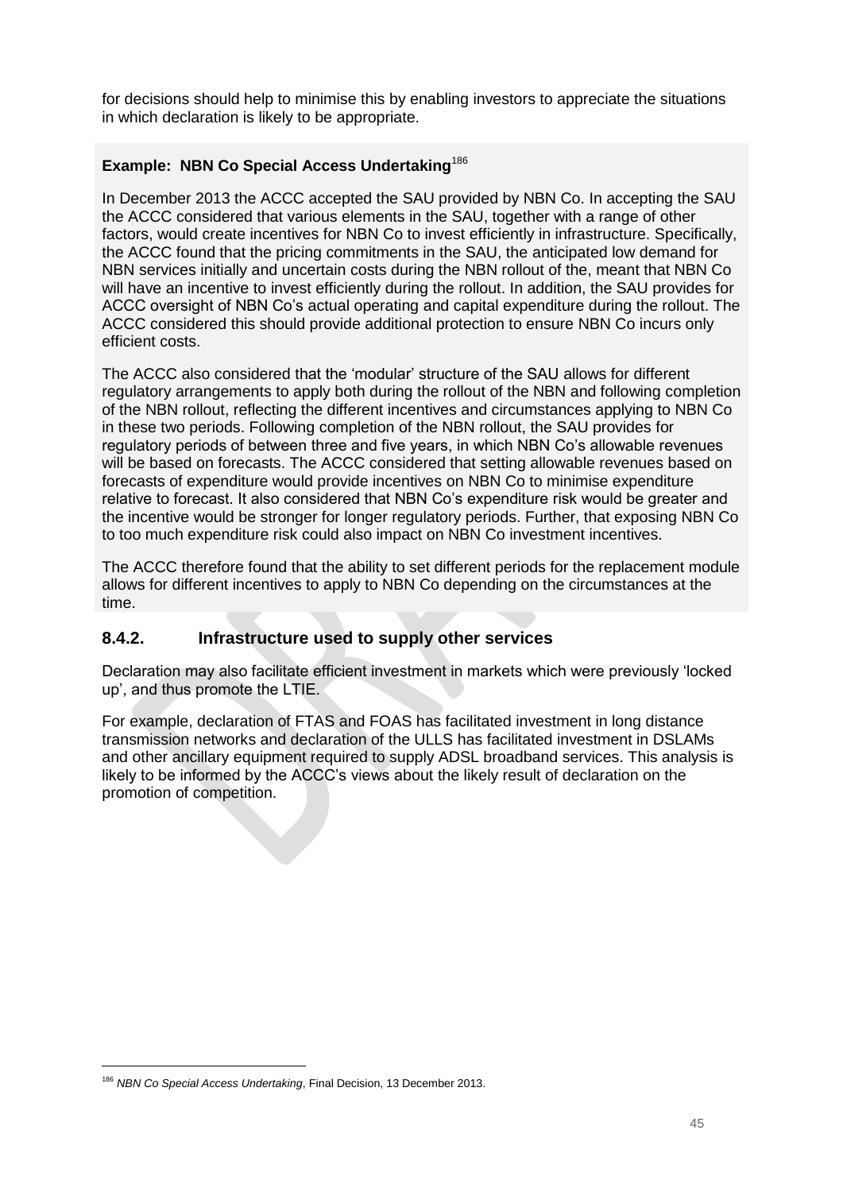for decisions should help to minimise this by enabling investors to appreciate the situations in which declaration is likely to be appropriate.

**Example: NBN Co Special Access Undertaking**[186]

In December 2013 the ACCC accepted the SAU provided by NBN Co. In accepting the SAU the ACCC considered that various elements in the SAU, together with a range of other factors, would create incentives for NBN Co to invest efficiently in infrastructure. Specifically, the ACCC found that the pricing commitments in the SAU, the anticipated low demand for NBN services initially and uncertain costs during the NBN rollout of the, meant that NBN Co will have an incentive to invest efficiently during the rollout. In addition, the SAU provides for ACCC oversight of NBN Co's actual operating and capital expenditure during the rollout. The ACCC considered this should provide additional protection to ensure NBN Co incurs only efficient costs.

The ACCC also considered that the 'modular' structure of the SAU allows for different regulatory arrangements to apply both during the rollout of the NBN and following completion of the NBN rollout, reflecting the different incentives and circumstances applying to NBN Co in these two periods. Following completion of the NBN rollout, the SAU provides for regulatory periods of between three and five years, in which NBN Co's allowable revenues will be based on forecasts. The ACCC considered that setting allowable revenues based on forecasts of expenditure would provide incentives on NBN Co to minimise expenditure relative to forecast. It also considered that NBN Co's expenditure risk would be greater and the incentive would be stronger for longer regulatory periods. Further, that exposing NBN Co to too much expenditure risk could also impact on NBN Co investment incentives.

The ACCC therefore found that the ability to set different periods for the replacement module allows for different incentives to apply to NBN Co depending on the circumstances at the time.

### 8.4.2. Infrastructure used to supply other services

Declaration may also facilitate efficient investment in markets which were previously 'locked up', and thus promote the LTIE.

For example, declaration of FTAS and FOAS has facilitated investment in long distance transmission networks and declaration of the ULLS has facilitated investment in DSLAMs and other ancillary equipment required to supply ADSL broadband services. This analysis is likely to be informed by the ACCC's views about the likely result of declaration on the promotion of competition.

---

[186] *NBN Co Special Access Undertaking*, Final Decision, 13 December 2013.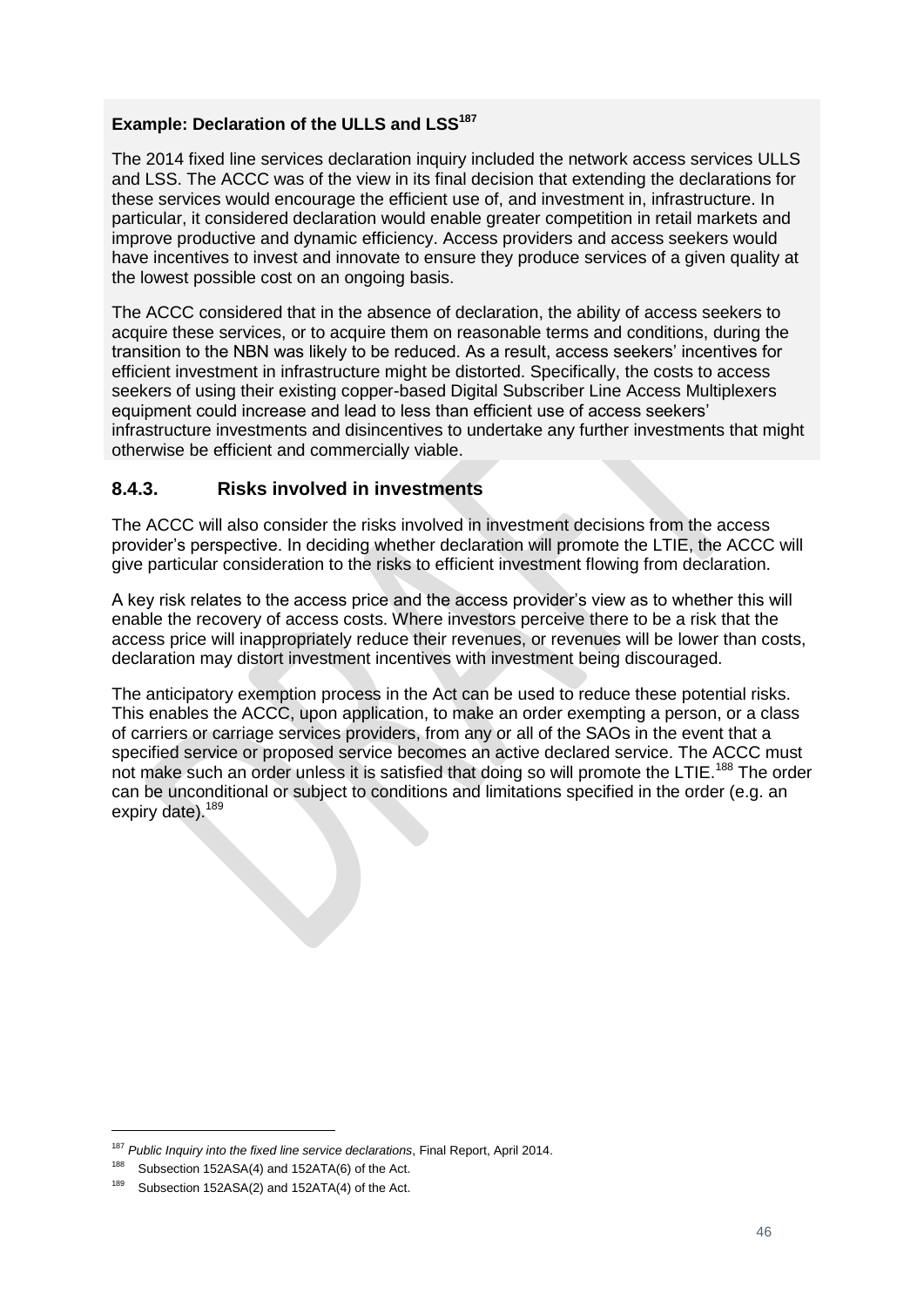**Example: Declaration of the ULLS and LSS**[187]

The 2014 fixed line services declaration inquiry included the network access services ULLS and LSS. The ACCC was of the view in its final decision that extending the declarations for these services would encourage the efficient use of, and investment in, infrastructure. In particular, it considered declaration would enable greater competition in retail markets and improve productive and dynamic efficiency. Access providers and access seekers would have incentives to invest and innovate to ensure they produce services of a given quality at the lowest possible cost on an ongoing basis.

The ACCC considered that in the absence of declaration, the ability of access seekers to acquire these services, or to acquire them on reasonable terms and conditions, during the transition to the NBN was likely to be reduced. As a result, access seekers' incentives for efficient investment in infrastructure might be distorted. Specifically, the costs to access seekers of using their existing copper-based Digital Subscriber Line Access Multiplexers equipment could increase and lead to less than efficient use of access seekers' infrastructure investments and disincentives to undertake any further investments that might otherwise be efficient and commercially viable.

### 8.4.3. Risks involved in investments

The ACCC will also consider the risks involved in investment decisions from the access provider's perspective. In deciding whether declaration will promote the LTIE, the ACCC will give particular consideration to the risks to efficient investment flowing from declaration.

A key risk relates to the access price and the access provider's view as to whether this will enable the recovery of access costs. Where investors perceive there to be a risk that the access price will inappropriately reduce their revenues, or revenues will be lower than costs, declaration may distort investment incentives with investment being discouraged.

The anticipatory exemption process in the Act can be used to reduce these potential risks. This enables the ACCC, upon application, to make an order exempting a person, or a class of carriers or carriage services providers, from any or all of the SAOs in the event that a specified service or proposed service becomes an active declared service. The ACCC must not make such an order unless it is satisfied that doing so will promote the LTIE.[188] The order can be unconditional or subject to conditions and limitations specified in the order (e.g. an expiry date).[189]

---

[187] *Public Inquiry into the fixed line service declarations*, Final Report, April 2014.

[188] Subsection 152ASA(4) and 152ATA(6) of the Act.

[189] Subsection 152ASA(2) and 152ATA(4) of the Act.